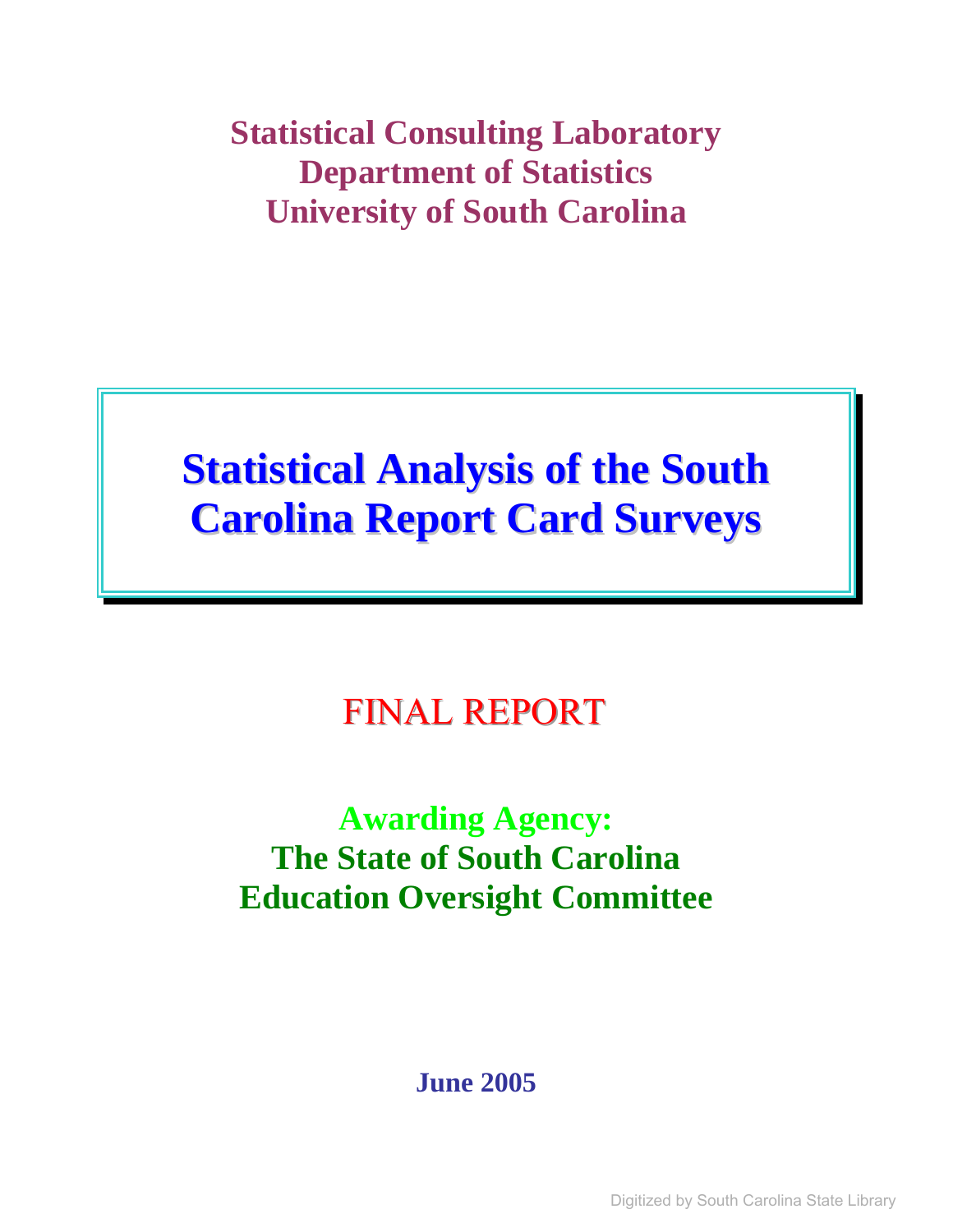**Statistical Consulting Laboratory**
**Department of Statistics**
**University of South Carolina**

# Statistical Analysis of the South Carolina Report Card Surveys

## FINAL REPORT

**Awarding Agency:**
**The State of South Carolina**
**Education Oversight Committee**

**June 2005**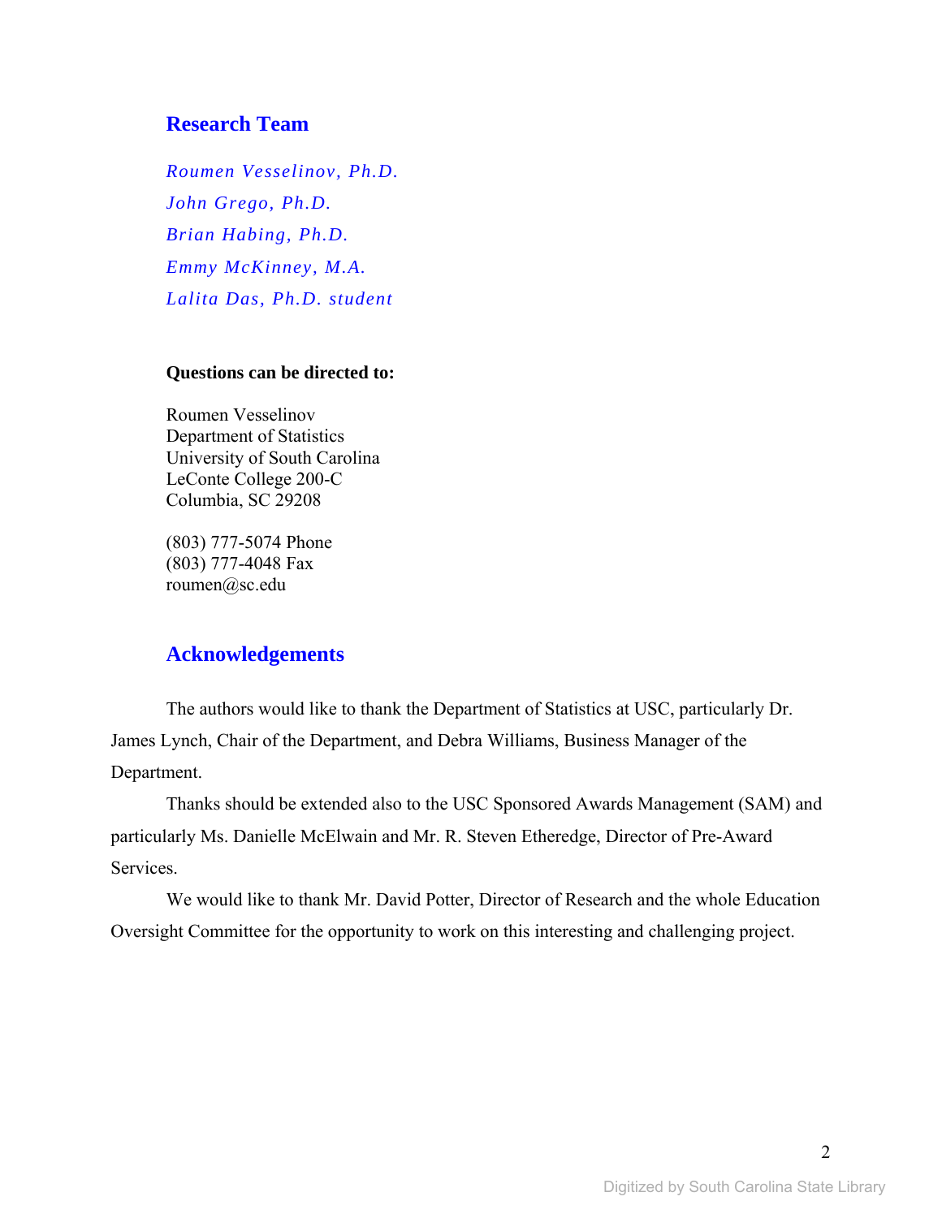## Research Team

*Roumen Vesselinov, Ph.D.*
*John Grego, Ph.D.*
*Brian Habing, Ph.D.*
*Emmy McKinney, M.A.*
*Lalita Das, Ph.D. student*

**Questions can be directed to:**

Roumen Vesselinov
Department of Statistics
University of South Carolina
LeConte College 200-C
Columbia, SC 29208

(803) 777-5074 Phone
(803) 777-4048 Fax
roumen@sc.edu

## Acknowledgements

The authors would like to thank the Department of Statistics at USC, particularly Dr. James Lynch, Chair of the Department, and Debra Williams, Business Manager of the Department.

Thanks should be extended also to the USC Sponsored Awards Management (SAM) and particularly Ms. Danielle McElwain and Mr. R. Steven Etheredge, Director of Pre-Award Services.

We would like to thank Mr. David Potter, Director of Research and the whole Education Oversight Committee for the opportunity to work on this interesting and challenging project.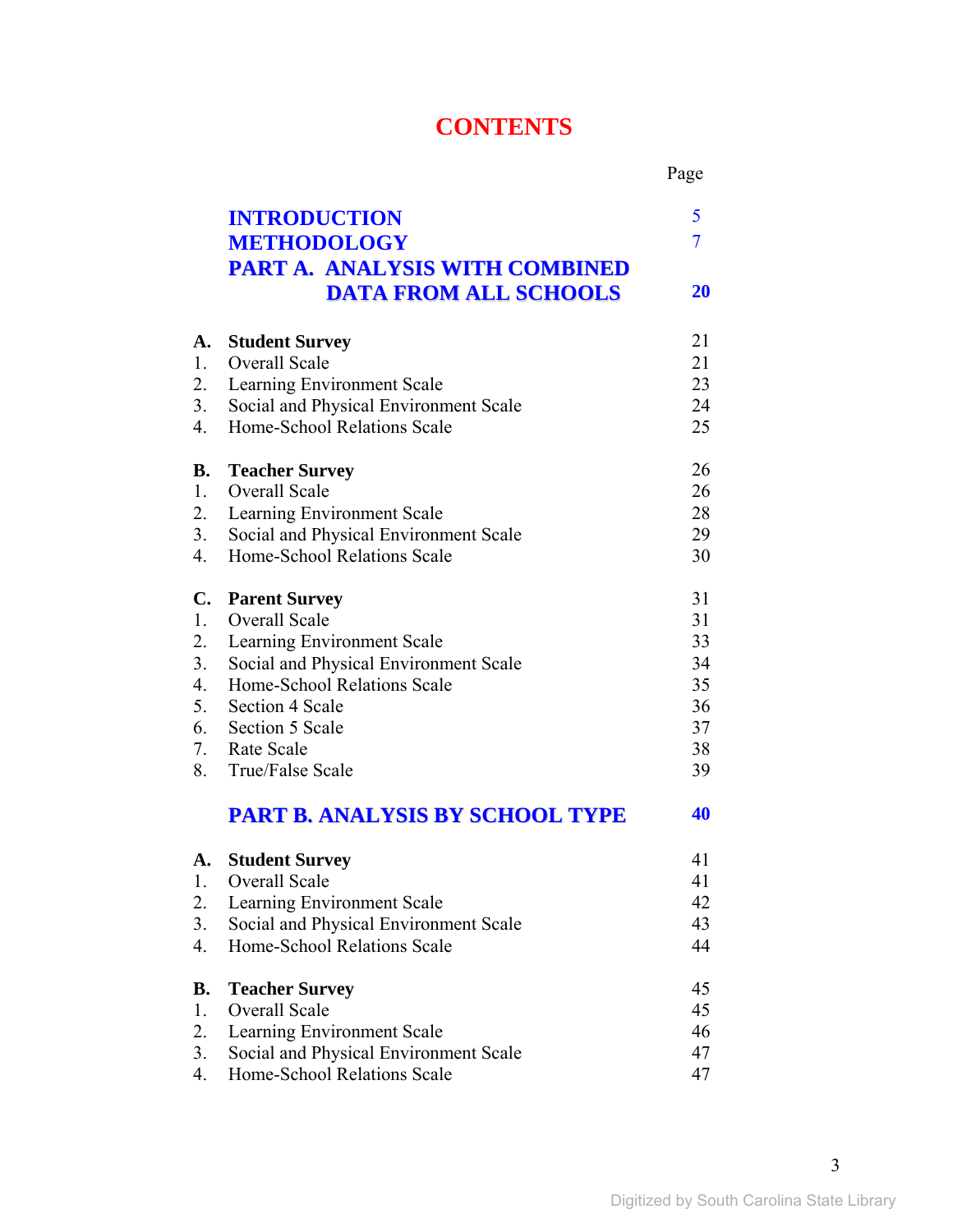# CONTENTS

| | | Page |
|---|---|---|
| | **INTRODUCTION** | 5 |
| | **METHODOLOGY** | 7 |
| | **PART A. ANALYSIS WITH COMBINED DATA FROM ALL SCHOOLS** | **20** |
| | | |
| **A.** | **Student Survey** | 21 |
| 1. | Overall Scale | 21 |
| 2. | Learning Environment Scale | 23 |
| 3. | Social and Physical Environment Scale | 24 |
| 4. | Home-School Relations Scale | 25 |
| | | |
| **B.** | **Teacher Survey** | 26 |
| 1. | Overall Scale | 26 |
| 2. | Learning Environment Scale | 28 |
| 3. | Social and Physical Environment Scale | 29 |
| 4. | Home-School Relations Scale | 30 |
| | | |
| **C.** | **Parent Survey** | 31 |
| 1. | Overall Scale | 31 |
| 2. | Learning Environment Scale | 33 |
| 3. | Social and Physical Environment Scale | 34 |
| 4. | Home-School Relations Scale | 35 |
| 5. | Section 4 Scale | 36 |
| 6. | Section 5 Scale | 37 |
| 7. | Rate Scale | 38 |
| 8. | True/False Scale | 39 |
| | | |
| | **PART B. ANALYSIS BY SCHOOL TYPE** | **40** |
| | | |
| **A.** | **Student Survey** | 41 |
| 1. | Overall Scale | 41 |
| 2. | Learning Environment Scale | 42 |
| 3. | Social and Physical Environment Scale | 43 |
| 4. | Home-School Relations Scale | 44 |
| | | |
| **B.** | **Teacher Survey** | 45 |
| 1. | Overall Scale | 45 |
| 2. | Learning Environment Scale | 46 |
| 3. | Social and Physical Environment Scale | 47 |
| 4. | Home-School Relations Scale | 47 |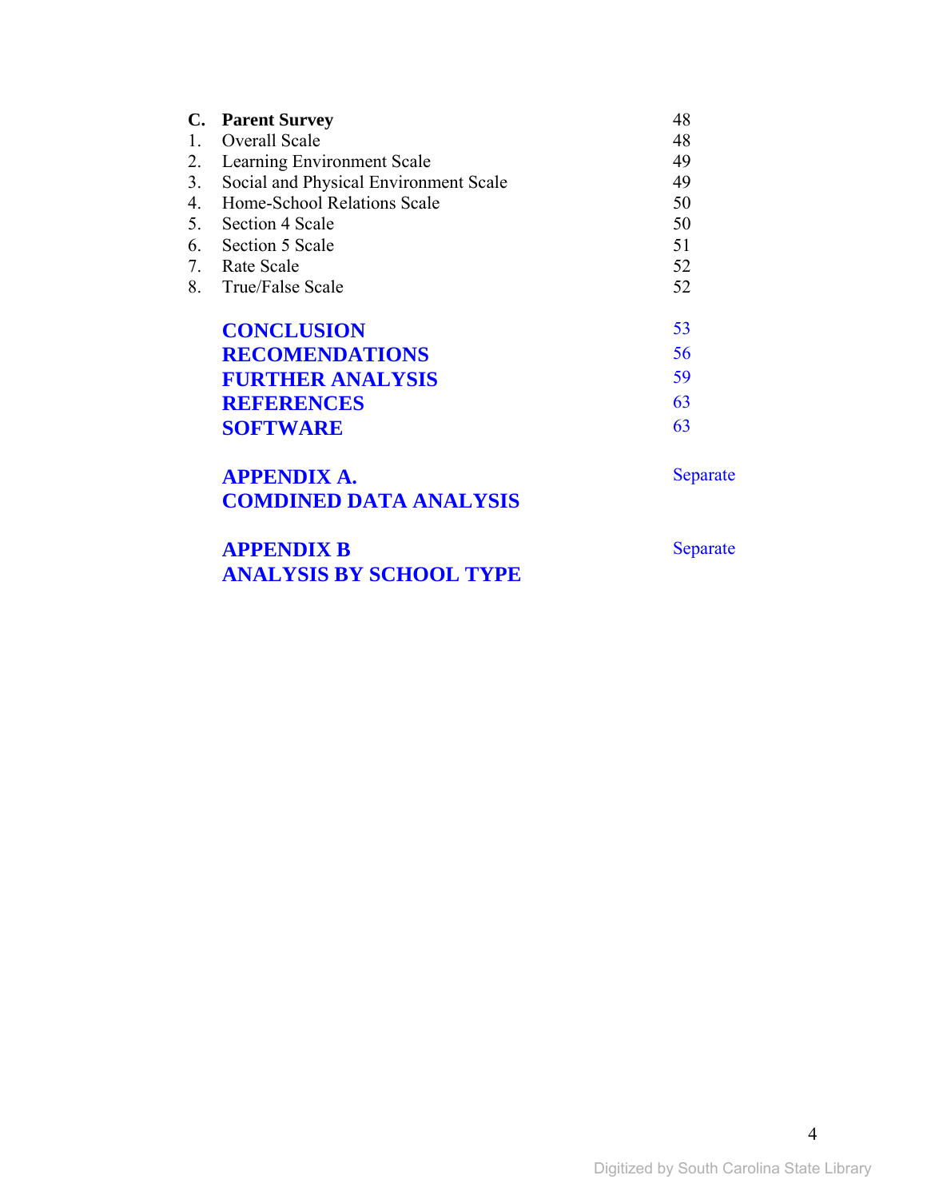| | | |
|---|---|---|
| **C.** | **Parent Survey** | 48 |
| 1. | Overall Scale | 48 |
| 2. | Learning Environment Scale | 49 |
| 3. | Social and Physical Environment Scale | 49 |
| 4. | Home-School Relations Scale | 50 |
| 5. | Section 4 Scale | 50 |
| 6. | Section 5 Scale | 51 |
| 7. | Rate Scale | 52 |
| 8. | True/False Scale | 52 |

| | |
|---|---|
| **CONCLUSION** | 53 |
| **RECOMENDATIONS** | 56 |
| **FURTHER ANALYSIS** | 59 |
| **REFERENCES** | 63 |
| **SOFTWARE** | 63 |
| **APPENDIX A. COMDINED DATA ANALYSIS** | Separate |
| **APPENDIX B ANALYSIS BY SCHOOL TYPE** | Separate |

Digitized by South Carolina State Library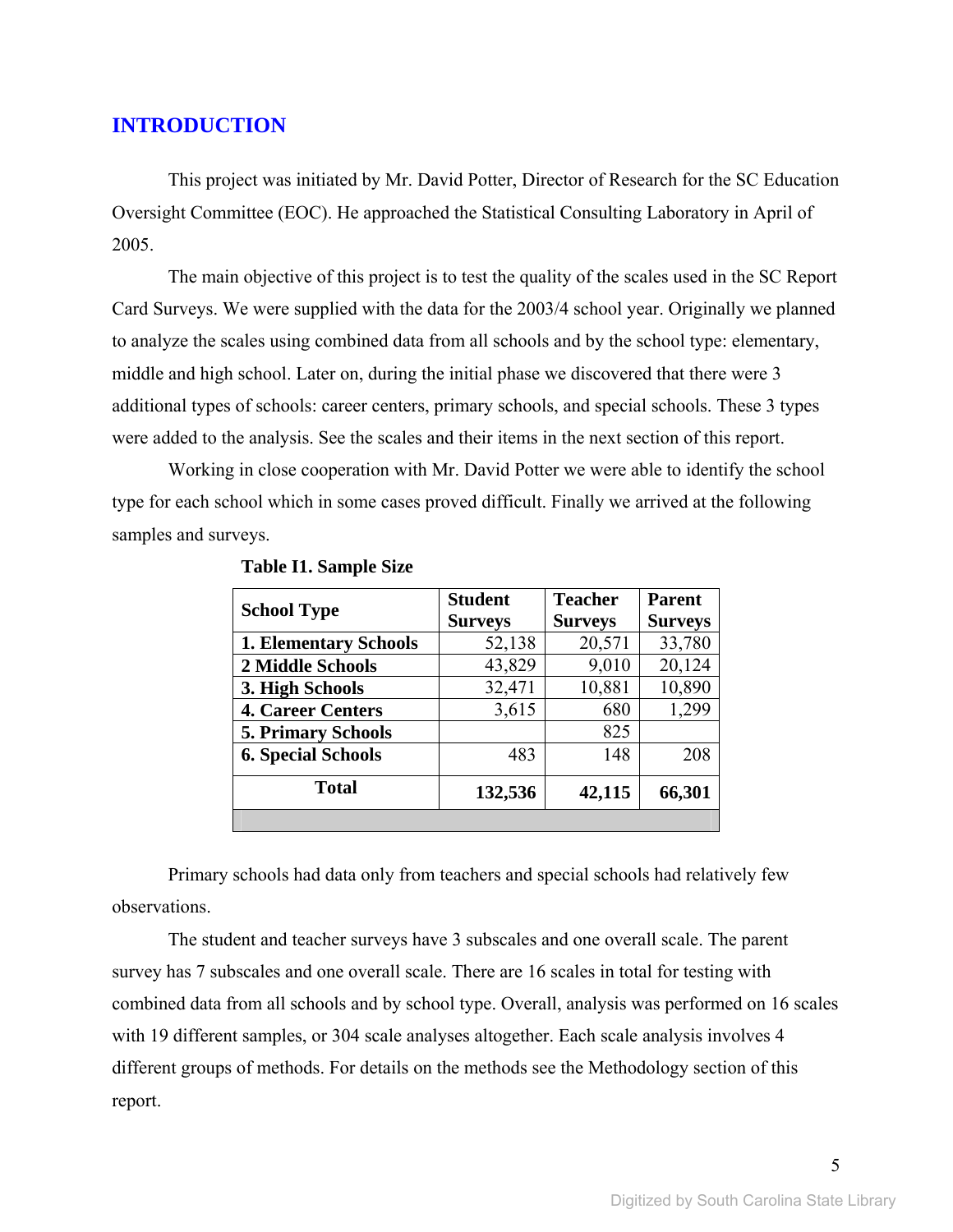## INTRODUCTION

This project was initiated by Mr. David Potter, Director of Research for the SC Education Oversight Committee (EOC). He approached the Statistical Consulting Laboratory in April of 2005.

The main objective of this project is to test the quality of the scales used in the SC Report Card Surveys. We were supplied with the data for the 2003/4 school year. Originally we planned to analyze the scales using combined data from all schools and by the school type: elementary, middle and high school. Later on, during the initial phase we discovered that there were 3 additional types of schools: career centers, primary schools, and special schools. These 3 types were added to the analysis. See the scales and their items in the next section of this report.

Working in close cooperation with Mr. David Potter we were able to identify the school type for each school which in some cases proved difficult. Finally we arrived at the following samples and surveys.

**Table I1. Sample Size**

| School Type | Student Surveys | Teacher Surveys | Parent Surveys |
|---|---|---|---|
| **1. Elementary Schools** | 52,138 | 20,571 | 33,780 |
| **2 Middle Schools** | 43,829 | 9,010 | 20,124 |
| **3. High Schools** | 32,471 | 10,881 | 10,890 |
| **4. Career Centers** | 3,615 | 680 | 1,299 |
| **5. Primary Schools** | | 825 | |
| **6. Special Schools** | 483 | 148 | 208 |
| **Total** | **132,536** | **42,115** | **66,301** |

Primary schools had data only from teachers and special schools had relatively few observations.

The student and teacher surveys have 3 subscales and one overall scale. The parent survey has 7 subscales and one overall scale. There are 16 scales in total for testing with combined data from all schools and by school type. Overall, analysis was performed on 16 scales with 19 different samples, or 304 scale analyses altogether. Each scale analysis involves 4 different groups of methods. For details on the methods see the Methodology section of this report.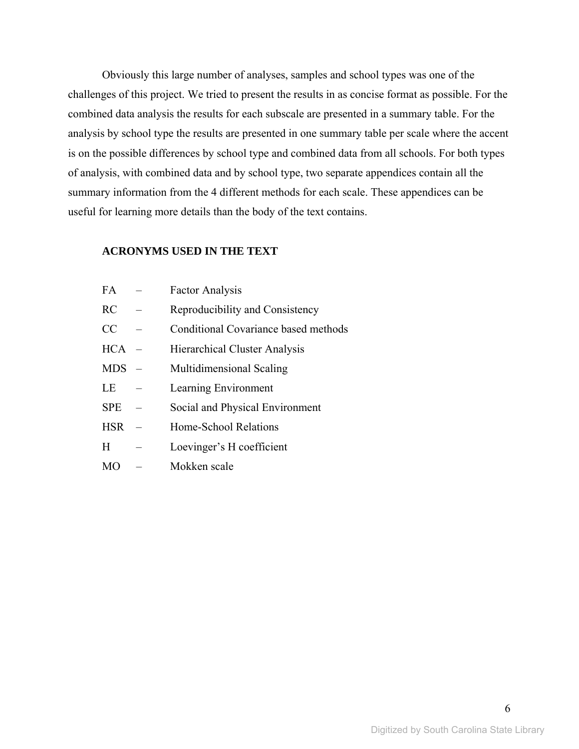Obviously this large number of analyses, samples and school types was one of the challenges of this project. We tried to present the results in as concise format as possible. For the combined data analysis the results for each subscale are presented in a summary table. For the analysis by school type the results are presented in one summary table per scale where the accent is on the possible differences by school type and combined data from all schools. For both types of analysis, with combined data and by school type, two separate appendices contain all the summary information from the 4 different methods for each scale. These appendices can be useful for learning more details than the body of the text contains.

## ACRONYMS USED IN THE TEXT

- FA – Factor Analysis
- RC – Reproducibility and Consistency
- CC – Conditional Covariance based methods
- HCA – Hierarchical Cluster Analysis
- MDS – Multidimensional Scaling
- LE – Learning Environment
- SPE – Social and Physical Environment
- HSR – Home-School Relations
- H – Loevinger's H coefficient
- MO – Mokken scale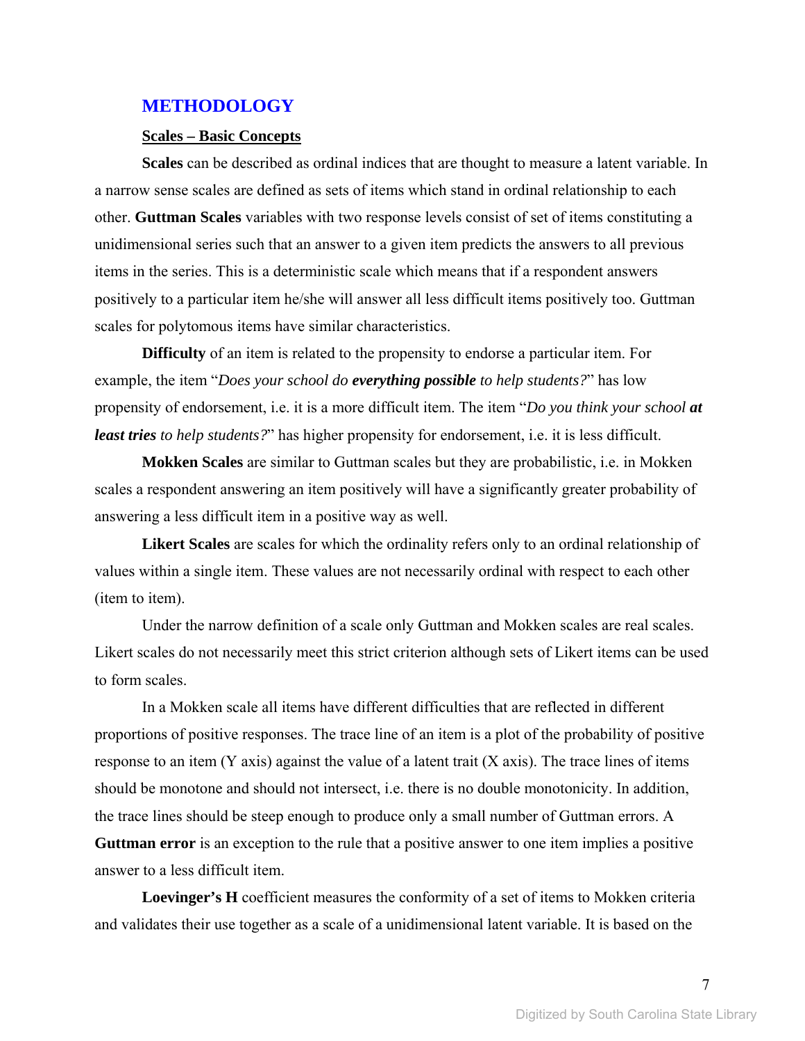# METHODOLOGY

## Scales – Basic Concepts

**Scales** can be described as ordinal indices that are thought to measure a latent variable. In a narrow sense scales are defined as sets of items which stand in ordinal relationship to each other. **Guttman Scales** variables with two response levels consist of set of items constituting a unidimensional series such that an answer to a given item predicts the answers to all previous items in the series. This is a deterministic scale which means that if a respondent answers positively to a particular item he/she will answer all less difficult items positively too. Guttman scales for polytomous items have similar characteristics.

**Difficulty** of an item is related to the propensity to endorse a particular item. For example, the item "*Does your school do **everything possible** to help students?*" has low propensity of endorsement, i.e. it is a more difficult item. The item "*Do you think your school **at least tries** to help students?*" has higher propensity for endorsement, i.e. it is less difficult.

**Mokken Scales** are similar to Guttman scales but they are probabilistic, i.e. in Mokken scales a respondent answering an item positively will have a significantly greater probability of answering a less difficult item in a positive way as well.

**Likert Scales** are scales for which the ordinality refers only to an ordinal relationship of values within a single item. These values are not necessarily ordinal with respect to each other (item to item).

Under the narrow definition of a scale only Guttman and Mokken scales are real scales. Likert scales do not necessarily meet this strict criterion although sets of Likert items can be used to form scales.

In a Mokken scale all items have different difficulties that are reflected in different proportions of positive responses. The trace line of an item is a plot of the probability of positive response to an item (Y axis) against the value of a latent trait (X axis). The trace lines of items should be monotone and should not intersect, i.e. there is no double monotonicity. In addition, the trace lines should be steep enough to produce only a small number of Guttman errors. A **Guttman error** is an exception to the rule that a positive answer to one item implies a positive answer to a less difficult item.

**Loevinger's H** coefficient measures the conformity of a set of items to Mokken criteria and validates their use together as a scale of a unidimensional latent variable. It is based on the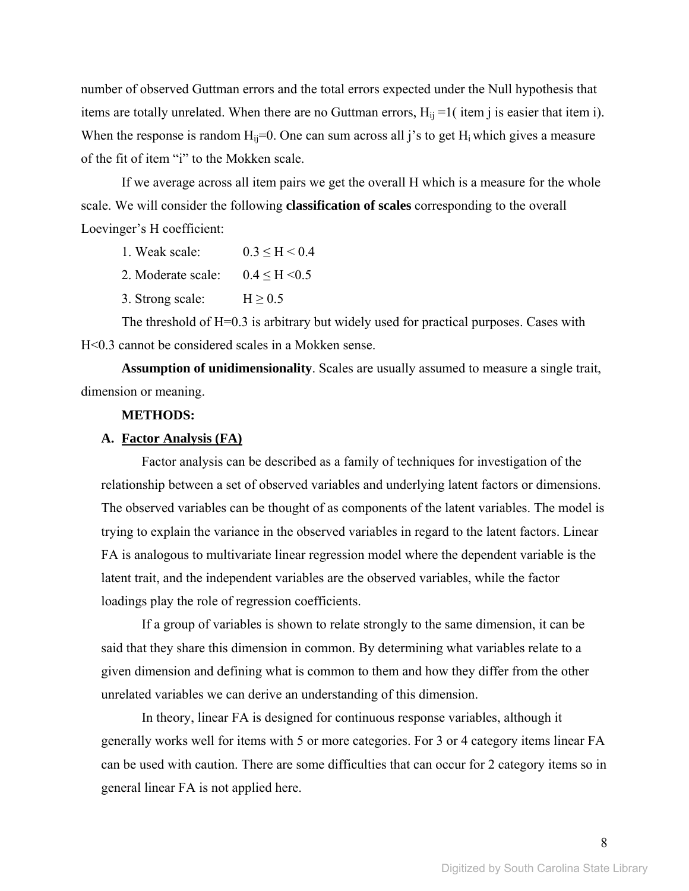number of observed Guttman errors and the total errors expected under the Null hypothesis that items are totally unrelated. When there are no Guttman errors, $H_{ij}$ =1( item j is easier that item i). When the response is random $H_{ij}$=0. One can sum across all j's to get $H_i$ which gives a measure of the fit of item "i" to the Mokken scale.

If we average across all item pairs we get the overall H which is a measure for the whole scale. We will consider the following **classification of scales** corresponding to the overall Loevinger's H coefficient:

1. Weak scale: $0.3 \leq H < 0.4$
2. Moderate scale: $0.4 \leq H < 0.5$
3. Strong scale: $H \geq 0.5$

The threshold of H=0.3 is arbitrary but widely used for practical purposes. Cases with H<0.3 cannot be considered scales in a Mokken sense.

**Assumption of unidimensionality**. Scales are usually assumed to measure a single trait, dimension or meaning.

**METHODS:**

## A. Factor Analysis (FA)

Factor analysis can be described as a family of techniques for investigation of the relationship between a set of observed variables and underlying latent factors or dimensions. The observed variables can be thought of as components of the latent variables. The model is trying to explain the variance in the observed variables in regard to the latent factors. Linear FA is analogous to multivariate linear regression model where the dependent variable is the latent trait, and the independent variables are the observed variables, while the factor loadings play the role of regression coefficients.

If a group of variables is shown to relate strongly to the same dimension, it can be said that they share this dimension in common. By determining what variables relate to a given dimension and defining what is common to them and how they differ from the other unrelated variables we can derive an understanding of this dimension.

In theory, linear FA is designed for continuous response variables, although it generally works well for items with 5 or more categories. For 3 or 4 category items linear FA can be used with caution. There are some difficulties that can occur for 2 category items so in general linear FA is not applied here.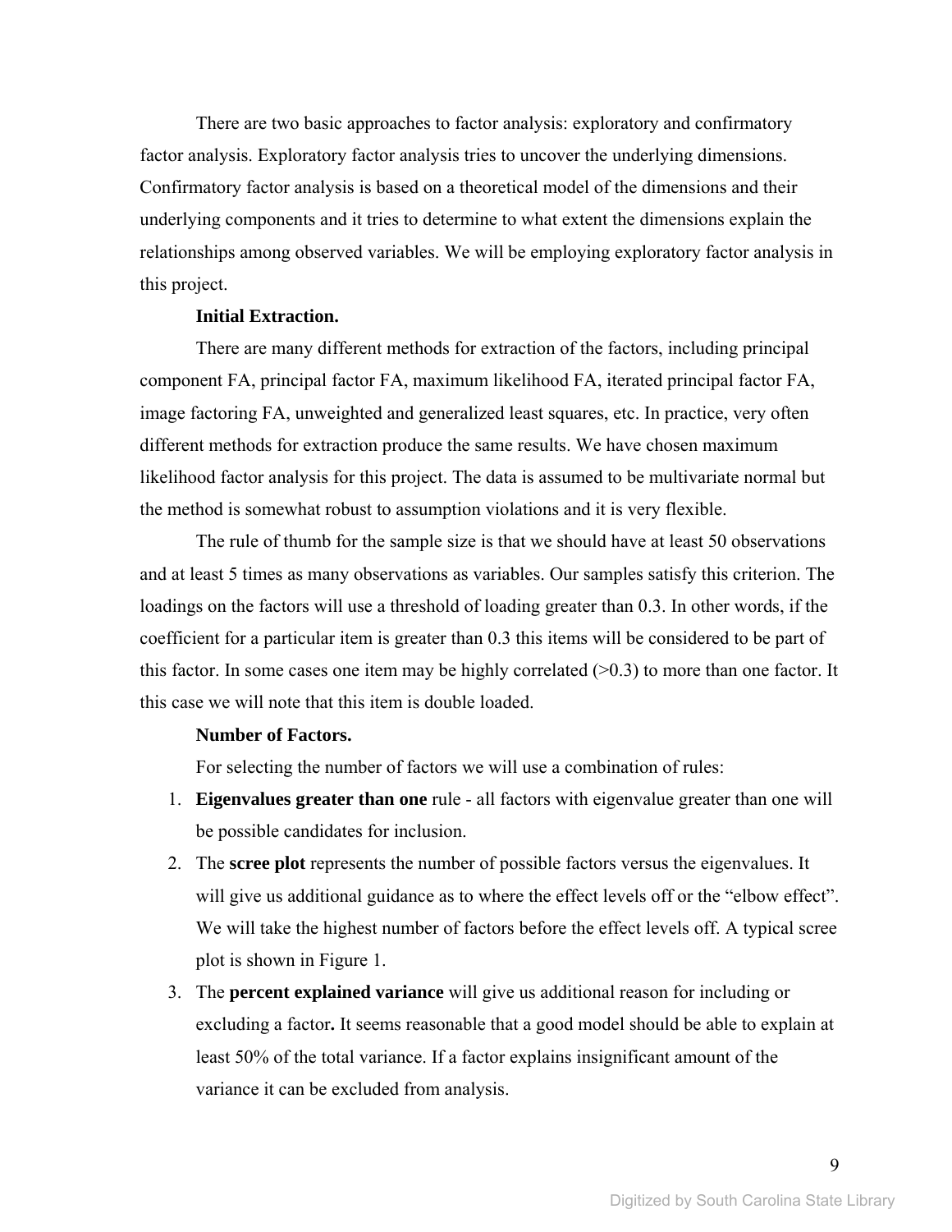There are two basic approaches to factor analysis: exploratory and confirmatory factor analysis. Exploratory factor analysis tries to uncover the underlying dimensions. Confirmatory factor analysis is based on a theoretical model of the dimensions and their underlying components and it tries to determine to what extent the dimensions explain the relationships among observed variables. We will be employing exploratory factor analysis in this project.

**Initial Extraction.**

There are many different methods for extraction of the factors, including principal component FA, principal factor FA, maximum likelihood FA, iterated principal factor FA, image factoring FA, unweighted and generalized least squares, etc. In practice, very often different methods for extraction produce the same results. We have chosen maximum likelihood factor analysis for this project. The data is assumed to be multivariate normal but the method is somewhat robust to assumption violations and it is very flexible.

The rule of thumb for the sample size is that we should have at least 50 observations and at least 5 times as many observations as variables. Our samples satisfy this criterion. The loadings on the factors will use a threshold of loading greater than 0.3. In other words, if the coefficient for a particular item is greater than 0.3 this items will be considered to be part of this factor. In some cases one item may be highly correlated (>0.3) to more than one factor. It this case we will note that this item is double loaded.

**Number of Factors.**

For selecting the number of factors we will use a combination of rules:

1. **Eigenvalues greater than one** rule - all factors with eigenvalue greater than one will be possible candidates for inclusion.
2. The **scree plot** represents the number of possible factors versus the eigenvalues. It will give us additional guidance as to where the effect levels off or the "elbow effect". We will take the highest number of factors before the effect levels off. A typical scree plot is shown in Figure 1.
3. The **percent explained variance** will give us additional reason for including or excluding a factor**.** It seems reasonable that a good model should be able to explain at least 50% of the total variance. If a factor explains insignificant amount of the variance it can be excluded from analysis.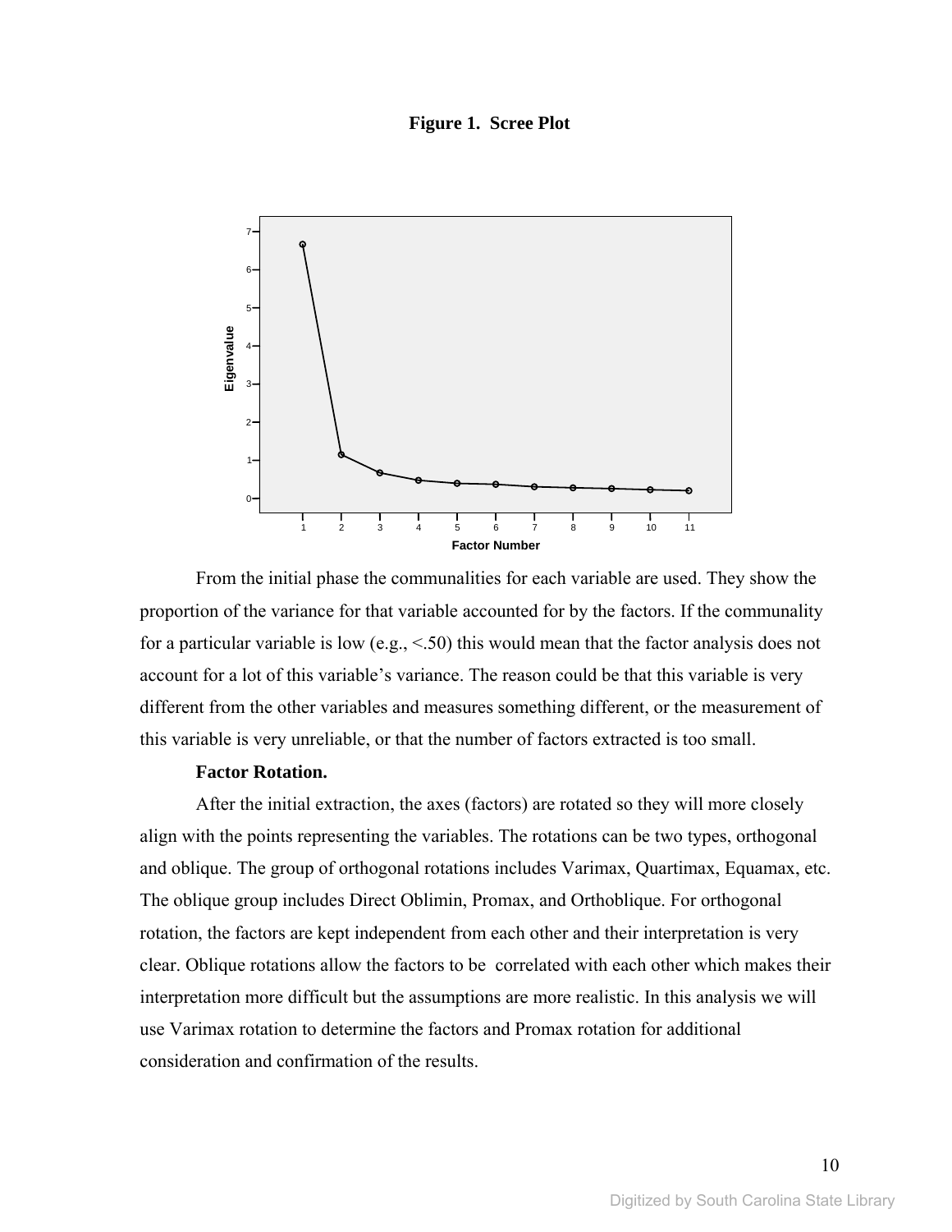**Figure 1. Scree Plot**

From the initial phase the communalities for each variable are used. They show the proportion of the variance for that variable accounted for by the factors. If the communality for a particular variable is low (e.g., <.50) this would mean that the factor analysis does not account for a lot of this variable's variance. The reason could be that this variable is very different from the other variables and measures something different, or the measurement of this variable is very unreliable, or that the number of factors extracted is too small.

**Factor Rotation.**

After the initial extraction, the axes (factors) are rotated so they will more closely align with the points representing the variables. The rotations can be two types, orthogonal and oblique. The group of orthogonal rotations includes Varimax, Quartimax, Equamax, etc. The oblique group includes Direct Oblimin, Promax, and Orthoblique. For orthogonal rotation, the factors are kept independent from each other and their interpretation is very clear. Oblique rotations allow the factors to be correlated with each other which makes their interpretation more difficult but the assumptions are more realistic. In this analysis we will use Varimax rotation to determine the factors and Promax rotation for additional consideration and confirmation of the results.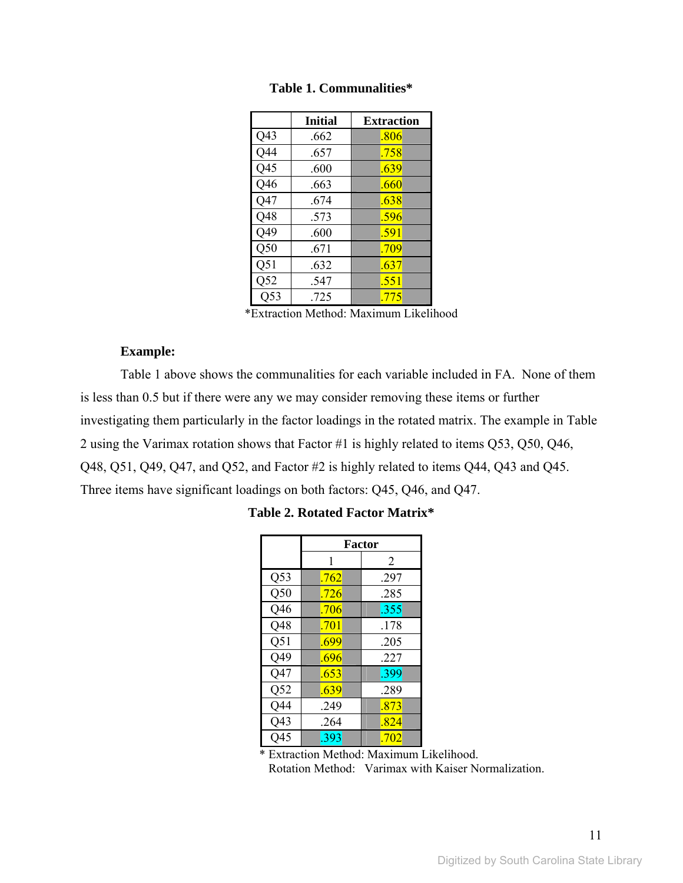**Table 1. Communalities***

| | Initial | Extraction |
|---|---|---|
| Q43 | .662 | .806 |
| Q44 | .657 | .758 |
| Q45 | .600 | .639 |
| Q46 | .663 | .660 |
| Q47 | .674 | .638 |
| Q48 | .573 | .596 |
| Q49 | .600 | .591 |
| Q50 | .671 | .709 |
| Q51 | .632 | .637 |
| Q52 | .547 | .551 |
| Q53 | .725 | .775 |

*Extraction Method: Maximum Likelihood

**Example:**

Table 1 above shows the communalities for each variable included in FA. None of them is less than 0.5 but if there were any we may consider removing these items or further investigating them particularly in the factor loadings in the rotated matrix. The example in Table 2 using the Varimax rotation shows that Factor #1 is highly related to items Q53, Q50, Q46, Q48, Q51, Q49, Q47, and Q52, and Factor #2 is highly related to items Q44, Q43 and Q45. Three items have significant loadings on both factors: Q45, Q46, and Q47.

**Table 2. Rotated Factor Matrix***

| | Factor | |
|---|---|---|
| | 1 | 2 |
| Q53 | .762 | .297 |
| Q50 | .726 | .285 |
| Q46 | .706 | .355 |
| Q48 | .701 | .178 |
| Q51 | .699 | .205 |
| Q49 | .696 | .227 |
| Q47 | .653 | .399 |
| Q52 | .639 | .289 |
| Q44 | .249 | .873 |
| Q43 | .264 | .824 |
| Q45 | .393 | .702 |

\* Extraction Method: Maximum Likelihood.
Rotation Method: Varimax with Kaiser Normalization.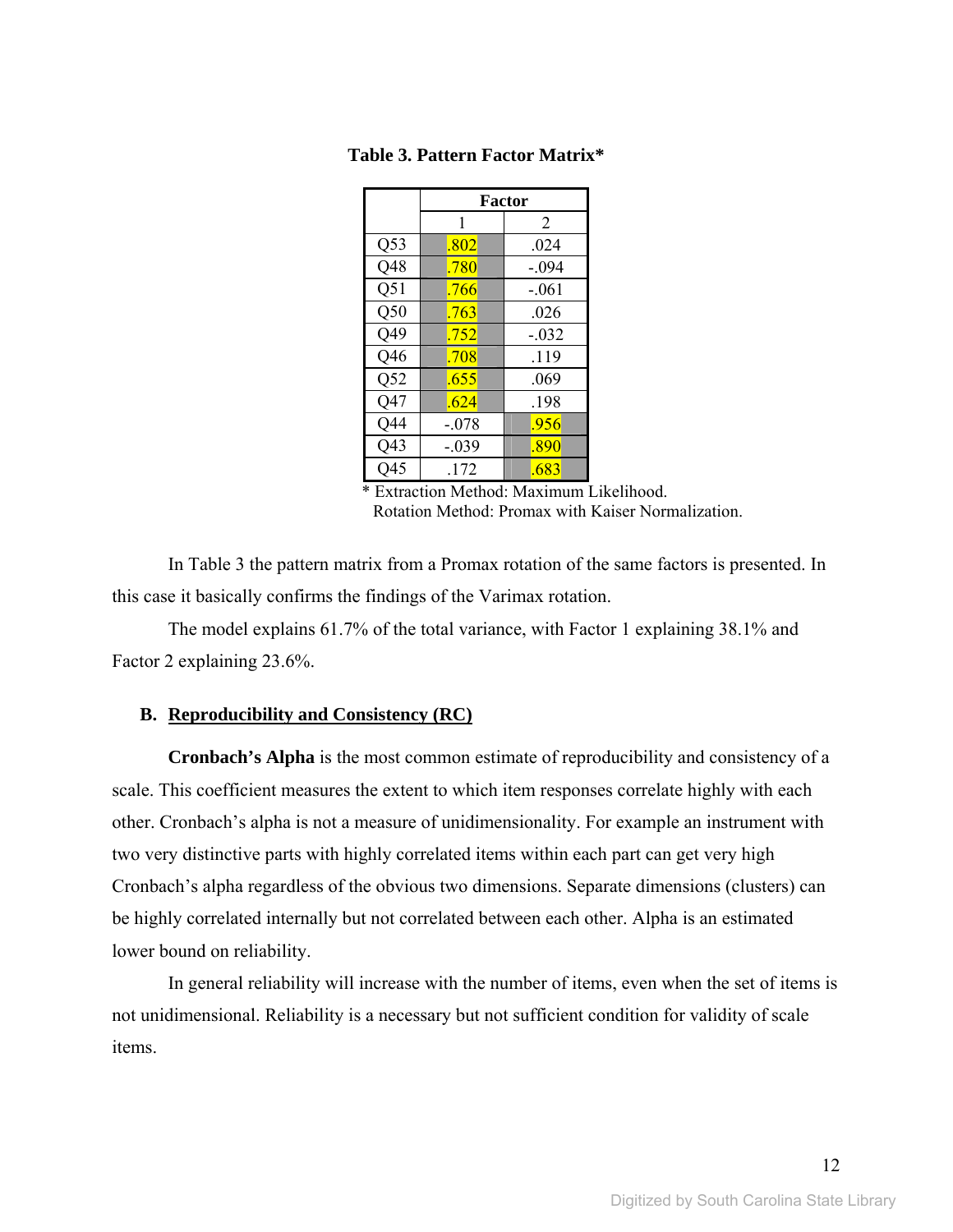**Table 3. Pattern Factor Matrix***

| | Factor | |
|---|---|---|
| | 1 | 2 |
| Q53 | .802 | .024 |
| Q48 | .780 | -.094 |
| Q51 | .766 | -.061 |
| Q50 | .763 | .026 |
| Q49 | .752 | -.032 |
| Q46 | .708 | .119 |
| Q52 | .655 | .069 |
| Q47 | .624 | .198 |
| Q44 | -.078 | .956 |
| Q43 | -.039 | .890 |
| Q45 | .172 | .683 |

\* Extraction Method: Maximum Likelihood.
Rotation Method: Promax with Kaiser Normalization.

In Table 3 the pattern matrix from a Promax rotation of the same factors is presented. In this case it basically confirms the findings of the Varimax rotation.

The model explains 61.7% of the total variance, with Factor 1 explaining 38.1% and Factor 2 explaining 23.6%.

### B. Reproducibility and Consistency (RC)

**Cronbach's Alpha** is the most common estimate of reproducibility and consistency of a scale. This coefficient measures the extent to which item responses correlate highly with each other. Cronbach's alpha is not a measure of unidimensionality. For example an instrument with two very distinctive parts with highly correlated items within each part can get very high Cronbach's alpha regardless of the obvious two dimensions. Separate dimensions (clusters) can be highly correlated internally but not correlated between each other. Alpha is an estimated lower bound on reliability.

In general reliability will increase with the number of items, even when the set of items is not unidimensional. Reliability is a necessary but not sufficient condition for validity of scale items.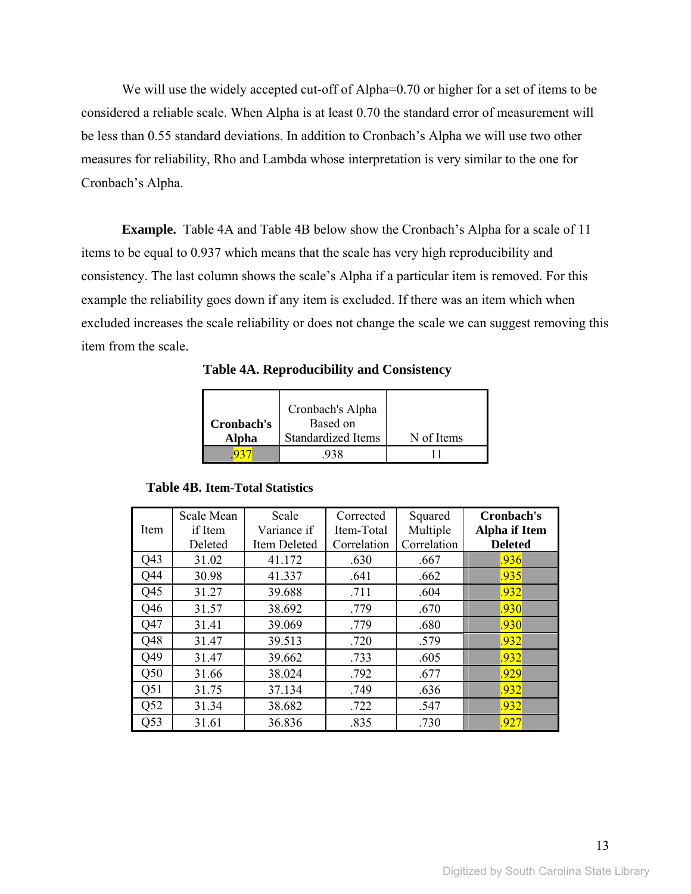We will use the widely accepted cut-off of Alpha=0.70 or higher for a set of items to be considered a reliable scale. When Alpha is at least 0.70 the standard error of measurement will be less than 0.55 standard deviations. In addition to Cronbach's Alpha we will use two other measures for reliability, Rho and Lambda whose interpretation is very similar to the one for Cronbach's Alpha.

**Example.** Table 4A and Table 4B below show the Cronbach's Alpha for a scale of 11 items to be equal to 0.937 which means that the scale has very high reproducibility and consistency. The last column shows the scale's Alpha if a particular item is removed. For this example the reliability goes down if any item is excluded. If there was an item which when excluded increases the scale reliability or does not change the scale we can suggest removing this item from the scale.

**Table 4A. Reproducibility and Consistency**

| **Cronbach's Alpha** | Cronbach's Alpha Based on Standardized Items | N of Items |
|---|---|---|
| .937 | .938 | 11 |

**Table 4B. Item-Total Statistics**

| Item | Scale Mean if Item Deleted | Scale Variance if Item Deleted | Corrected Item-Total Correlation | Squared Multiple Correlation | **Cronbach's Alpha if Item Deleted** |
|---|---|---|---|---|---|
| Q43 | 31.02 | 41.172 | .630 | .667 | .936 |
| Q44 | 30.98 | 41.337 | .641 | .662 | .935 |
| Q45 | 31.27 | 39.688 | .711 | .604 | .932 |
| Q46 | 31.57 | 38.692 | .779 | .670 | .930 |
| Q47 | 31.41 | 39.069 | .779 | .680 | .930 |
| Q48 | 31.47 | 39.513 | .720 | .579 | .932 |
| Q49 | 31.47 | 39.662 | .733 | .605 | .932 |
| Q50 | 31.66 | 38.024 | .792 | .677 | .929 |
| Q51 | 31.75 | 37.134 | .749 | .636 | .932 |
| Q52 | 31.34 | 38.682 | .722 | .547 | .932 |
| Q53 | 31.61 | 36.836 | .835 | .730 | .927 |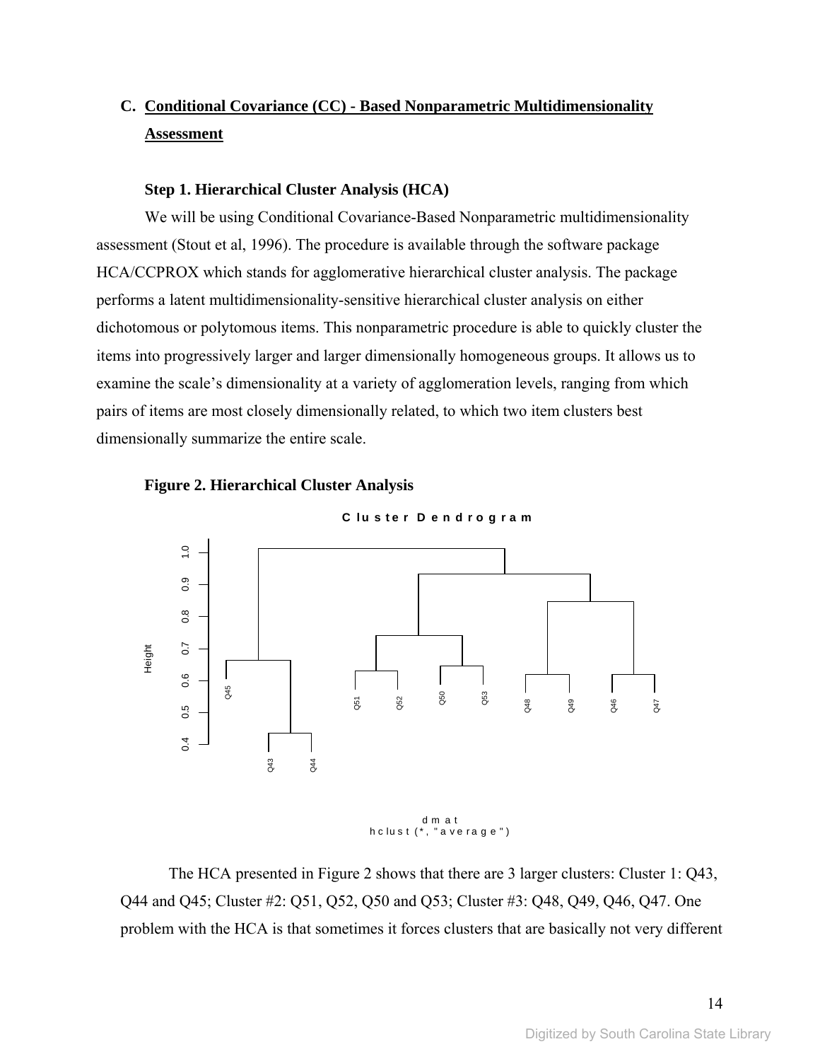## C. Conditional Covariance (CC) - Based Nonparametric Multidimensionality Assessment

### Step 1. Hierarchical Cluster Analysis (HCA)

We will be using Conditional Covariance-Based Nonparametric multidimensionality assessment (Stout et al, 1996). The procedure is available through the software package HCA/CCPROX which stands for agglomerative hierarchical cluster analysis. The package performs a latent multidimensionality-sensitive hierarchical cluster analysis on either dichotomous or polytomous items. This nonparametric procedure is able to quickly cluster the items into progressively larger and larger dimensionally homogeneous groups. It allows us to examine the scale's dimensionality at a variety of agglomeration levels, ranging from which pairs of items are most closely dimensionally related, to which two item clusters best dimensionally summarize the entire scale.

**Figure 2. Hierarchical Cluster Analysis**

The HCA presented in Figure 2 shows that there are 3 larger clusters: Cluster 1: Q43, Q44 and Q45; Cluster #2: Q51, Q52, Q50 and Q53; Cluster #3: Q48, Q49, Q46, Q47. One problem with the HCA is that sometimes it forces clusters that are basically not very different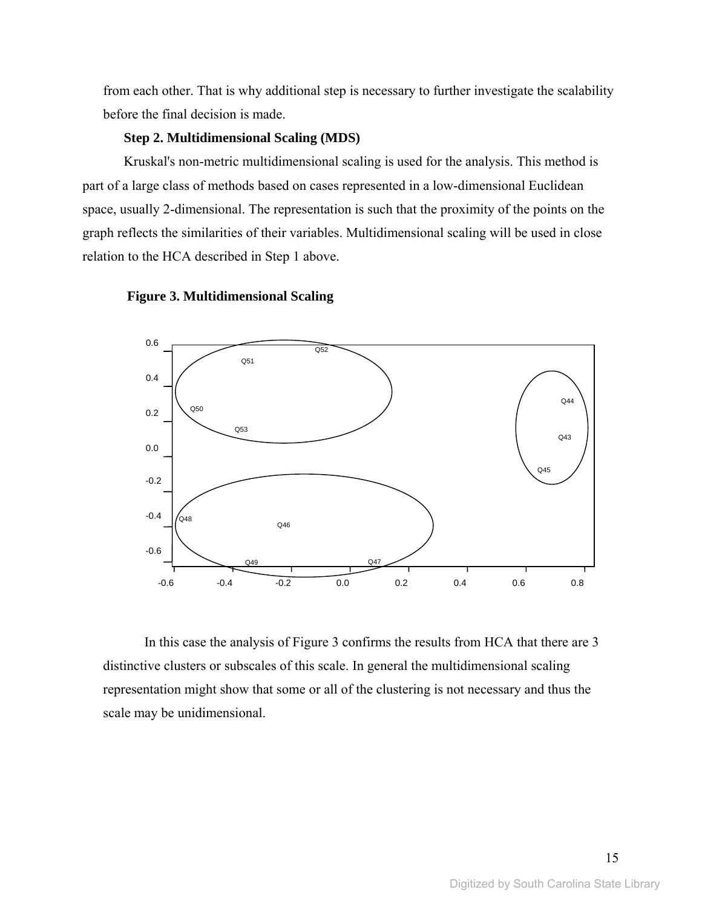from each other. That is why additional step is necessary to further investigate the scalability before the final decision is made.

**Step 2. Multidimensional Scaling (MDS)**

Kruskal's non-metric multidimensional scaling is used for the analysis. This method is part of a large class of methods based on cases represented in a low-dimensional Euclidean space, usually 2-dimensional. The representation is such that the proximity of the points on the graph reflects the similarities of their variables. Multidimensional scaling will be used in close relation to the HCA described in Step 1 above.

**Figure 3. Multidimensional Scaling**

In this case the analysis of Figure 3 confirms the results from HCA that there are 3 distinctive clusters or subscales of this scale. In general the multidimensional scaling representation might show that some or all of the clustering is not necessary and thus the scale may be unidimensional.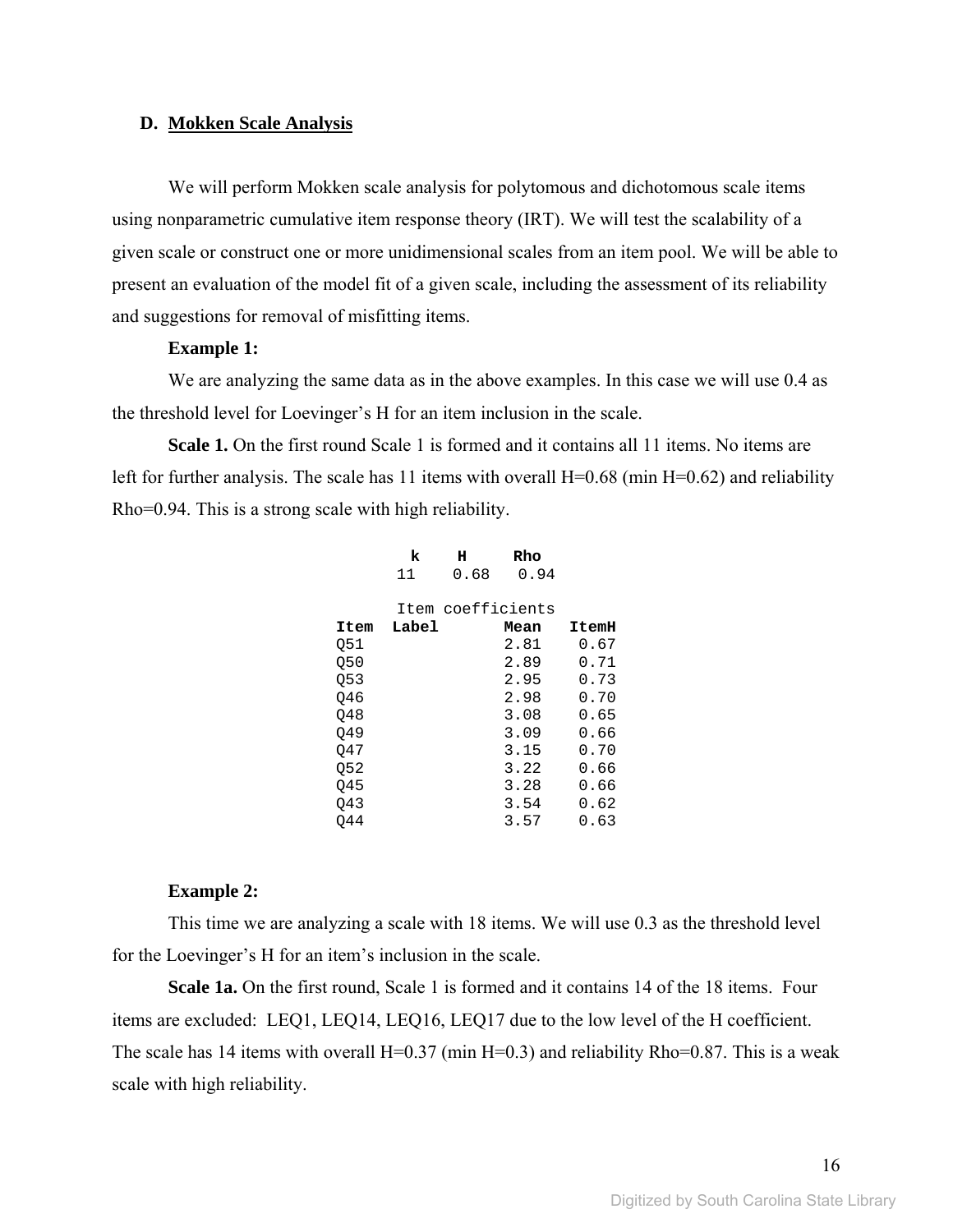### D. Mokken Scale Analysis

We will perform Mokken scale analysis for polytomous and dichotomous scale items using nonparametric cumulative item response theory (IRT). We will test the scalability of a given scale or construct one or more unidimensional scales from an item pool. We will be able to present an evaluation of the model fit of a given scale, including the assessment of its reliability and suggestions for removal of misfitting items.

**Example 1:**

We are analyzing the same data as in the above examples. In this case we will use 0.4 as the threshold level for Loevinger's H for an item inclusion in the scale.

**Scale 1.** On the first round Scale 1 is formed and it contains all 11 items. No items are left for further analysis. The scale has 11 items with overall H=0.68 (min H=0.62) and reliability Rho=0.94. This is a strong scale with high reliability.

| k | H | Rho |
|---|---|---|
| 11 | 0.68 | 0.94 |

Item coefficients

| Item | Label | Mean | ItemH |
|---|---|---|---|
| Q51 | | 2.81 | 0.67 |
| Q50 | | 2.89 | 0.71 |
| Q53 | | 2.95 | 0.73 |
| Q46 | | 2.98 | 0.70 |
| Q48 | | 3.08 | 0.65 |
| Q49 | | 3.09 | 0.66 |
| Q47 | | 3.15 | 0.70 |
| Q52 | | 3.22 | 0.66 |
| Q45 | | 3.28 | 0.66 |
| Q43 | | 3.54 | 0.62 |
| Q44 | | 3.57 | 0.63 |

**Example 2:**

This time we are analyzing a scale with 18 items. We will use 0.3 as the threshold level for the Loevinger's H for an item's inclusion in the scale.

**Scale 1a.** On the first round, Scale 1 is formed and it contains 14 of the 18 items. Four items are excluded: LEQ1, LEQ14, LEQ16, LEQ17 due to the low level of the H coefficient. The scale has 14 items with overall H=0.37 (min H=0.3) and reliability Rho=0.87. This is a weak scale with high reliability.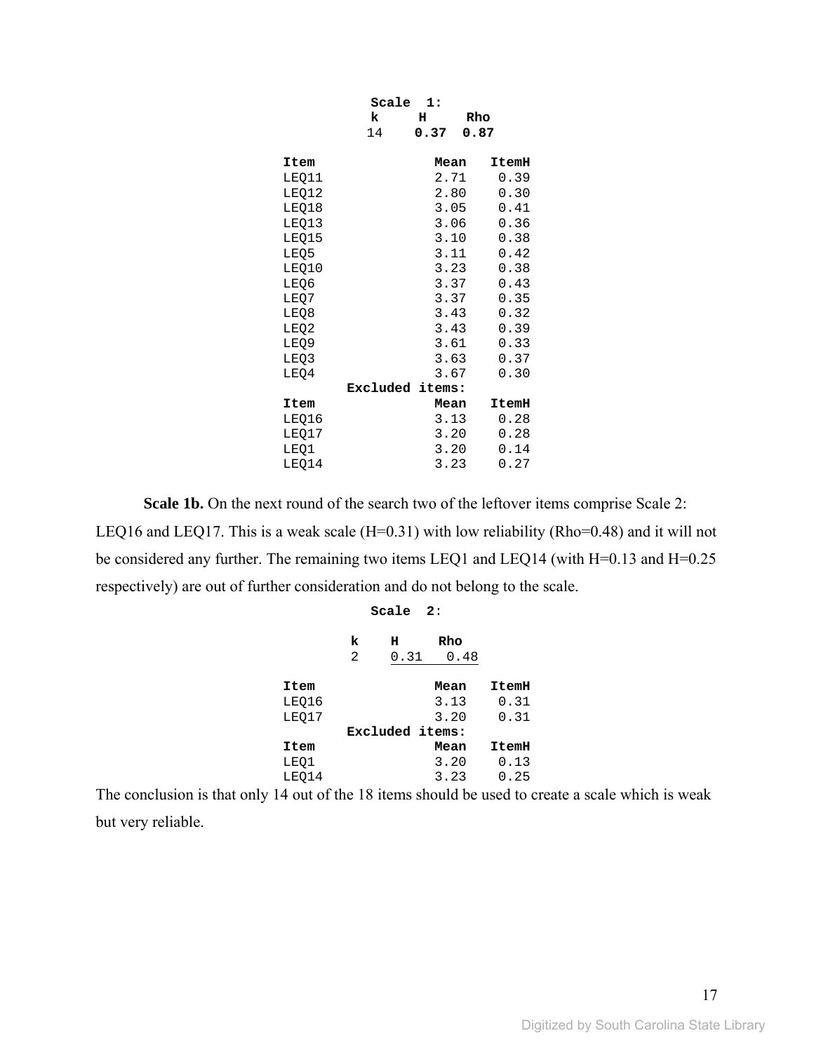**Scale 1:**

| k | H | Rho |
|---|---|---|
| 14 | **0.37** | **0.87** |

| Item | Mean | ItemH |
|---|---|---|
| LEQ11 | 2.71 | 0.39 |
| LEQ12 | 2.80 | 0.30 |
| LEQ18 | 3.05 | 0.41 |
| LEQ13 | 3.06 | 0.36 |
| LEQ15 | 3.10 | 0.38 |
| LEQ5 | 3.11 | 0.42 |
| LEQ10 | 3.23 | 0.38 |
| LEQ6 | 3.37 | 0.43 |
| LEQ7 | 3.37 | 0.35 |
| LEQ8 | 3.43 | 0.32 |
| LEQ2 | 3.43 | 0.39 |
| LEQ9 | 3.61 | 0.33 |
| LEQ3 | 3.63 | 0.37 |
| LEQ4 | 3.67 | 0.30 |

**Excluded items:**

| Item | Mean | ItemH |
|---|---|---|
| LEQ16 | 3.13 | 0.28 |
| LEQ17 | 3.20 | 0.28 |
| LEQ1 | 3.20 | 0.14 |
| LEQ14 | 3.23 | 0.27 |

**Scale 1b.** On the next round of the search two of the leftover items comprise Scale 2: LEQ16 and LEQ17. This is a weak scale (H=0.31) with low reliability (Rho=0.48) and it will not be considered any further. The remaining two items LEQ1 and LEQ14 (with H=0.13 and H=0.25 respectively) are out of further consideration and do not belong to the scale.

**Scale 2:**

| k | H | Rho |
|---|---|---|
| 2 | 0.31 | 0.48 |

| Item | Mean | ItemH |
|---|---|---|
| LEQ16 | 3.13 | 0.31 |
| LEQ17 | 3.20 | 0.31 |

**Excluded items:**

| Item | Mean | ItemH |
|---|---|---|
| LEQ1 | 3.20 | 0.13 |
| LEQ14 | 3.23 | 0.25 |

The conclusion is that only 14 out of the 18 items should be used to create a scale which is weak but very reliable.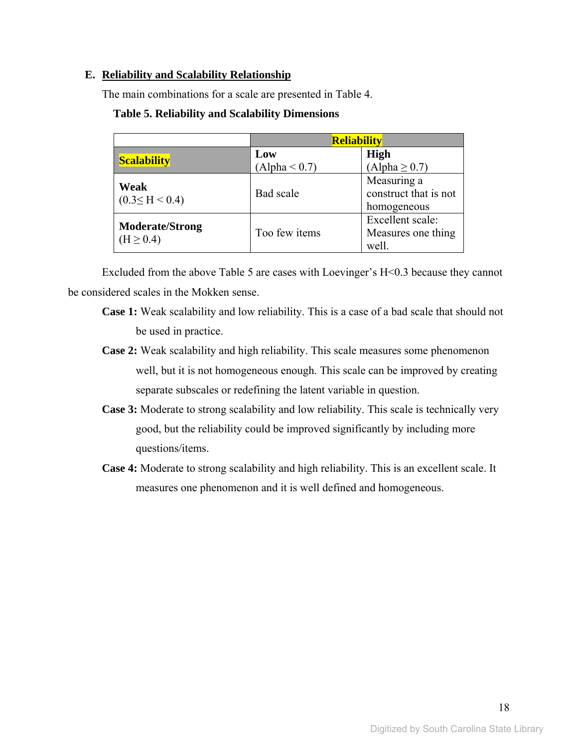### E. Reliability and Scalability Relationship

The main combinations for a scale are presented in Table 4.

**Table 5. Reliability and Scalability Dimensions**

| | **Reliability** | |
|---|---|---|
| **Scalability** | **Low** (Alpha < 0.7) | **High** (Alpha ≥ 0.7) |
| **Weak** (0.3≤ H < 0.4) | Bad scale | Measuring a construct that is not homogeneous |
| **Moderate/Strong** (H ≥ 0.4) | Too few items | Excellent scale: Measures one thing well. |

Excluded from the above Table 5 are cases with Loevinger's H<0.3 because they cannot be considered scales in the Mokken sense.

**Case 1:** Weak scalability and low reliability. This is a case of a bad scale that should not be used in practice.

**Case 2:** Weak scalability and high reliability. This scale measures some phenomenon well, but it is not homogeneous enough. This scale can be improved by creating separate subscales or redefining the latent variable in question.

**Case 3:** Moderate to strong scalability and low reliability. This scale is technically very good, but the reliability could be improved significantly by including more questions/items.

**Case 4:** Moderate to strong scalability and high reliability. This is an excellent scale. It measures one phenomenon and it is well defined and homogeneous.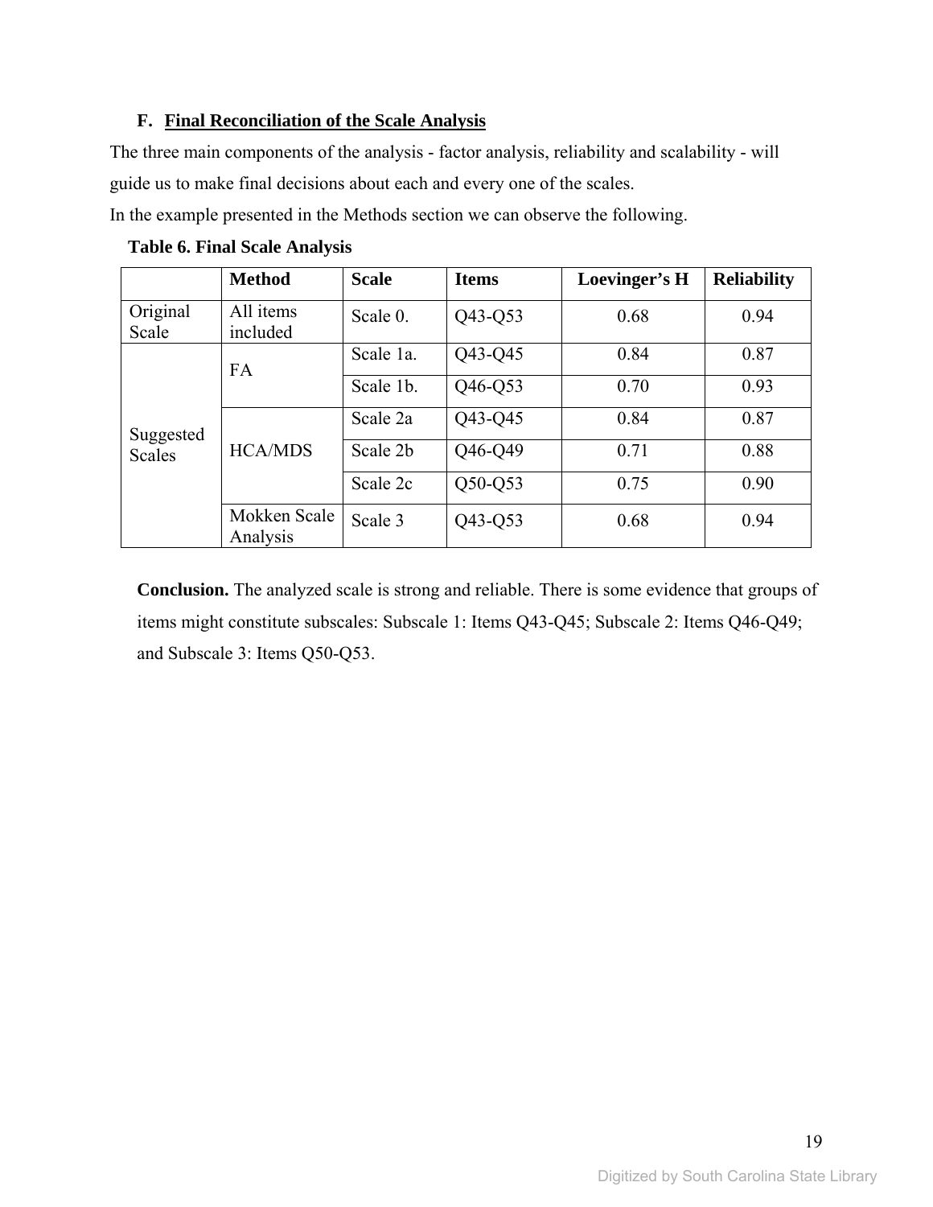### F. <u>Final Reconciliation of the Scale Analysis</u>

The three main components of the analysis - factor analysis, reliability and scalability - will guide us to make final decisions about each and every one of the scales.

In the example presented in the Methods section we can observe the following.

**Table 6. Final Scale Analysis**

| | Method | Scale | Items | Loevinger's H | Reliability |
|---|---|---|---|---|---|
| Original Scale | All items included | Scale 0. | Q43-Q53 | 0.68 | 0.94 |
| Suggested Scales | FA | Scale 1a. | Q43-Q45 | 0.84 | 0.87 |
| | | Scale 1b. | Q46-Q53 | 0.70 | 0.93 |
| | HCA/MDS | Scale 2a | Q43-Q45 | 0.84 | 0.87 |
| | | Scale 2b | Q46-Q49 | 0.71 | 0.88 |
| | | Scale 2c | Q50-Q53 | 0.75 | 0.90 |
| | Mokken Scale Analysis | Scale 3 | Q43-Q53 | 0.68 | 0.94 |

**Conclusion.** The analyzed scale is strong and reliable. There is some evidence that groups of items might constitute subscales: Subscale 1: Items Q43-Q45; Subscale 2: Items Q46-Q49; and Subscale 3: Items Q50-Q53.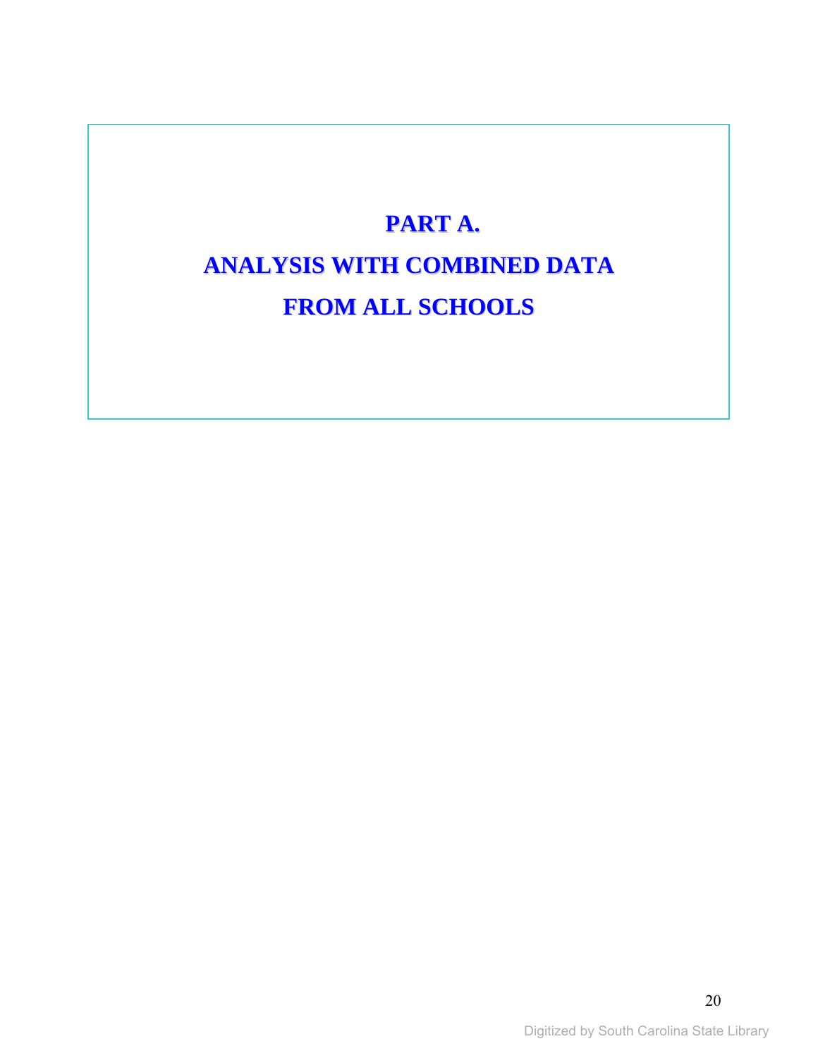# PART A.

# ANALYSIS WITH COMBINED DATA FROM ALL SCHOOLS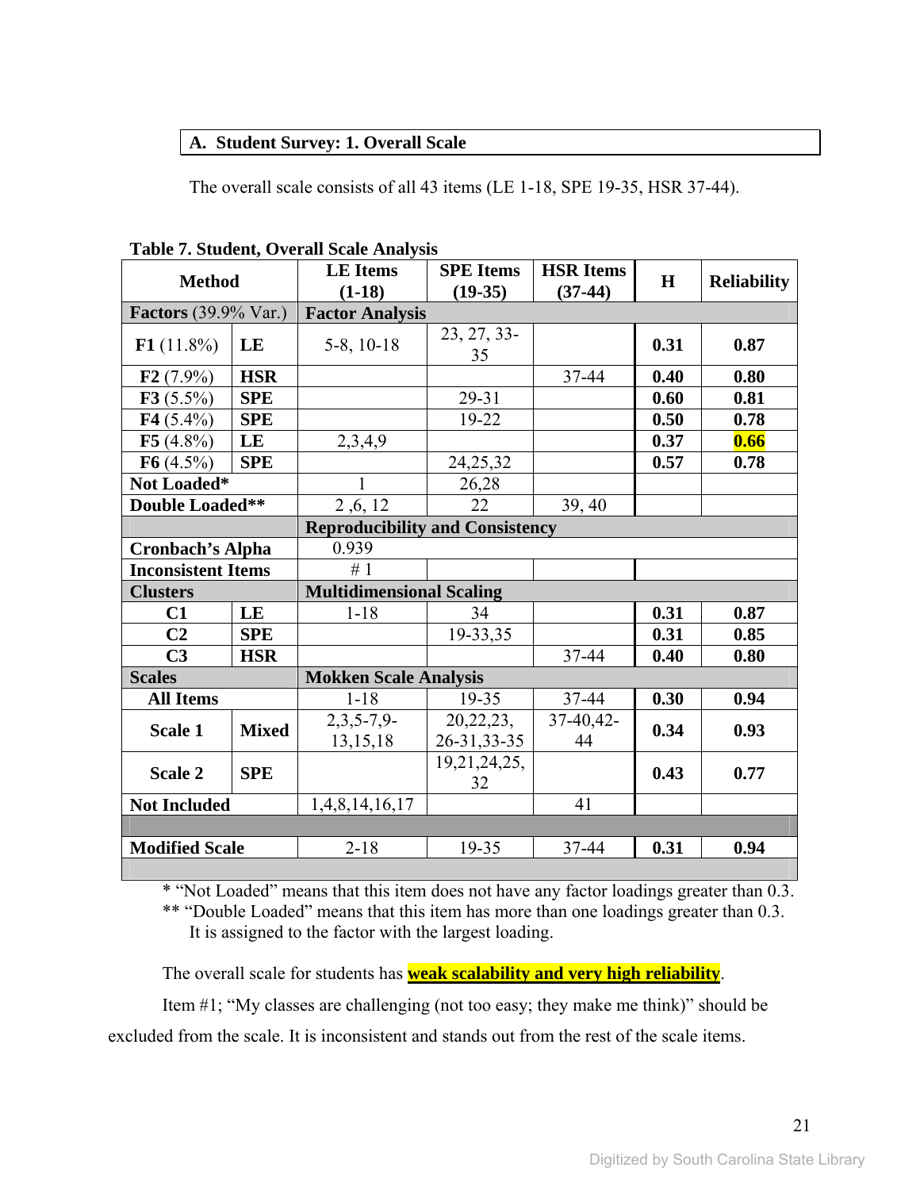**A. Student Survey: 1. Overall Scale**

The overall scale consists of all 43 items (LE 1-18, SPE 19-35, HSR 37-44).

**Table 7. Student, Overall Scale Analysis**

| Method | | LE Items (1-18) | SPE Items (19-35) | HSR Items (37-44) | H | Reliability |
|---|---|---|---|---|---|---|
| **Factors** (39.9% Var.) | | **Factor Analysis** | | | | |
| **F1** (11.8%) | **LE** | 5-8, 10-18 | 23, 27, 33-35 | | **0.31** | **0.87** |
| **F2** (7.9%) | **HSR** | | | 37-44 | **0.40** | **0.80** |
| **F3** (5.5%) | **SPE** | | 29-31 | | **0.60** | **0.81** |
| **F4** (5.4%) | **SPE** | | 19-22 | | **0.50** | **0.78** |
| **F5** (4.8%) | **LE** | 2,3,4,9 | | | **0.37** | **0.66** |
| **F6** (4.5%) | **SPE** | | 24,25,32 | | **0.57** | **0.78** |
| **Not Loaded*** | | 1 | 26,28 | | | |
| **Double Loaded**** | | 2 ,6, 12 | 22 | 39, 40 | | |
| | | **Reproducibility and Consistency** | | | | |
| **Cronbach's Alpha** | | 0.939 | | | | |
| **Inconsistent Items** | | # 1 | | | | |
| **Clusters** | | **Multidimensional Scaling** | | | | |
| **C1** | **LE** | 1-18 | 34 | | **0.31** | **0.87** |
| **C2** | **SPE** | | 19-33,35 | | **0.31** | **0.85** |
| **C3** | **HSR** | | | 37-44 | **0.40** | **0.80** |
| **Scales** | | **Mokken Scale Analysis** | | | | |
| **All Items** | | 1-18 | 19-35 | 37-44 | **0.30** | **0.94** |
| **Scale 1** | **Mixed** | 2,3,5-7,9-13,15,18 | 20,22,23, 26-31,33-35 | 37-40,42-44 | **0.34** | **0.93** |
| **Scale 2** | **SPE** | | 19,21,24,25, 32 | | **0.43** | **0.77** |
| **Not Included** | | 1,4,8,14,16,17 | | 41 | | |
| | | | | | | |
| **Modified Scale** | | 2-18 | 19-35 | 37-44 | **0.31** | **0.94** |

\* "Not Loaded" means that this item does not have any factor loadings greater than 0.3.
\*\* "Double Loaded" means that this item has more than one loadings greater than 0.3. It is assigned to the factor with the largest loading.

The overall scale for students has **weak scalability and very high reliability**.

Item #1; "My classes are challenging (not too easy; they make me think)" should be excluded from the scale. It is inconsistent and stands out from the rest of the scale items.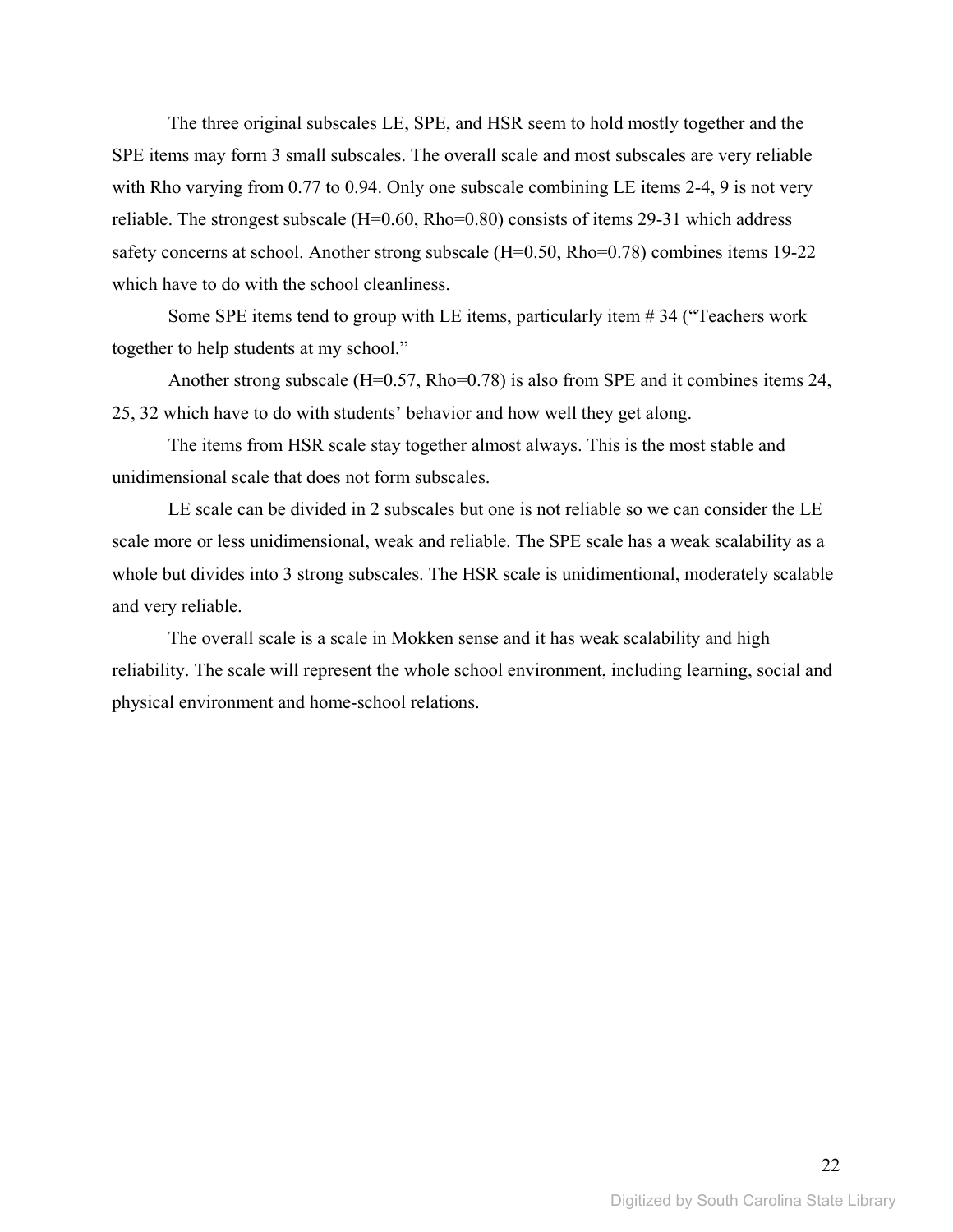The three original subscales LE, SPE, and HSR seem to hold mostly together and the SPE items may form 3 small subscales. The overall scale and most subscales are very reliable with Rho varying from 0.77 to 0.94. Only one subscale combining LE items 2-4, 9 is not very reliable. The strongest subscale (H=0.60, Rho=0.80) consists of items 29-31 which address safety concerns at school. Another strong subscale (H=0.50, Rho=0.78) combines items 19-22 which have to do with the school cleanliness.

Some SPE items tend to group with LE items, particularly item # 34 ("Teachers work together to help students at my school."

Another strong subscale (H=0.57, Rho=0.78) is also from SPE and it combines items 24, 25, 32 which have to do with students' behavior and how well they get along.

The items from HSR scale stay together almost always. This is the most stable and unidimensional scale that does not form subscales.

LE scale can be divided in 2 subscales but one is not reliable so we can consider the LE scale more or less unidimensional, weak and reliable. The SPE scale has a weak scalability as a whole but divides into 3 strong subscales. The HSR scale is unidimentional, moderately scalable and very reliable.

The overall scale is a scale in Mokken sense and it has weak scalability and high reliability. The scale will represent the whole school environment, including learning, social and physical environment and home-school relations.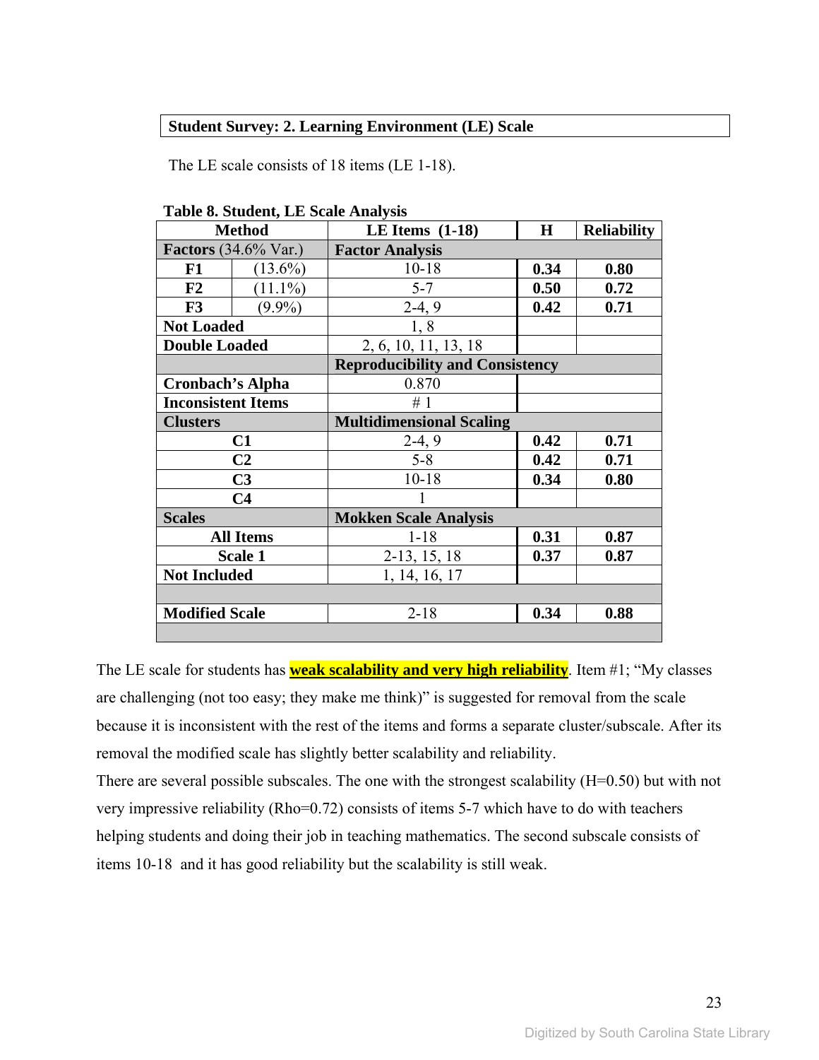**Student Survey: 2. Learning Environment (LE) Scale**

The LE scale consists of 18 items (LE 1-18).

**Table 8. Student, LE Scale Analysis**

| **Method** | | **LE Items (1-18)** | **H** | **Reliability** |
|---|---|---|---|---|
| **Factors** (34.6% Var.) | | **Factor Analysis** | | |
| **F1** | (13.6%) | 10-18 | **0.34** | **0.80** |
| **F2** | (11.1%) | 5-7 | **0.50** | **0.72** |
| **F3** | (9.9%) | 2-4, 9 | **0.42** | **0.71** |
| **Not Loaded** | | 1, 8 | | |
| **Double Loaded** | | 2, 6, 10, 11, 13, 18 | | |
| | | **Reproducibility and Consistency** | | |
| **Cronbach's Alpha** | | 0.870 | | |
| **Inconsistent Items** | | # 1 | | |
| **Clusters** | | **Multidimensional Scaling** | | |
| **C1** | | 2-4, 9 | **0.42** | **0.71** |
| **C2** | | 5-8 | **0.42** | **0.71** |
| **C3** | | 10-18 | **0.34** | **0.80** |
| **C4** | | 1 | | |
| **Scales** | | **Mokken Scale Analysis** | | |
| **All Items** | | 1-18 | **0.31** | **0.87** |
| **Scale 1** | | 2-13, 15, 18 | **0.37** | **0.87** |
| **Not Included** | | 1, 14, 16, 17 | | |
| | | | | |
| **Modified Scale** | | 2-18 | **0.34** | **0.88** |

The LE scale for students has **weak scalability and very high reliability**. Item #1; "My classes are challenging (not too easy; they make me think)" is suggested for removal from the scale because it is inconsistent with the rest of the items and forms a separate cluster/subscale. After its removal the modified scale has slightly better scalability and reliability.

There are several possible subscales. The one with the strongest scalability (H=0.50) but with not very impressive reliability (Rho=0.72) consists of items 5-7 which have to do with teachers helping students and doing their job in teaching mathematics. The second subscale consists of items 10-18 and it has good reliability but the scalability is still weak.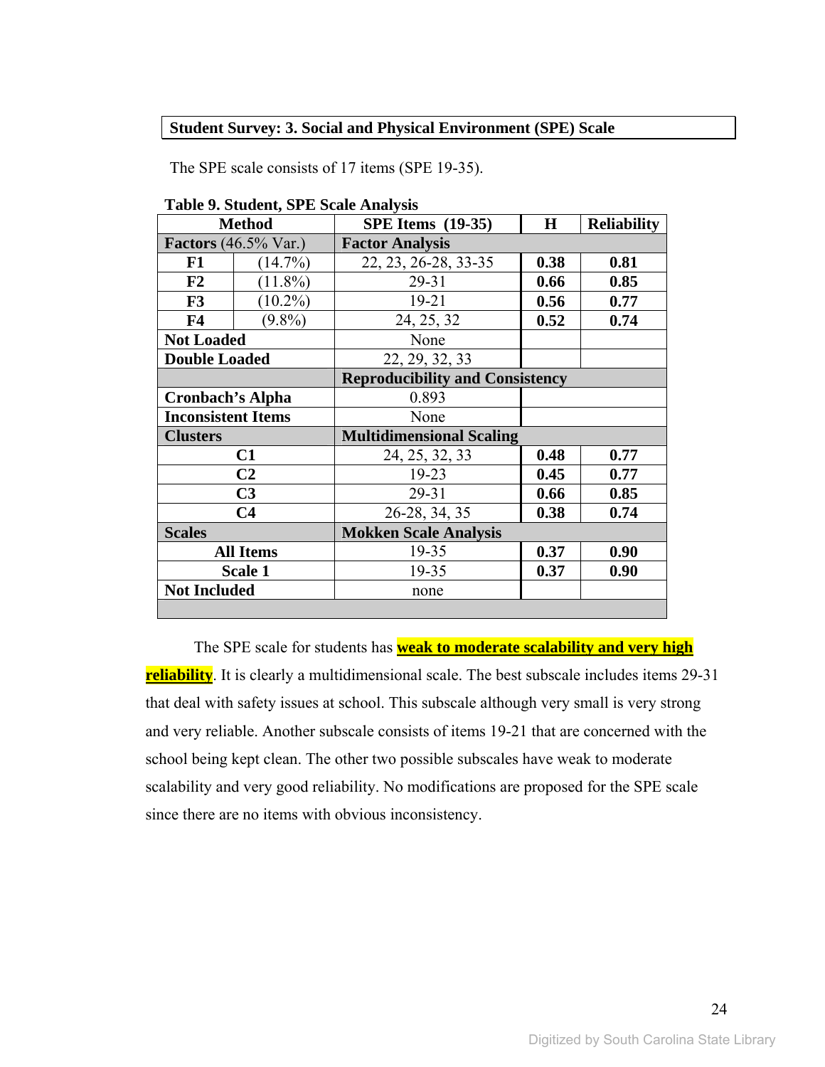**Student Survey: 3. Social and Physical Environment (SPE) Scale**

The SPE scale consists of 17 items (SPE 19-35).

**Table 9. Student, SPE Scale Analysis**

| Method | | SPE Items (19-35) | H | Reliability |
|---|---|---|---|---|
| **Factors** (46.5% Var.) | | **Factor Analysis** | | |
| **F1** | (14.7%) | 22, 23, 26-28, 33-35 | **0.38** | **0.81** |
| **F2** | (11.8%) | 29-31 | **0.66** | **0.85** |
| **F3** | (10.2%) | 19-21 | **0.56** | **0.77** |
| **F4** | (9.8%) | 24, 25, 32 | **0.52** | **0.74** |
| **Not Loaded** | | None | | |
| **Double Loaded** | | 22, 29, 32, 33 | | |
| | | **Reproducibility and Consistency** | | |
| **Cronbach's Alpha** | | 0.893 | | |
| **Inconsistent Items** | | None | | |
| **Clusters** | | **Multidimensional Scaling** | | |
| **C1** | | 24, 25, 32, 33 | **0.48** | **0.77** |
| **C2** | | 19-23 | **0.45** | **0.77** |
| **C3** | | 29-31 | **0.66** | **0.85** |
| **C4** | | 26-28, 34, 35 | **0.38** | **0.74** |
| **Scales** | | **Mokken Scale Analysis** | | |
| **All Items** | | 19-35 | **0.37** | **0.90** |
| **Scale 1** | | 19-35 | **0.37** | **0.90** |
| **Not Included** | | none | | |

The SPE scale for students has **weak to moderate scalability and very high reliability**. It is clearly a multidimensional scale. The best subscale includes items 29-31 that deal with safety issues at school. This subscale although very small is very strong and very reliable. Another subscale consists of items 19-21 that are concerned with the school being kept clean. The other two possible subscales have weak to moderate scalability and very good reliability. No modifications are proposed for the SPE scale since there are no items with obvious inconsistency.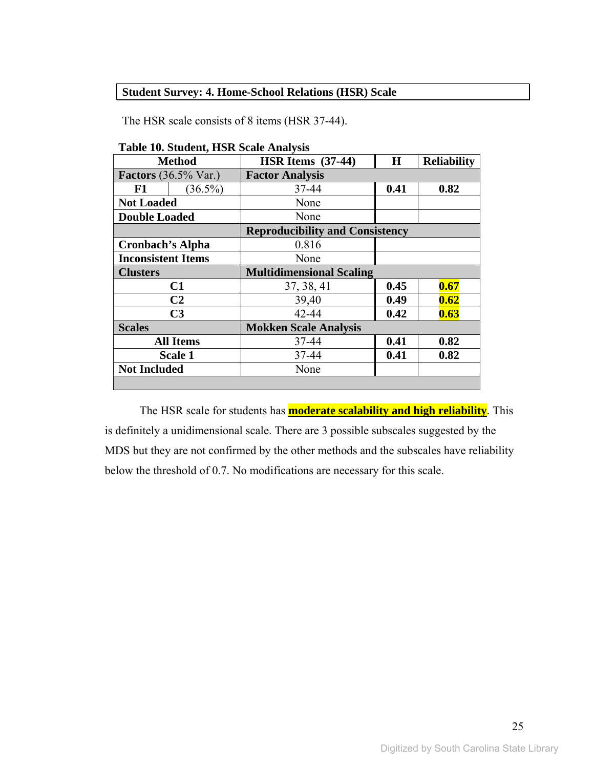## Student Survey: 4. Home-School Relations (HSR) Scale

The HSR scale consists of 8 items (HSR 37-44).

**Table 10. Student, HSR Scale Analysis**

| Method | | HSR Items (37-44) | H | Reliability |
|---|---|---|---|---|
| **Factors** (36.5% Var.) | | **Factor Analysis** | | |
| **F1** | (36.5%) | 37-44 | **0.41** | **0.82** |
| **Not Loaded** | | None | | |
| **Double Loaded** | | None | | |
| | | **Reproducibility and Consistency** | | |
| **Cronbach's Alpha** | | 0.816 | | |
| **Inconsistent Items** | | None | | |
| **Clusters** | | **Multidimensional Scaling** | | |
| **C1** | | 37, 38, 41 | **0.45** | **0.67** |
| **C2** | | 39,40 | **0.49** | **0.62** |
| **C3** | | 42-44 | **0.42** | **0.63** |
| **Scales** | | **Mokken Scale Analysis** | | |
| **All Items** | | 37-44 | **0.41** | **0.82** |
| **Scale 1** | | 37-44 | **0.41** | **0.82** |
| **Not Included** | | None | | |

The HSR scale for students has **moderate scalability and high reliability**. This is definitely a unidimensional scale. There are 3 possible subscales suggested by the MDS but they are not confirmed by the other methods and the subscales have reliability below the threshold of 0.7. No modifications are necessary for this scale.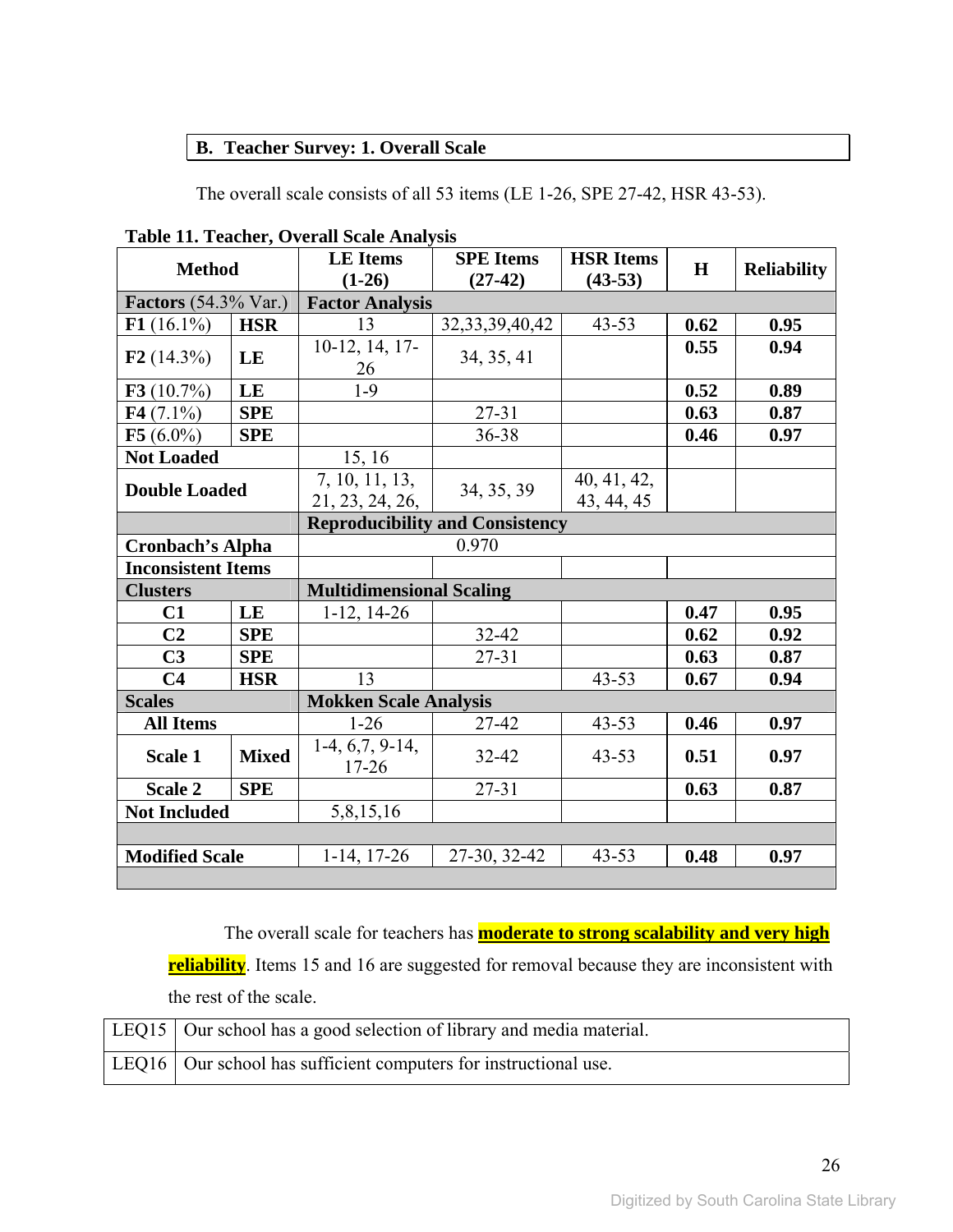## B. Teacher Survey: 1. Overall Scale

The overall scale consists of all 53 items (LE 1-26, SPE 27-42, HSR 43-53).

**Table 11. Teacher, Overall Scale Analysis**

| Method | | LE Items (1-26) | SPE Items (27-42) | HSR Items (43-53) | H | Reliability |
|---|---|---|---|---|---|---|
| **Factors** (54.3% Var.) | | **Factor Analysis** | | | | |
| **F1** (16.1%) | **HSR** | 13 | 32,33,39,40,42 | 43-53 | **0.62** | **0.95** |
| **F2** (14.3%) | **LE** | 10-12, 14, 17-26 | 34, 35, 41 | | **0.55** | **0.94** |
| **F3** (10.7%) | **LE** | 1-9 | | | **0.52** | **0.89** |
| **F4** (7.1%) | **SPE** | | 27-31 | | **0.63** | **0.87** |
| **F5** (6.0%) | **SPE** | | 36-38 | | **0.46** | **0.97** |
| **Not Loaded** | | 15, 16 | | | | |
| **Double Loaded** | | 7, 10, 11, 13, 21, 23, 24, 26, | 34, 35, 39 | 40, 41, 42, 43, 44, 45 | | |
| | | **Reproducibility and Consistency** | | | | |
| **Cronbach's Alpha** | | 0.970 | | | | |
| **Inconsistent Items** | | | | | | |
| **Clusters** | | **Multidimensional Scaling** | | | | |
| **C1** | **LE** | 1-12, 14-26 | | | **0.47** | **0.95** |
| **C2** | **SPE** | | 32-42 | | **0.62** | **0.92** |
| **C3** | **SPE** | | 27-31 | | **0.63** | **0.87** |
| **C4** | **HSR** | 13 | | 43-53 | **0.67** | **0.94** |
| **Scales** | | **Mokken Scale Analysis** | | | | |
| **All Items** | | 1-26 | 27-42 | 43-53 | **0.46** | **0.97** |
| **Scale 1** | **Mixed** | 1-4, 6,7, 9-14, 17-26 | 32-42 | 43-53 | **0.51** | **0.97** |
| **Scale 2** | **SPE** | | 27-31 | | **0.63** | **0.87** |
| **Not Included** | | 5,8,15,16 | | | | |
| | | | | | | |
| **Modified Scale** | | 1-14, 17-26 | 27-30, 32-42 | 43-53 | **0.48** | **0.97** |

The overall scale for teachers has **moderate to strong scalability and very high reliability**. Items 15 and 16 are suggested for removal because they are inconsistent with the rest of the scale.

| | |
|---|---|
| LEQ15 | Our school has a good selection of library and media material. |
| LEQ16 | Our school has sufficient computers for instructional use. |

Digitized by South Carolina State Library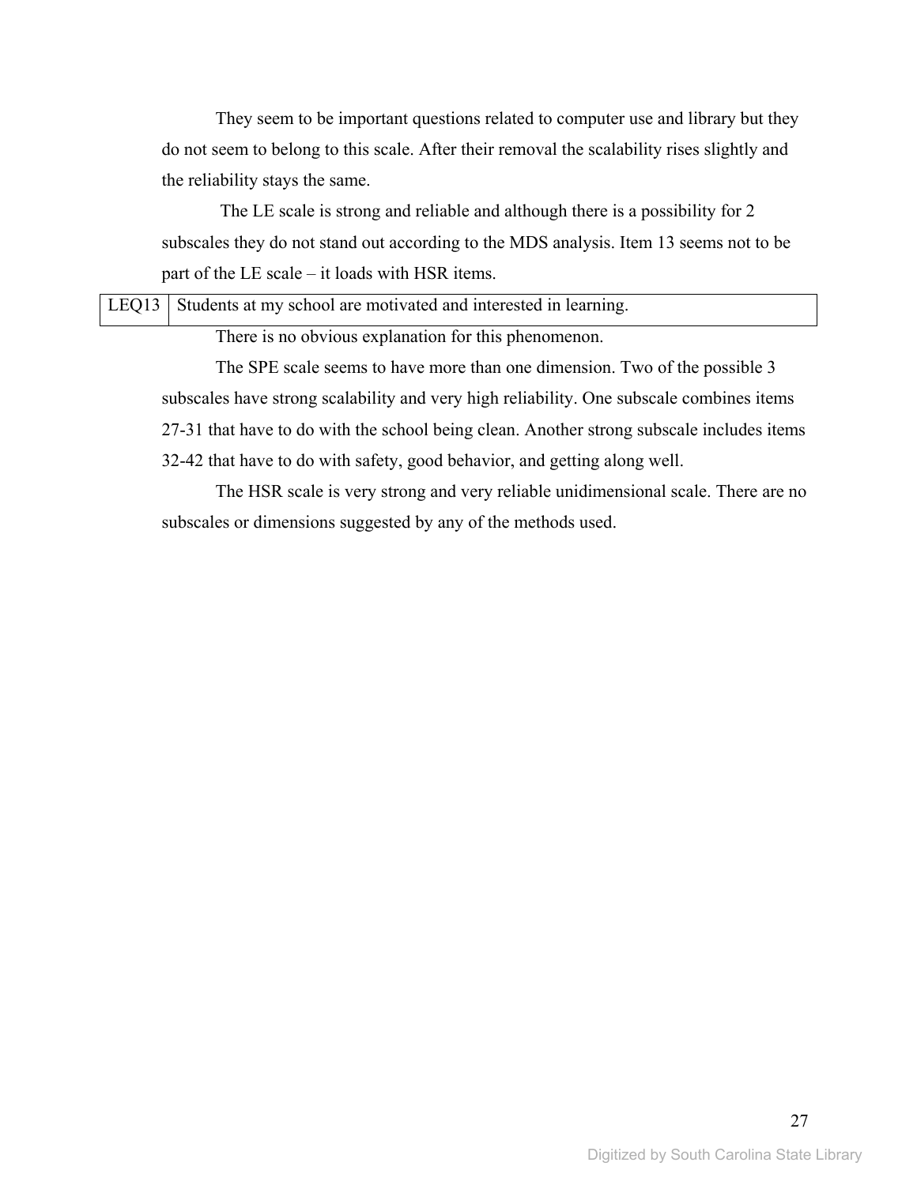They seem to be important questions related to computer use and library but they do not seem to belong to this scale. After their removal the scalability rises slightly and the reliability stays the same.

The LE scale is strong and reliable and although there is a possibility for 2 subscales they do not stand out according to the MDS analysis. Item 13 seems not to be part of the LE scale – it loads with HSR items.

| LEQ13 | Students at my school are motivated and interested in learning. |
|---|---|

There is no obvious explanation for this phenomenon.

The SPE scale seems to have more than one dimension. Two of the possible 3 subscales have strong scalability and very high reliability. One subscale combines items 27-31 that have to do with the school being clean. Another strong subscale includes items 32-42 that have to do with safety, good behavior, and getting along well.

The HSR scale is very strong and very reliable unidimensional scale. There are no subscales or dimensions suggested by any of the methods used.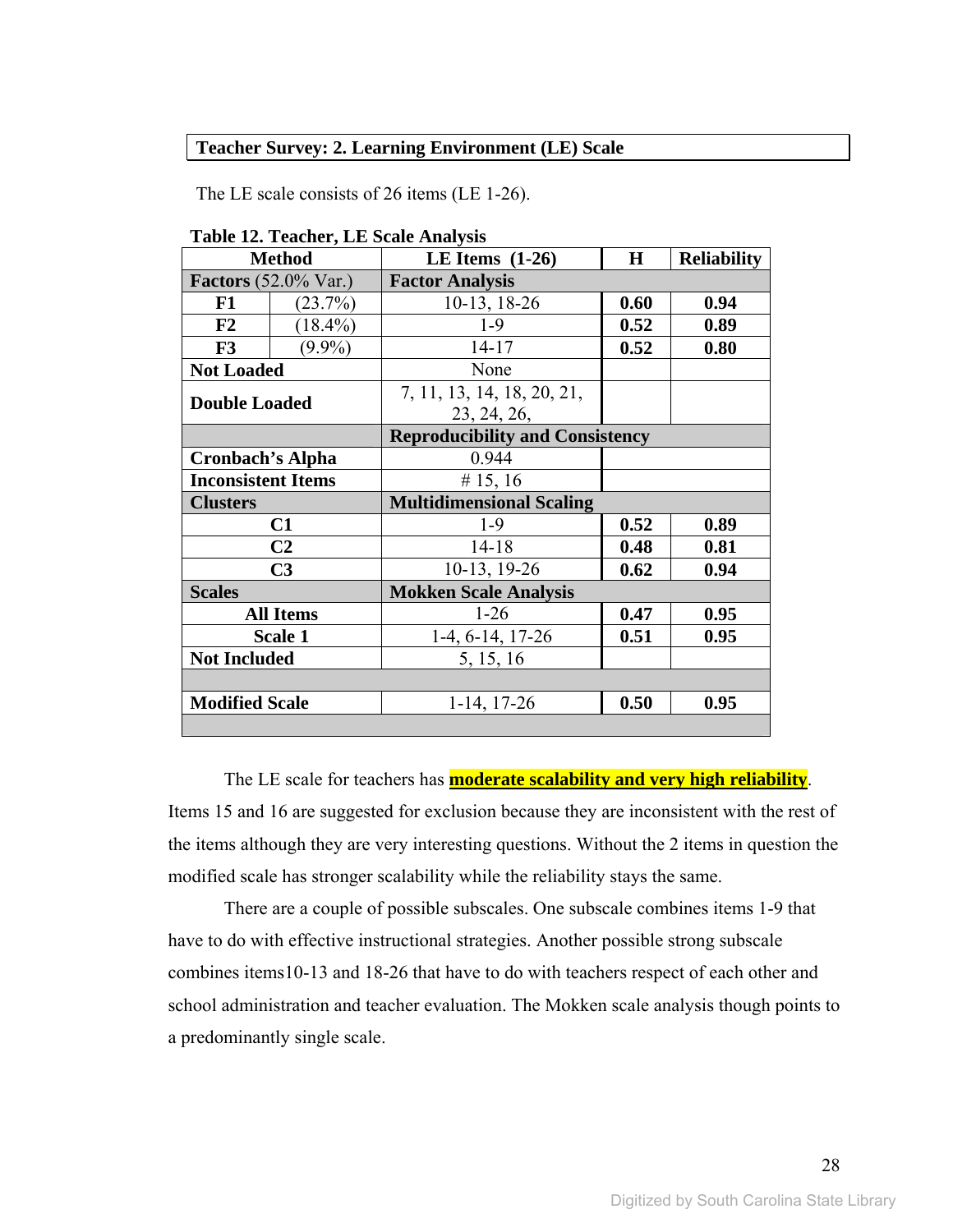**Teacher Survey: 2. Learning Environment (LE) Scale**

The LE scale consists of 26 items (LE 1-26).

**Table 12. Teacher, LE Scale Analysis**

| Method | | LE Items (1-26) | H | Reliability |
|---|---|---|---|---|
| **Factors** (52.0% Var.) | | **Factor Analysis** | | |
| **F1** | (23.7%) | 10-13, 18-26 | **0.60** | **0.94** |
| **F2** | (18.4%) | 1-9 | **0.52** | **0.89** |
| **F3** | (9.9%) | 14-17 | **0.52** | **0.80** |
| **Not Loaded** | | None | | |
| **Double Loaded** | | 7, 11, 13, 14, 18, 20, 21, 23, 24, 26, | | |
| | | **Reproducibility and Consistency** | | |
| **Cronbach's Alpha** | | 0.944 | | |
| **Inconsistent Items** | | # 15, 16 | | |
| **Clusters** | | **Multidimensional Scaling** | | |
| **C1** | | 1-9 | **0.52** | **0.89** |
| **C2** | | 14-18 | **0.48** | **0.81** |
| **C3** | | 10-13, 19-26 | **0.62** | **0.94** |
| **Scales** | | **Mokken Scale Analysis** | | |
| **All Items** | | 1-26 | **0.47** | **0.95** |
| **Scale 1** | | 1-4, 6-14, 17-26 | **0.51** | **0.95** |
| **Not Included** | | 5, 15, 16 | | |
| | | | | |
| **Modified Scale** | | 1-14, 17-26 | **0.50** | **0.95** |

The LE scale for teachers has **moderate scalability and very high reliability**. Items 15 and 16 are suggested for exclusion because they are inconsistent with the rest of the items although they are very interesting questions. Without the 2 items in question the modified scale has stronger scalability while the reliability stays the same.

There are a couple of possible subscales. One subscale combines items 1-9 that have to do with effective instructional strategies. Another possible strong subscale combines items10-13 and 18-26 that have to do with teachers respect of each other and school administration and teacher evaluation. The Mokken scale analysis though points to a predominantly single scale.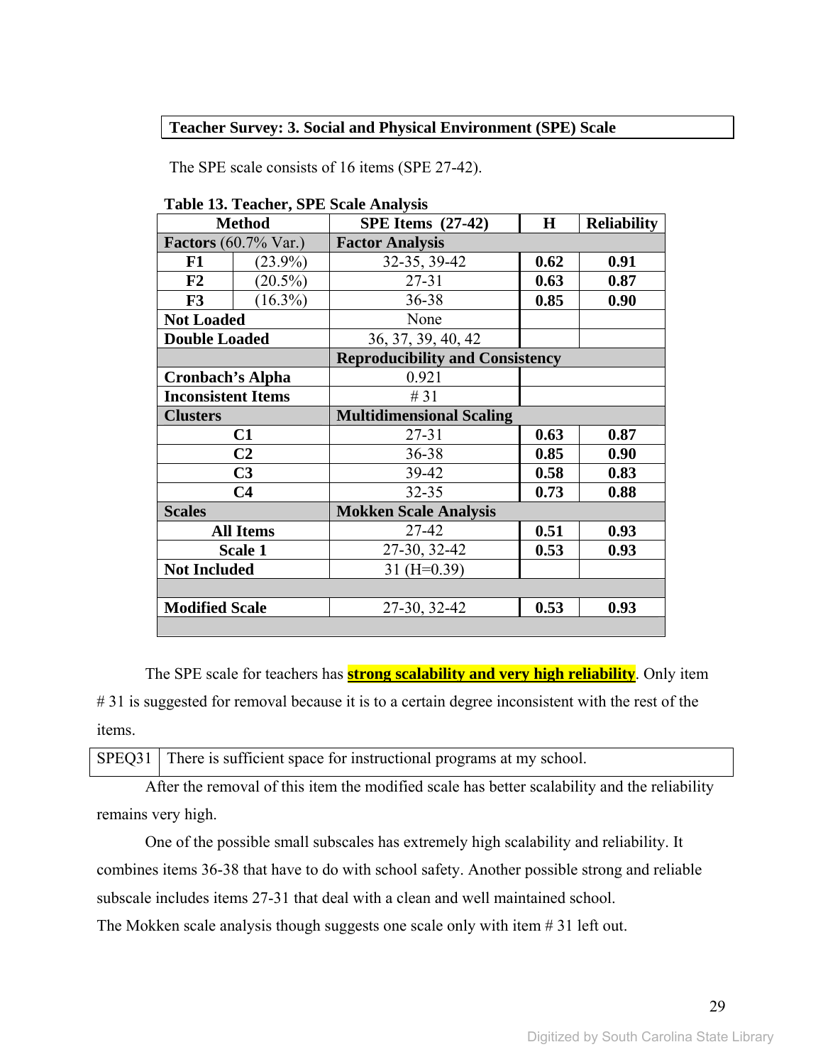**Teacher Survey: 3. Social and Physical Environment (SPE) Scale**

The SPE scale consists of 16 items (SPE 27-42).

**Table 13. Teacher, SPE Scale Analysis**

| Method | | SPE Items (27-42) | H | Reliability |
|---|---|---|---|---|
| **Factors** (60.7% Var.) | | **Factor Analysis** | | |
| **F1** | (23.9%) | 32-35, 39-42 | **0.62** | **0.91** |
| **F2** | (20.5%) | 27-31 | **0.63** | **0.87** |
| **F3** | (16.3%) | 36-38 | **0.85** | **0.90** |
| **Not Loaded** | | None | | |
| **Double Loaded** | | 36, 37, 39, 40, 42 | | |
| | | **Reproducibility and Consistency** | | |
| **Cronbach's Alpha** | | 0.921 | | |
| **Inconsistent Items** | | # 31 | | |
| **Clusters** | | **Multidimensional Scaling** | | |
| **C1** | | 27-31 | **0.63** | **0.87** |
| **C2** | | 36-38 | **0.85** | **0.90** |
| **C3** | | 39-42 | **0.58** | **0.83** |
| **C4** | | 32-35 | **0.73** | **0.88** |
| **Scales** | | **Mokken Scale Analysis** | | |
| **All Items** | | 27-42 | **0.51** | **0.93** |
| **Scale 1** | | 27-30, 32-42 | **0.53** | **0.93** |
| **Not Included** | | 31 (H=0.39) | | |
| | | | | |
| **Modified Scale** | | 27-30, 32-42 | **0.53** | **0.93** |

The SPE scale for teachers has **strong scalability and very high reliability**. Only item # 31 is suggested for removal because it is to a certain degree inconsistent with the rest of the items.

| SPEQ31 | There is sufficient space for instructional programs at my school. |
|---|---|

After the removal of this item the modified scale has better scalability and the reliability remains very high.

One of the possible small subscales has extremely high scalability and reliability. It combines items 36-38 that have to do with school safety. Another possible strong and reliable subscale includes items 27-31 that deal with a clean and well maintained school. The Mokken scale analysis though suggests one scale only with item # 31 left out.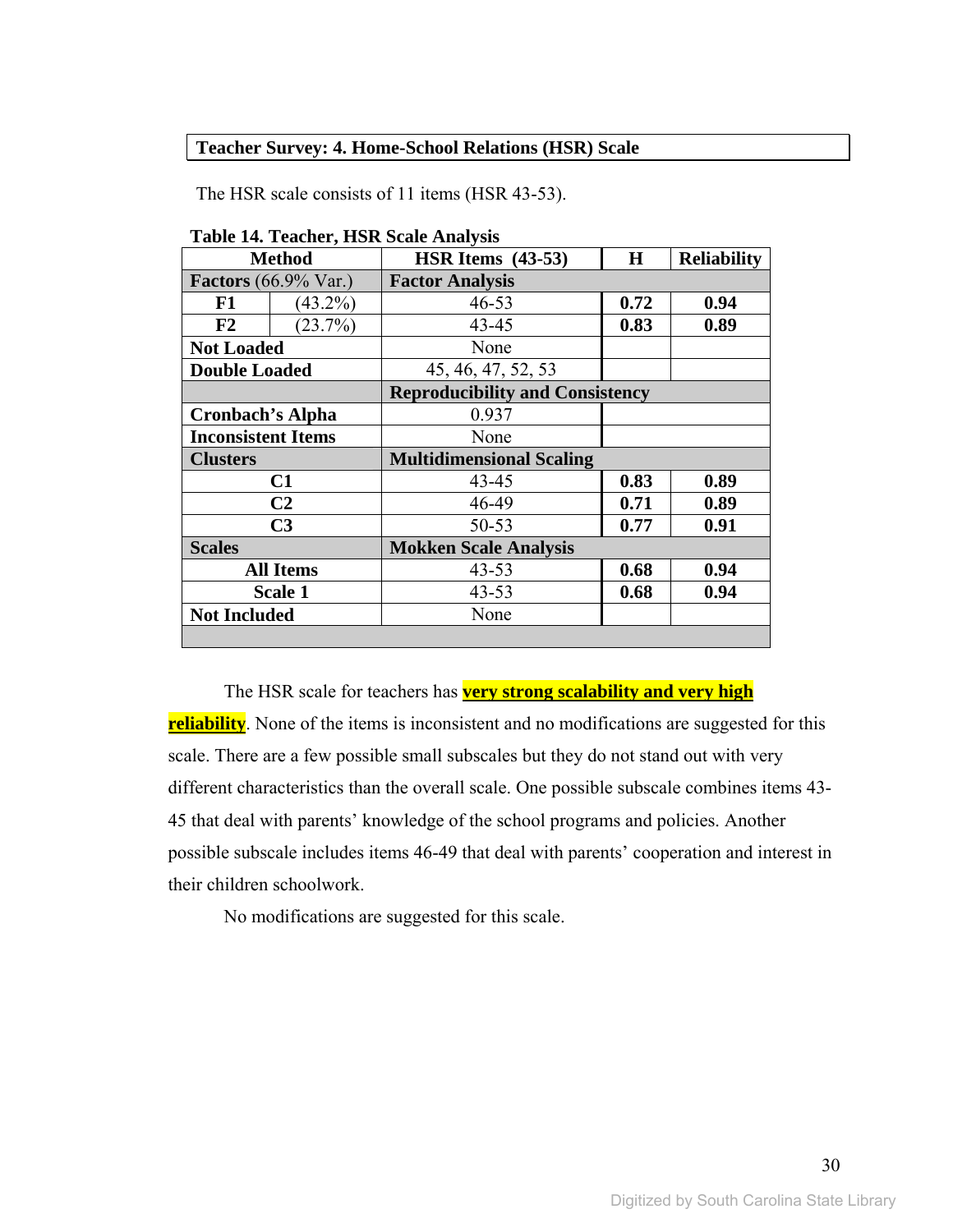**Teacher Survey: 4. Home-School Relations (HSR) Scale**

The HSR scale consists of 11 items (HSR 43-53).

**Table 14. Teacher, HSR Scale Analysis**

| Method | | HSR Items (43-53) | H | Reliability |
|---|---|---|---|---|
| **Factors** (66.9% Var.) | | **Factor Analysis** | | |
| **F1** | (43.2%) | 46-53 | **0.72** | **0.94** |
| **F2** | (23.7%) | 43-45 | **0.83** | **0.89** |
| **Not Loaded** | | None | | |
| **Double Loaded** | | 45, 46, 47, 52, 53 | | |
| | | **Reproducibility and Consistency** | | |
| **Cronbach's Alpha** | | 0.937 | | |
| **Inconsistent Items** | | None | | |
| **Clusters** | | **Multidimensional Scaling** | | |
| **C1** | | 43-45 | **0.83** | **0.89** |
| **C2** | | 46-49 | **0.71** | **0.89** |
| **C3** | | 50-53 | **0.77** | **0.91** |
| **Scales** | | **Mokken Scale Analysis** | | |
| **All Items** | | 43-53 | **0.68** | **0.94** |
| **Scale 1** | | 43-53 | **0.68** | **0.94** |
| **Not Included** | | None | | |

The HSR scale for teachers has **very strong scalability and very high reliability**. None of the items is inconsistent and no modifications are suggested for this scale. There are a few possible small subscales but they do not stand out with very different characteristics than the overall scale. One possible subscale combines items 43-45 that deal with parents' knowledge of the school programs and policies. Another possible subscale includes items 46-49 that deal with parents' cooperation and interest in their children schoolwork.

No modifications are suggested for this scale.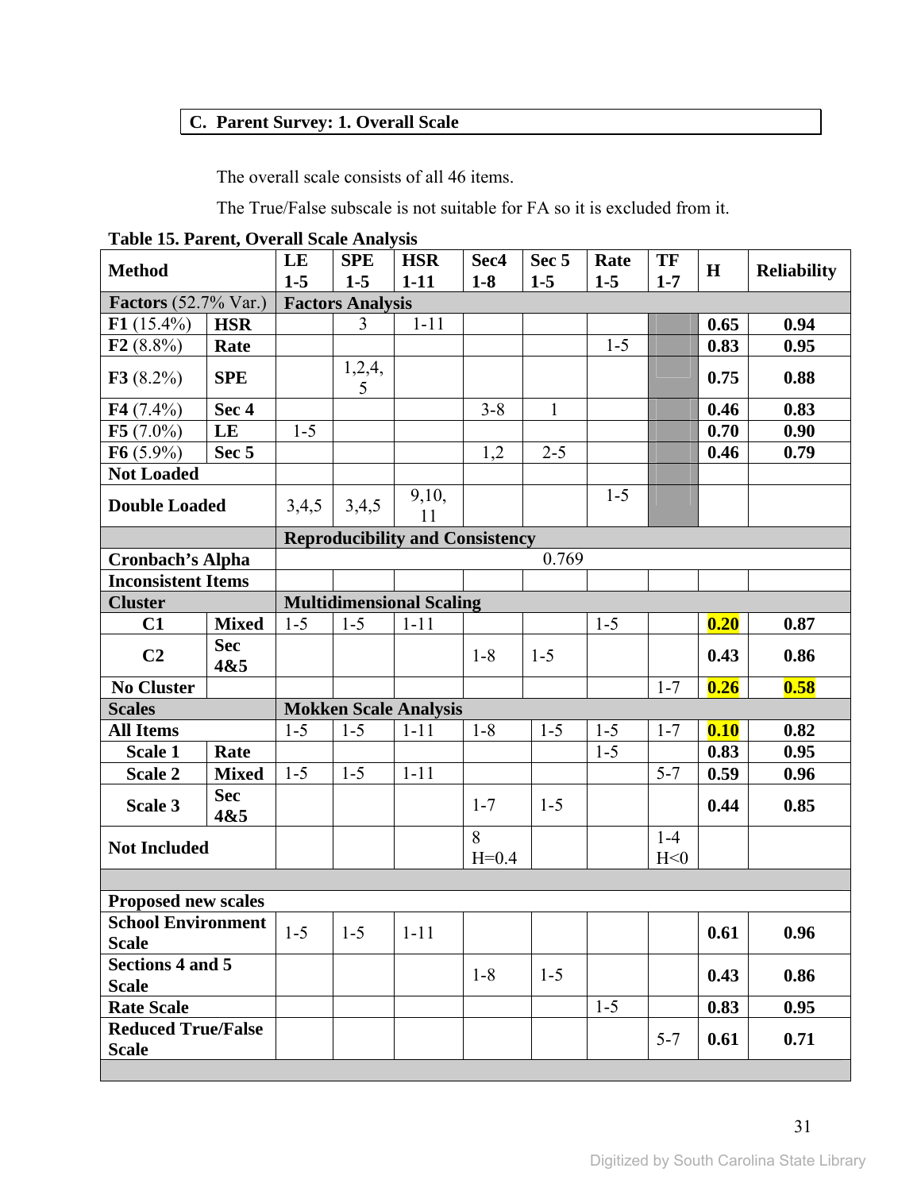## C. Parent Survey: 1. Overall Scale

The overall scale consists of all 46 items.

The True/False subscale is not suitable for FA so it is excluded from it.

**Table 15. Parent, Overall Scale Analysis**

| **Method** | | **LE 1-5** | **SPE 1-5** | **HSR 1-11** | **Sec4 1-8** | **Sec 5 1-5** | **Rate 1-5** | **TF 1-7** | **H** | **Reliability** |
|---|---|---|---|---|---|---|---|---|---|---|
| **Factors** (52.7% Var.) | | **Factors Analysis** | | | | | | | | |
| **F1** (15.4%) | **HSR** | | 3 | 1-11 | | | | | **0.65** | **0.94** |
| **F2** (8.8%) | **Rate** | | | | | | 1-5 | | **0.83** | **0.95** |
| **F3** (8.2%) | **SPE** | | 1,2,4,5 | | | | | | **0.75** | **0.88** |
| **F4** (7.4%) | **Sec 4** | | | | 3-8 | 1 | | | **0.46** | **0.83** |
| **F5** (7.0%) | **LE** | 1-5 | | | | | | | **0.70** | **0.90** |
| **F6** (5.9%) | **Sec 5** | | | | 1,2 | 2-5 | | | **0.46** | **0.79** |
| **Not Loaded** | | | | | | | | | | |
| **Double Loaded** | | 3,4,5 | 3,4,5 | 9,10,11 | | | 1-5 | | | |
| | | **Reproducibility and Consistency** | | | | | | | | |
| **Cronbach's Alpha** | | 0.769 | | | | | | | | |
| **Inconsistent Items** | | | | | | | | | | |
| **Cluster** | | **Multidimensional Scaling** | | | | | | | | |
| **C1** | **Mixed** | 1-5 | 1-5 | 1-11 | | | 1-5 | | **0.20** | **0.87** |
| **C2** | **Sec 4&5** | | | | 1-8 | 1-5 | | | **0.43** | **0.86** |
| **No Cluster** | | | | | | | | 1-7 | **0.26** | **0.58** |
| **Scales** | | **Mokken Scale Analysis** | | | | | | | | |
| **All Items** | | 1-5 | 1-5 | 1-11 | 1-8 | 1-5 | 1-5 | 1-7 | **0.10** | **0.82** |
| **Scale 1** | **Rate** | | | | | | 1-5 | | **0.83** | **0.95** |
| **Scale 2** | **Mixed** | 1-5 | 1-5 | 1-11 | | | | 5-7 | **0.59** | **0.96** |
| **Scale 3** | **Sec 4&5** | | | | 1-7 | 1-5 | | | **0.44** | **0.85** |
| **Not Included** | | | | | 8 H=0.4 | | | 1-4 H<0 | | |
| | | | | | | | | | | |
| **Proposed new scales** | | | | | | | | | | |
| **School Environment Scale** | | 1-5 | 1-5 | 1-11 | | | | | **0.61** | **0.96** |
| **Sections 4 and 5 Scale** | | | | | 1-8 | 1-5 | | | **0.43** | **0.86** |
| **Rate Scale** | | | | | | | 1-5 | | **0.83** | **0.95** |
| **Reduced True/False Scale** | | | | | | | | 5-7 | **0.61** | **0.71** |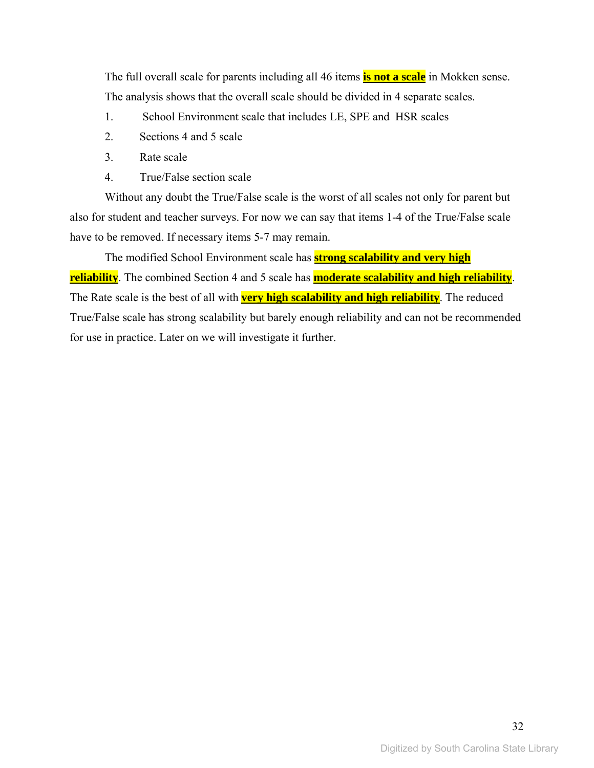The full overall scale for parents including all 46 items **is not a scale** in Mokken sense. The analysis shows that the overall scale should be divided in 4 separate scales.

1. School Environment scale that includes LE, SPE and HSR scales
2. Sections 4 and 5 scale
3. Rate scale
4. True/False section scale

Without any doubt the True/False scale is the worst of all scales not only for parent but also for student and teacher surveys. For now we can say that items 1-4 of the True/False scale have to be removed. If necessary items 5-7 may remain.

The modified School Environment scale has **strong scalability and very high reliability**. The combined Section 4 and 5 scale has **moderate scalability and high reliability**. The Rate scale is the best of all with **very high scalability and high reliability**. The reduced True/False scale has strong scalability but barely enough reliability and can not be recommended for use in practice. Later on we will investigate it further.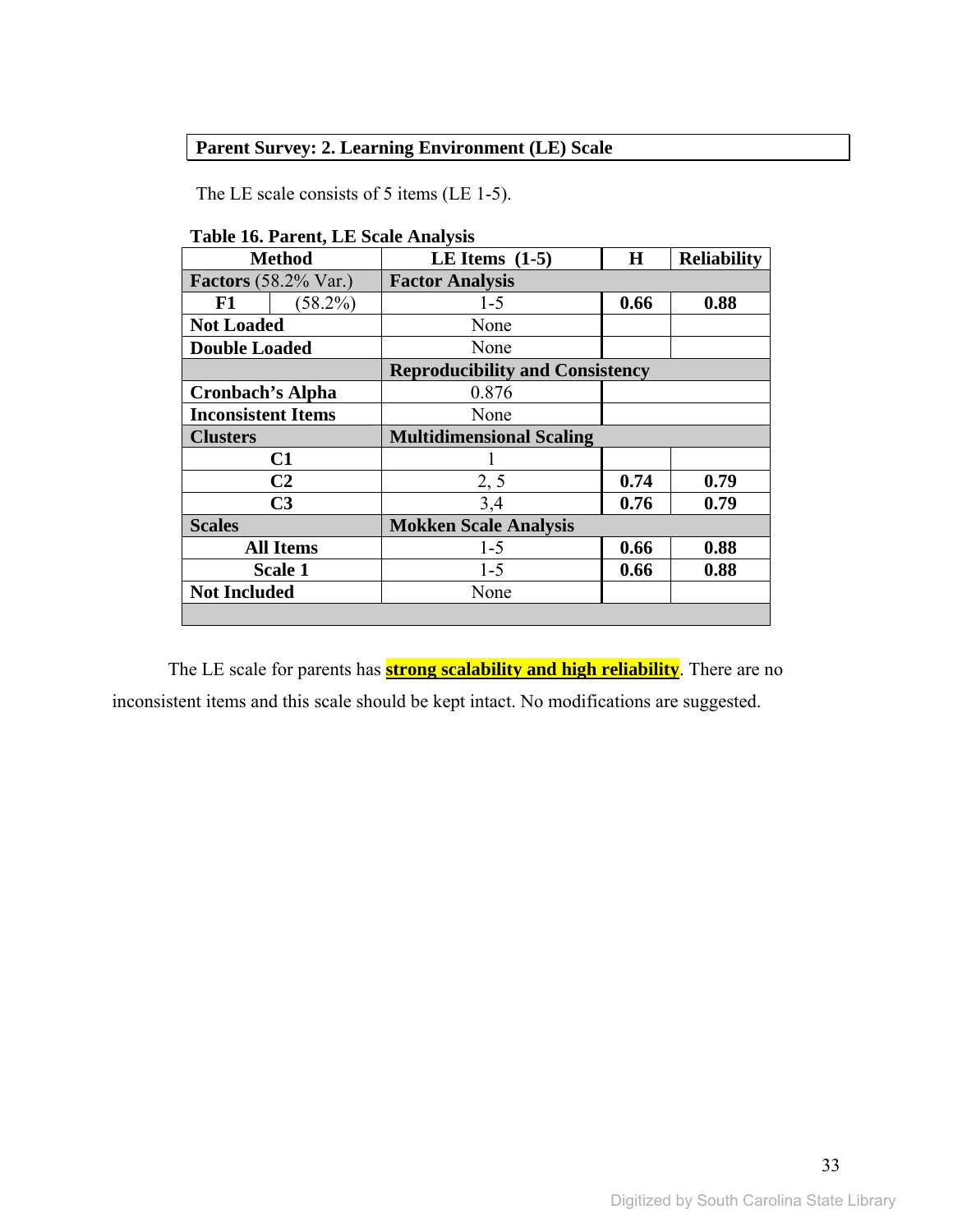**Parent Survey: 2. Learning Environment (LE) Scale**

The LE scale consists of 5 items (LE 1-5).

**Table 16. Parent, LE Scale Analysis**

| **Method** | | **LE Items (1-5)** | **H** | **Reliability** |
|---|---|---|---|---|
| **Factors** (58.2% Var.) | | **Factor Analysis** | | |
| **F1** | (58.2%) | 1-5 | **0.66** | **0.88** |
| **Not Loaded** | | None | | |
| **Double Loaded** | | None | | |
| | | **Reproducibility and Consistency** | | |
| **Cronbach's Alpha** | | 0.876 | | |
| **Inconsistent Items** | | None | | |
| **Clusters** | | **Multidimensional Scaling** | | |
| **C1** | | 1 | | |
| **C2** | | 2, 5 | **0.74** | **0.79** |
| **C3** | | 3,4 | **0.76** | **0.79** |
| **Scales** | | **Mokken Scale Analysis** | | |
| **All Items** | | 1-5 | **0.66** | **0.88** |
| **Scale 1** | | 1-5 | **0.66** | **0.88** |
| **Not Included** | | None | | |

The LE scale for parents has **strong scalability and high reliability**. There are no inconsistent items and this scale should be kept intact. No modifications are suggested.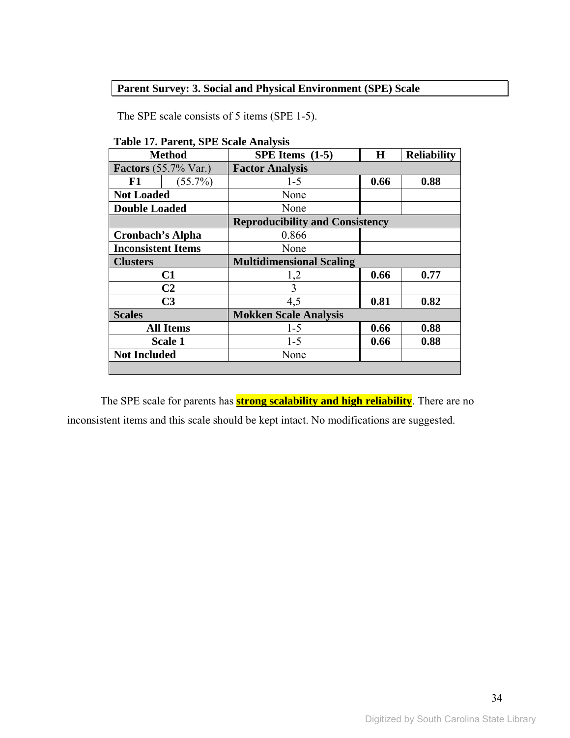**Parent Survey: 3. Social and Physical Environment (SPE) Scale**

The SPE scale consists of 5 items (SPE 1-5).

**Table 17. Parent, SPE Scale Analysis**

| Method | | SPE Items (1-5) | H | Reliability |
|---|---|---|---|---|
| **Factors** (55.7% Var.) | | **Factor Analysis** | | |
| **F1** | (55.7%) | 1-5 | **0.66** | **0.88** |
| **Not Loaded** | | None | | |
| **Double Loaded** | | None | | |
| | | **Reproducibility and Consistency** | | |
| **Cronbach's Alpha** | | 0.866 | | |
| **Inconsistent Items** | | None | | |
| **Clusters** | | **Multidimensional Scaling** | | |
| **C1** | | 1,2 | **0.66** | **0.77** |
| **C2** | | 3 | | |
| **C3** | | 4,5 | **0.81** | **0.82** |
| **Scales** | | **Mokken Scale Analysis** | | |
| **All Items** | | 1-5 | **0.66** | **0.88** |
| **Scale 1** | | 1-5 | **0.66** | **0.88** |
| **Not Included** | | None | | |

The SPE scale for parents has **strong scalability and high reliability**. There are no inconsistent items and this scale should be kept intact. No modifications are suggested.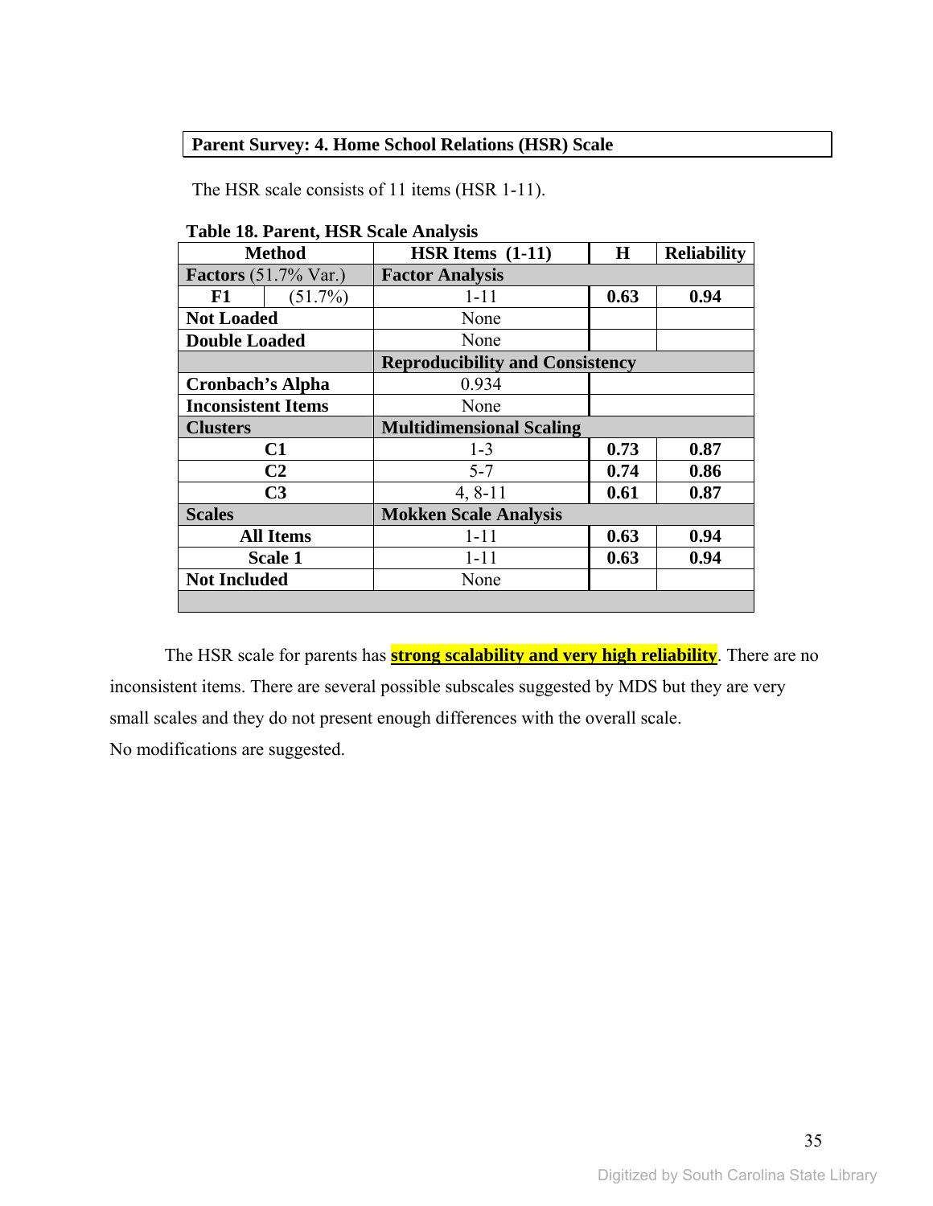**Parent Survey: 4. Home School Relations (HSR) Scale**

The HSR scale consists of 11 items (HSR 1-11).

**Table 18. Parent, HSR Scale Analysis**

| Method | | HSR Items (1-11) | H | Reliability |
|---|---|---|---|---|
| **Factors** (51.7% Var.) | | **Factor Analysis** | | |
| **F1** | (51.7%) | 1-11 | **0.63** | **0.94** |
| **Not Loaded** | | None | | |
| **Double Loaded** | | None | | |
| | | **Reproducibility and Consistency** | | |
| **Cronbach's Alpha** | | 0.934 | | |
| **Inconsistent Items** | | None | | |
| **Clusters** | | **Multidimensional Scaling** | | |
| **C1** | | 1-3 | **0.73** | **0.87** |
| **C2** | | 5-7 | **0.74** | **0.86** |
| **C3** | | 4, 8-11 | **0.61** | **0.87** |
| **Scales** | | **Mokken Scale Analysis** | | |
| **All Items** | | 1-11 | **0.63** | **0.94** |
| **Scale 1** | | 1-11 | **0.63** | **0.94** |
| **Not Included** | | None | | |

The HSR scale for parents has **strong scalability and very high reliability**. There are no inconsistent items. There are several possible subscales suggested by MDS but they are very small scales and they do not present enough differences with the overall scale.

No modifications are suggested.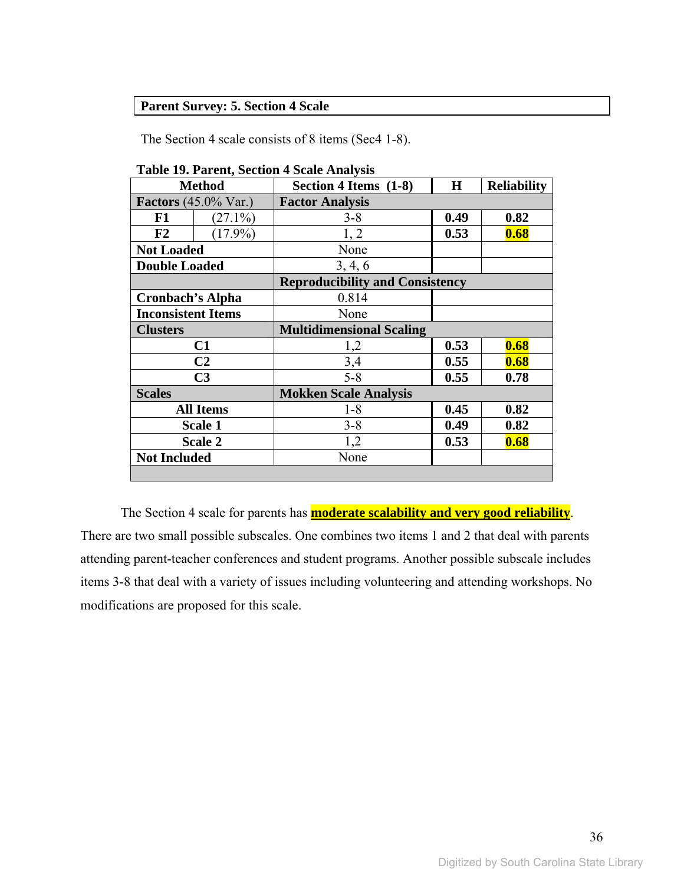**Parent Survey: 5. Section 4 Scale**

The Section 4 scale consists of 8 items (Sec4 1-8).

**Table 19. Parent, Section 4 Scale Analysis**

| Method | | Section 4 Items (1-8) | H | Reliability |
|---|---|---|---|---|
| **Factors** (45.0% Var.) | | **Factor Analysis** | | |
| **F1** | (27.1%) | 3-8 | **0.49** | **0.82** |
| **F2** | (17.9%) | 1, 2 | **0.53** | **0.68** |
| **Not Loaded** | | None | | |
| **Double Loaded** | | 3, 4, 6 | | |
| | | **Reproducibility and Consistency** | | |
| **Cronbach's Alpha** | | 0.814 | | |
| **Inconsistent Items** | | None | | |
| **Clusters** | | **Multidimensional Scaling** | | |
| **C1** | | 1,2 | **0.53** | **0.68** |
| **C2** | | 3,4 | **0.55** | **0.68** |
| **C3** | | 5-8 | **0.55** | **0.78** |
| **Scales** | | **Mokken Scale Analysis** | | |
| **All Items** | | 1-8 | **0.45** | **0.82** |
| **Scale 1** | | 3-8 | **0.49** | **0.82** |
| **Scale 2** | | 1,2 | **0.53** | **0.68** |
| **Not Included** | | None | | |

The Section 4 scale for parents has **moderate scalability and very good reliability**. There are two small possible subscales. One combines two items 1 and 2 that deal with parents attending parent-teacher conferences and student programs. Another possible subscale includes items 3-8 that deal with a variety of issues including volunteering and attending workshops. No modifications are proposed for this scale.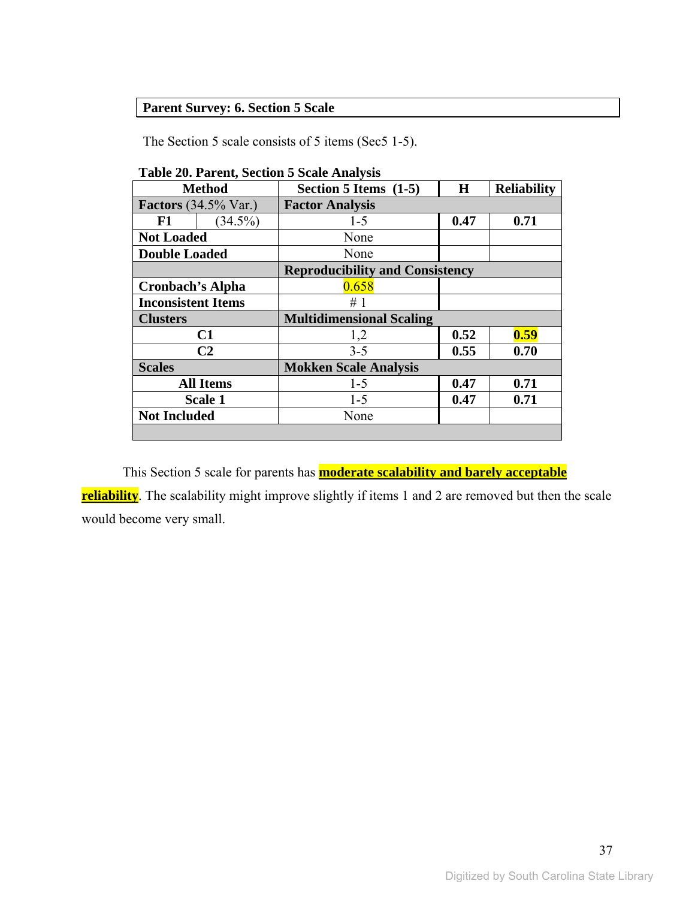**Parent Survey: 6. Section 5 Scale**

The Section 5 scale consists of 5 items (Sec5 1-5).

**Table 20. Parent, Section 5 Scale Analysis**

| **Method** | | **Section 5 Items (1-5)** | **H** | **Reliability** |
|---|---|---|---|---|
| **Factors** (34.5% Var.) | | **Factor Analysis** | | |
| **F1** | (34.5%) | 1-5 | **0.47** | **0.71** |
| **Not Loaded** | | None | | |
| **Double Loaded** | | None | | |
| | | **Reproducibility and Consistency** | | |
| **Cronbach's Alpha** | | 0.658 | | |
| **Inconsistent Items** | | # 1 | | |
| **Clusters** | | **Multidimensional Scaling** | | |
| **C1** | | 1,2 | **0.52** | **0.59** |
| **C2** | | 3-5 | **0.55** | **0.70** |
| **Scales** | | **Mokken Scale Analysis** | | |
| **All Items** | | 1-5 | **0.47** | **0.71** |
| **Scale 1** | | 1-5 | **0.47** | **0.71** |
| **Not Included** | | None | | |

This Section 5 scale for parents has **moderate scalability and barely acceptable reliability**. The scalability might improve slightly if items 1 and 2 are removed but then the scale would become very small.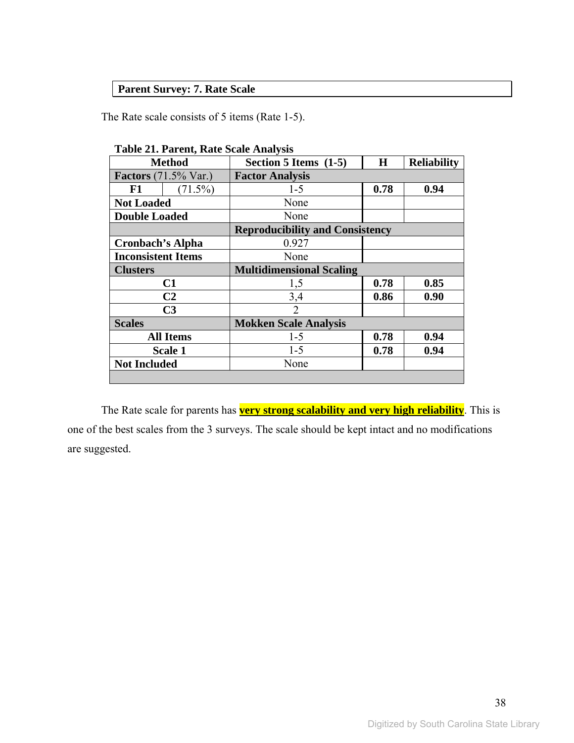**Parent Survey: 7. Rate Scale**

The Rate scale consists of 5 items (Rate 1-5).

**Table 21. Parent, Rate Scale Analysis**

| **Method** | | **Section 5 Items (1-5)** | **H** | **Reliability** |
|---|---|---|---|---|
| **Factors** (71.5% Var.) | | **Factor Analysis** | | |
| **F1** | (71.5%) | 1-5 | **0.78** | **0.94** |
| **Not Loaded** | | None | | |
| **Double Loaded** | | None | | |
| | | **Reproducibility and Consistency** | | |
| **Cronbach's Alpha** | | 0.927 | | |
| **Inconsistent Items** | | None | | |
| **Clusters** | | **Multidimensional Scaling** | | |
| **C1** | | 1,5 | **0.78** | **0.85** |
| **C2** | | 3,4 | **0.86** | **0.90** |
| **C3** | | 2 | | |
| **Scales** | | **Mokken Scale Analysis** | | |
| **All Items** | | 1-5 | **0.78** | **0.94** |
| **Scale 1** | | 1-5 | **0.78** | **0.94** |
| **Not Included** | | None | | |

The Rate scale for parents has **very strong scalability and very high reliability**. This is one of the best scales from the 3 surveys. The scale should be kept intact and no modifications are suggested.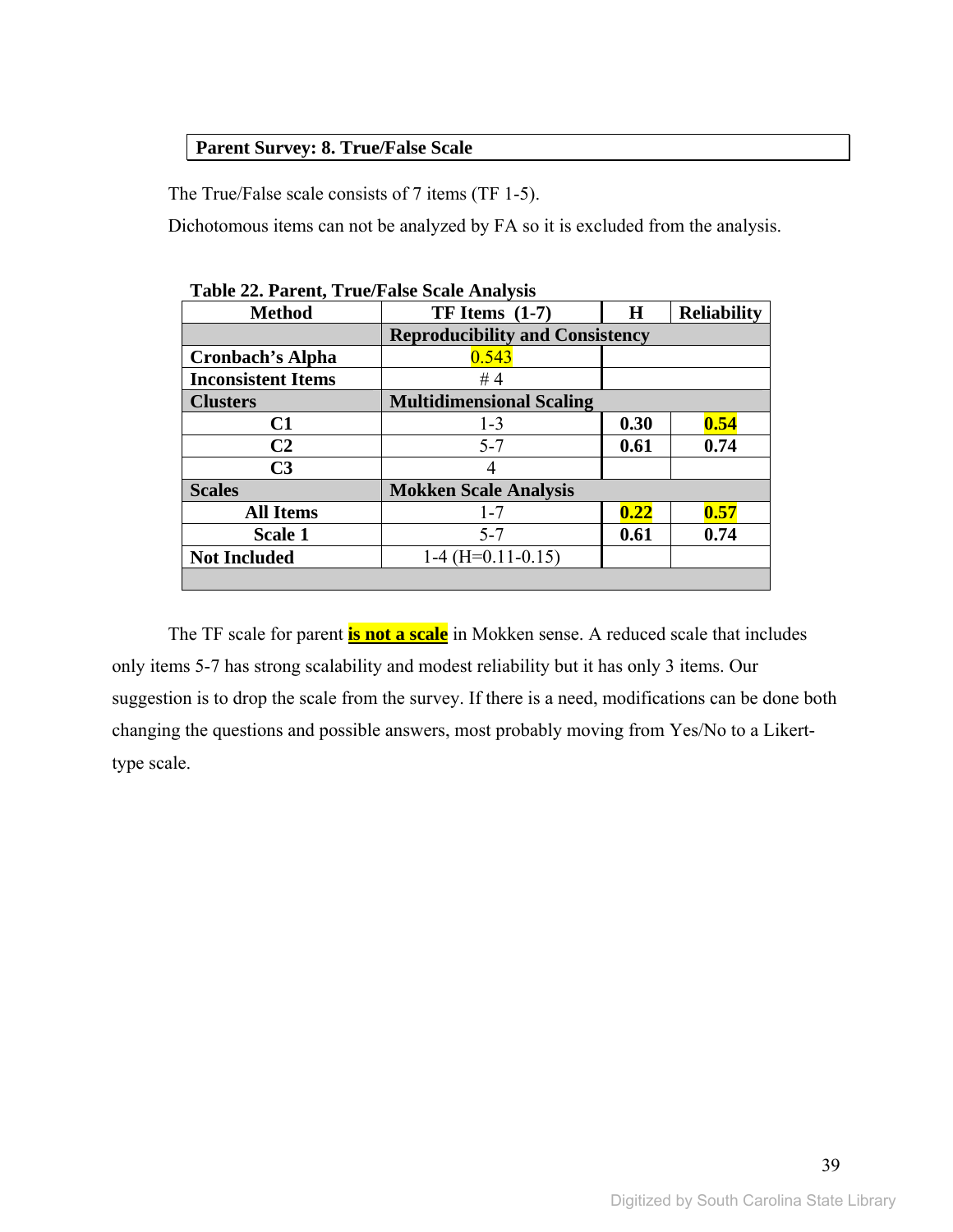**Parent Survey: 8. True/False Scale**

The True/False scale consists of 7 items (TF 1-5).

Dichotomous items can not be analyzed by FA so it is excluded from the analysis.

**Table 22. Parent, True/False Scale Analysis**

| Method | TF Items (1-7) | H | Reliability |
|---|---|---|---|
| | **Reproducibility and Consistency** | | |
| **Cronbach's Alpha** | 0.543 | | |
| **Inconsistent Items** | # 4 | | |
| **Clusters** | **Multidimensional Scaling** | | |
| **C1** | 1-3 | **0.30** | **0.54** |
| **C2** | 5-7 | **0.61** | **0.74** |
| **C3** | 4 | | |
| **Scales** | **Mokken Scale Analysis** | | |
| **All Items** | 1-7 | **0.22** | **0.57** |
| **Scale 1** | 5-7 | **0.61** | **0.74** |
| **Not Included** | 1-4 (H=0.11-0.15) | | |

The TF scale for parent **is not a scale** in Mokken sense. A reduced scale that includes only items 5-7 has strong scalability and modest reliability but it has only 3 items. Our suggestion is to drop the scale from the survey. If there is a need, modifications can be done both changing the questions and possible answers, most probably moving from Yes/No to a Likert-type scale.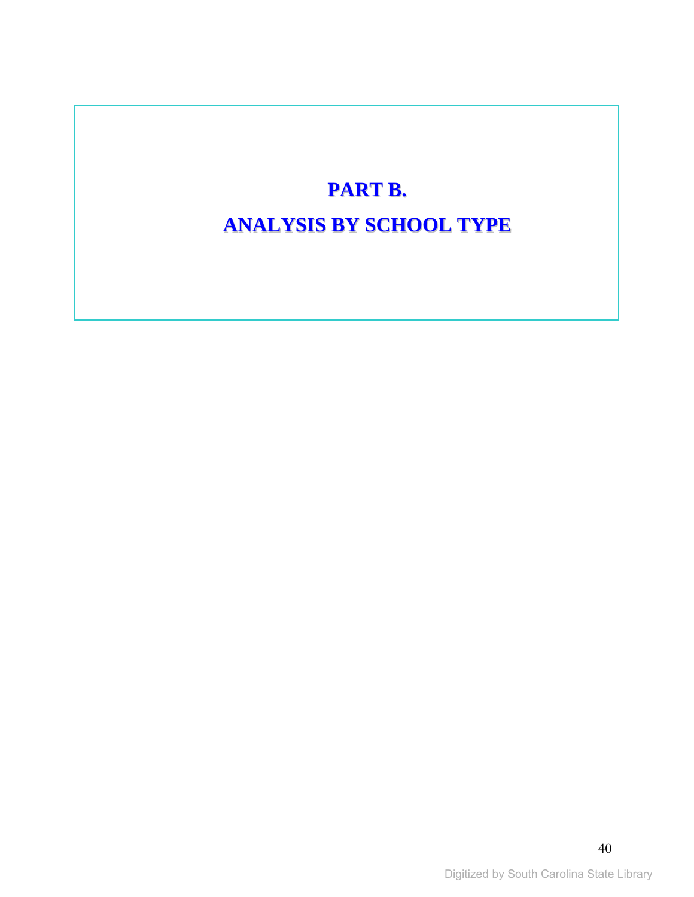# PART B.

# ANALYSIS BY SCHOOL TYPE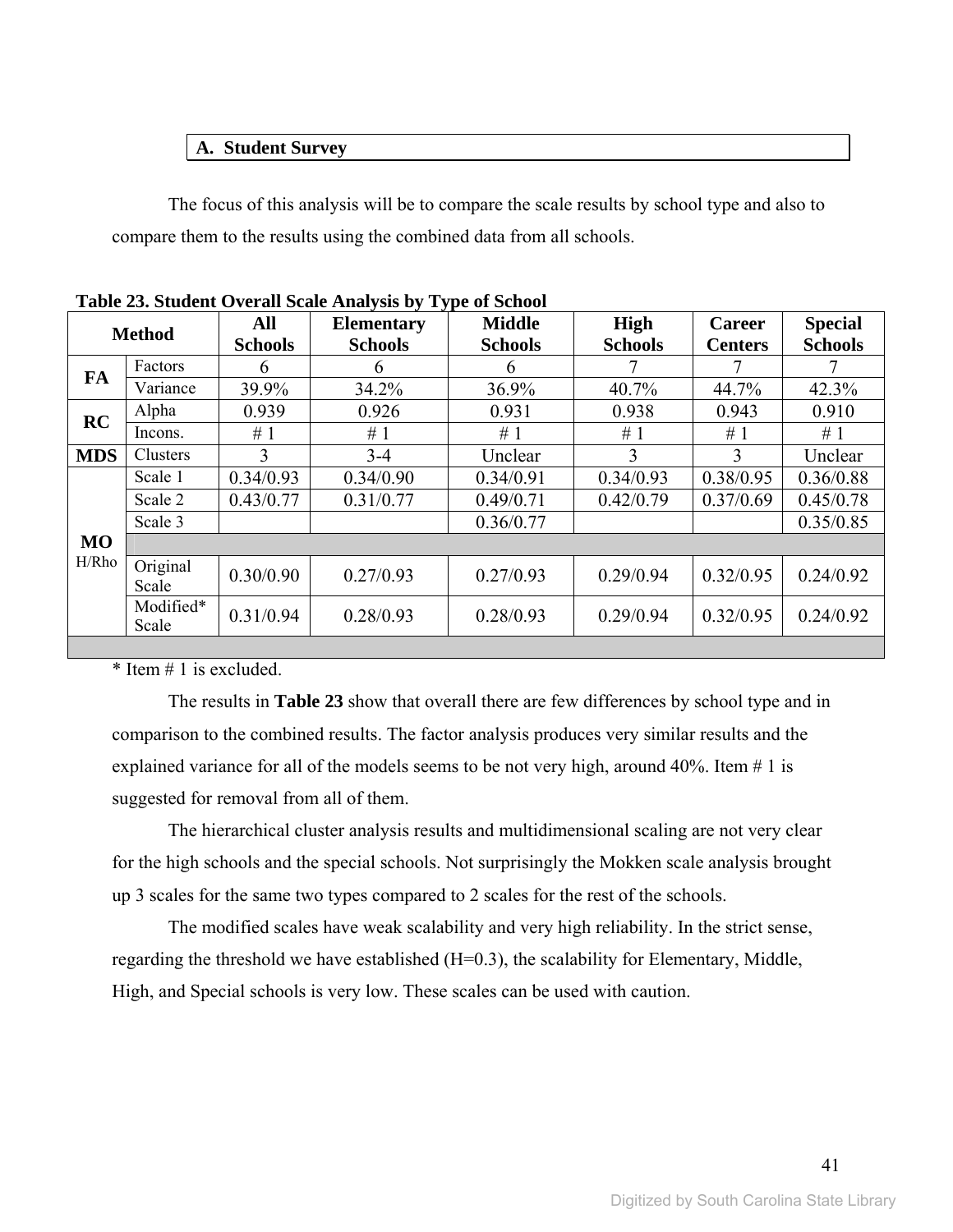## A. Student Survey

The focus of this analysis will be to compare the scale results by school type and also to compare them to the results using the combined data from all schools.

**Table 23. Student Overall Scale Analysis by Type of School**

| Method | | All Schools | Elementary Schools | Middle Schools | High Schools | Career Centers | Special Schools |
|---|---|---|---|---|---|---|---|
| **FA** | Factors | 6 | 6 | 6 | 7 | 7 | 7 |
| | Variance | 39.9% | 34.2% | 36.9% | 40.7% | 44.7% | 42.3% |
| **RC** | Alpha | 0.939 | 0.926 | 0.931 | 0.938 | 0.943 | 0.910 |
| | Incons. | # 1 | # 1 | # 1 | # 1 | # 1 | # 1 |
| **MDS** | Clusters | 3 | 3-4 | Unclear | 3 | 3 | Unclear |
| **MO** H/Rho | Scale 1 | 0.34/0.93 | 0.34/0.90 | 0.34/0.91 | 0.34/0.93 | 0.38/0.95 | 0.36/0.88 |
| | Scale 2 | 0.43/0.77 | 0.31/0.77 | 0.49/0.71 | 0.42/0.79 | 0.37/0.69 | 0.45/0.78 |
| | Scale 3 | | | 0.36/0.77 | | | 0.35/0.85 |
| | Original Scale | 0.30/0.90 | 0.27/0.93 | 0.27/0.93 | 0.29/0.94 | 0.32/0.95 | 0.24/0.92 |
| | Modified* Scale | 0.31/0.94 | 0.28/0.93 | 0.28/0.93 | 0.29/0.94 | 0.32/0.95 | 0.24/0.92 |

\* Item # 1 is excluded.

The results in **Table 23** show that overall there are few differences by school type and in comparison to the combined results. The factor analysis produces very similar results and the explained variance for all of the models seems to be not very high, around 40%. Item # 1 is suggested for removal from all of them.

The hierarchical cluster analysis results and multidimensional scaling are not very clear for the high schools and the special schools. Not surprisingly the Mokken scale analysis brought up 3 scales for the same two types compared to 2 scales for the rest of the schools.

The modified scales have weak scalability and very high reliability. In the strict sense, regarding the threshold we have established (H=0.3), the scalability for Elementary, Middle, High, and Special schools is very low. These scales can be used with caution.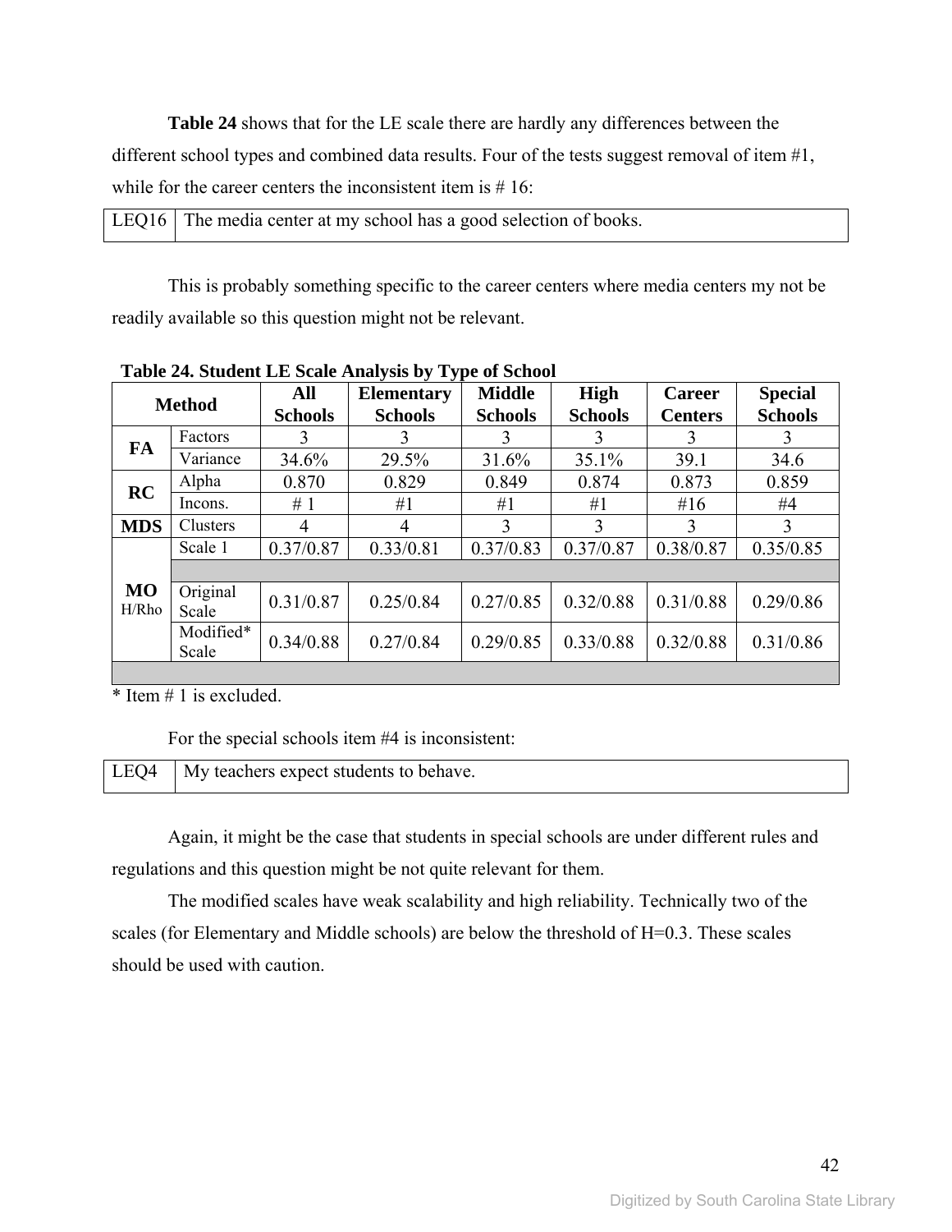**Table 24** shows that for the LE scale there are hardly any differences between the different school types and combined data results. Four of the tests suggest removal of item #1, while for the career centers the inconsistent item is # 16:

| LEQ16 | The media center at my school has a good selection of books. |
|---|---|

This is probably something specific to the career centers where media centers my not be readily available so this question might not be relevant.

**Table 24. Student LE Scale Analysis by Type of School**

| Method | | All Schools | Elementary Schools | Middle Schools | High Schools | Career Centers | Special Schools |
|---|---|---|---|---|---|---|---|
| **FA** | Factors | 3 | 3 | 3 | 3 | 3 | 3 |
| | Variance | 34.6% | 29.5% | 31.6% | 35.1% | 39.1 | 34.6 |
| **RC** | Alpha | 0.870 | 0.829 | 0.849 | 0.874 | 0.873 | 0.859 |
| | Incons. | # 1 | #1 | #1 | #1 | #16 | #4 |
| **MDS** | Clusters | 4 | 4 | 3 | 3 | 3 | 3 |
| **MO** H/Rho | Scale 1 | 0.37/0.87 | 0.33/0.81 | 0.37/0.83 | 0.37/0.87 | 0.38/0.87 | 0.35/0.85 |
| | | | | | | | |
| | Original Scale | 0.31/0.87 | 0.25/0.84 | 0.27/0.85 | 0.32/0.88 | 0.31/0.88 | 0.29/0.86 |
| | Modified* Scale | 0.34/0.88 | 0.27/0.84 | 0.29/0.85 | 0.33/0.88 | 0.32/0.88 | 0.31/0.86 |

\* Item # 1 is excluded.

For the special schools item #4 is inconsistent:

| LEQ4 | My teachers expect students to behave. |
|---|---|

Again, it might be the case that students in special schools are under different rules and regulations and this question might be not quite relevant for them.

The modified scales have weak scalability and high reliability. Technically two of the scales (for Elementary and Middle schools) are below the threshold of H=0.3. These scales should be used with caution.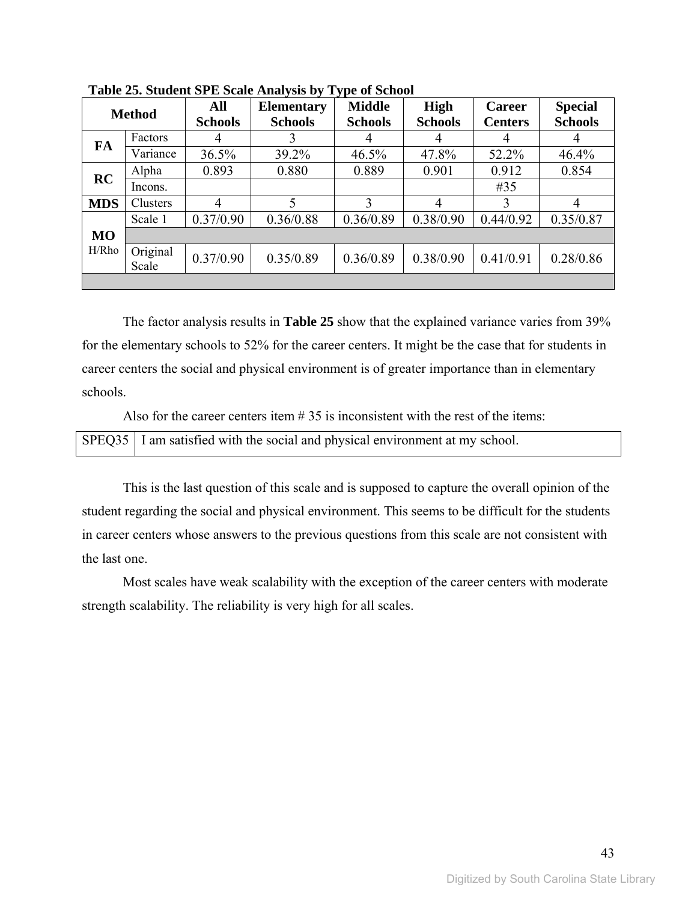**Table 25. Student SPE Scale Analysis by Type of School**

| Method | | All Schools | Elementary Schools | Middle Schools | High Schools | Career Centers | Special Schools |
|---|---|---|---|---|---|---|---|
| **FA** | Factors | 4 | 3 | 4 | 4 | 4 | 4 |
| | Variance | 36.5% | 39.2% | 46.5% | 47.8% | 52.2% | 46.4% |
| **RC** | Alpha | 0.893 | 0.880 | 0.889 | 0.901 | 0.912 | 0.854 |
| | Incons. | | | | | #35 | |
| **MDS** | Clusters | 4 | 5 | 3 | 4 | 3 | 4 |
| **MO** H/Rho | Scale 1 | 0.37/0.90 | 0.36/0.88 | 0.36/0.89 | 0.38/0.90 | 0.44/0.92 | 0.35/0.87 |
| | | | | | | | |
| | Original Scale | 0.37/0.90 | 0.35/0.89 | 0.36/0.89 | 0.38/0.90 | 0.41/0.91 | 0.28/0.86 |
| | | | | | | | |

The factor analysis results in **Table 25** show that the explained variance varies from 39% for the elementary schools to 52% for the career centers. It might be the case that for students in career centers the social and physical environment is of greater importance than in elementary schools.

Also for the career centers item # 35 is inconsistent with the rest of the items:

| SPEQ35 | I am satisfied with the social and physical environment at my school. |
|---|---|

This is the last question of this scale and is supposed to capture the overall opinion of the student regarding the social and physical environment. This seems to be difficult for the students in career centers whose answers to the previous questions from this scale are not consistent with the last one.

Most scales have weak scalability with the exception of the career centers with moderate strength scalability. The reliability is very high for all scales.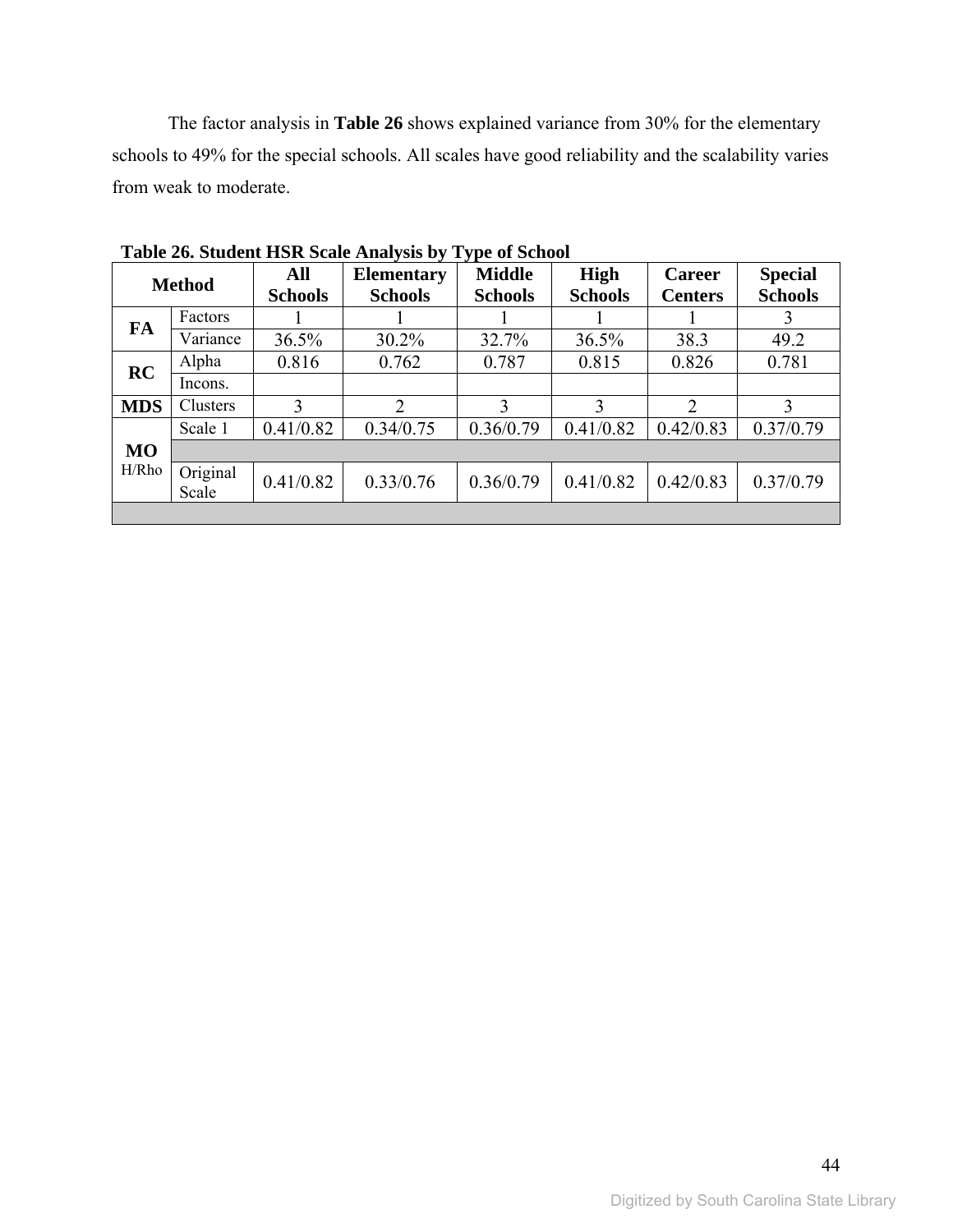The factor analysis in **Table 26** shows explained variance from 30% for the elementary schools to 49% for the special schools. All scales have good reliability and the scalability varies from weak to moderate.

**Table 26. Student HSR Scale Analysis by Type of School**

| Method | | All Schools | Elementary Schools | Middle Schools | High Schools | Career Centers | Special Schools |
|---|---|---|---|---|---|---|---|
| **FA** | Factors | 1 | 1 | 1 | 1 | 1 | 3 |
| | Variance | 36.5% | 30.2% | 32.7% | 36.5% | 38.3 | 49.2 |
| **RC** | Alpha | 0.816 | 0.762 | 0.787 | 0.815 | 0.826 | 0.781 |
| | Incons. | | | | | | |
| **MDS** | Clusters | 3 | 2 | 3 | 3 | 2 | 3 |
| **MO** H/Rho | Scale 1 | 0.41/0.82 | 0.34/0.75 | 0.36/0.79 | 0.41/0.82 | 0.42/0.83 | 0.37/0.79 |
| | | | | | | | |
| | Original Scale | 0.41/0.82 | 0.33/0.76 | 0.36/0.79 | 0.41/0.82 | 0.42/0.83 | 0.37/0.79 |
| | | | | | | | |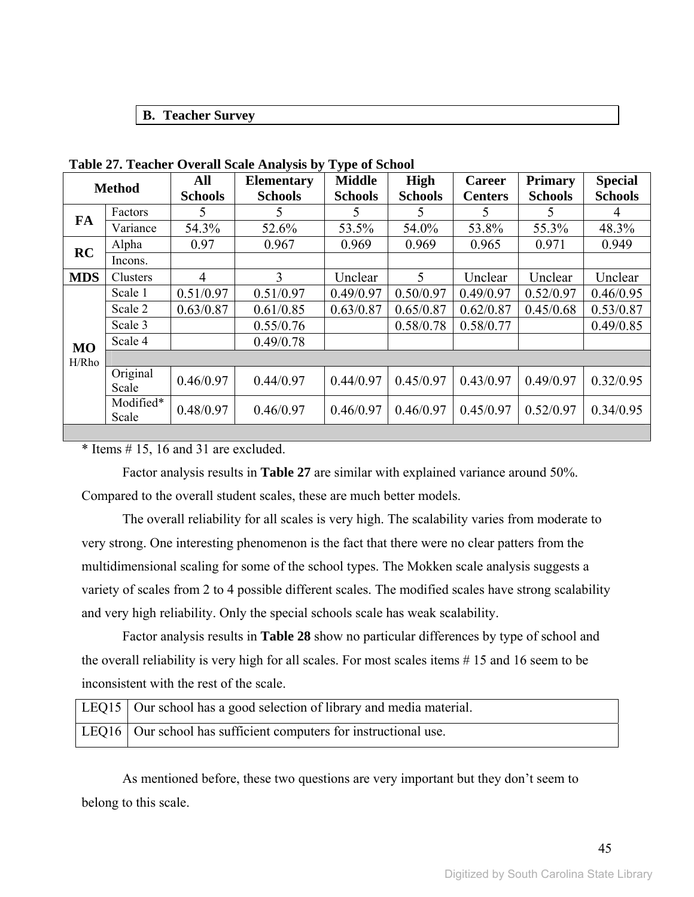## B. Teacher Survey

**Table 27. Teacher Overall Scale Analysis by Type of School**

| Method | | All Schools | Elementary Schools | Middle Schools | High Schools | Career Centers | Primary Schools | Special Schools |
|---|---|---|---|---|---|---|---|---|
| FA | Factors | 5 | 5 | 5 | 5 | 5 | 5 | 4 |
| | Variance | 54.3% | 52.6% | 53.5% | 54.0% | 53.8% | 55.3% | 48.3% |
| RC | Alpha | 0.97 | 0.967 | 0.969 | 0.969 | 0.965 | 0.971 | 0.949 |
| | Incons. | | | | | | | |
| MDS | Clusters | 4 | 3 | Unclear | 5 | Unclear | Unclear | Unclear |
| MO H/Rho | Scale 1 | 0.51/0.97 | 0.51/0.97 | 0.49/0.97 | 0.50/0.97 | 0.49/0.97 | 0.52/0.97 | 0.46/0.95 |
| | Scale 2 | 0.63/0.87 | 0.61/0.85 | 0.63/0.87 | 0.65/0.87 | 0.62/0.87 | 0.45/0.68 | 0.53/0.87 |
| | Scale 3 | | 0.55/0.76 | | 0.58/0.78 | 0.58/0.77 | | 0.49/0.85 |
| | Scale 4 | | 0.49/0.78 | | | | | |
| | | | | | | | | |
| | Original Scale | 0.46/0.97 | 0.44/0.97 | 0.44/0.97 | 0.45/0.97 | 0.43/0.97 | 0.49/0.97 | 0.32/0.95 |
| | Modified* Scale | 0.48/0.97 | 0.46/0.97 | 0.46/0.97 | 0.46/0.97 | 0.45/0.97 | 0.52/0.97 | 0.34/0.95 |

* Items # 15, 16 and 31 are excluded.

Factor analysis results in **Table 27** are similar with explained variance around 50%. Compared to the overall student scales, these are much better models.

The overall reliability for all scales is very high. The scalability varies from moderate to very strong. One interesting phenomenon is the fact that there were no clear patters from the multidimensional scaling for some of the school types. The Mokken scale analysis suggests a variety of scales from 2 to 4 possible different scales. The modified scales have strong scalability and very high reliability. Only the special schools scale has weak scalability.

Factor analysis results in **Table 28** show no particular differences by type of school and the overall reliability is very high for all scales. For most scales items # 15 and 16 seem to be inconsistent with the rest of the scale.

| | |
|---|---|
| LEQ15 | Our school has a good selection of library and media material. |
| LEQ16 | Our school has sufficient computers for instructional use. |

As mentioned before, these two questions are very important but they don't seem to belong to this scale.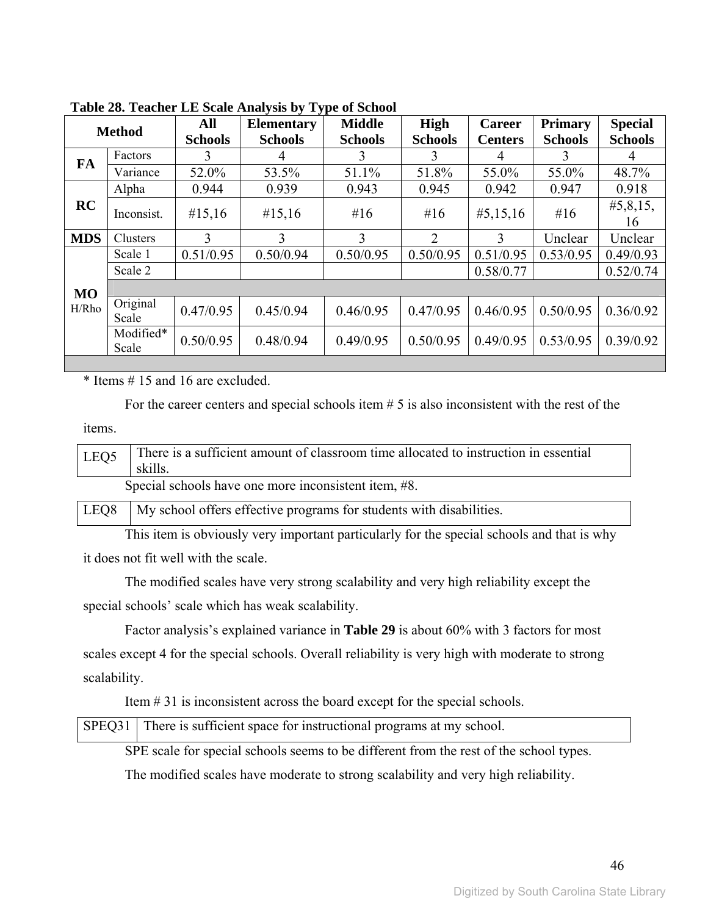**Table 28. Teacher LE Scale Analysis by Type of School**

| Method | | All Schools | Elementary Schools | Middle Schools | High Schools | Career Centers | Primary Schools | Special Schools |
|---|---|---|---|---|---|---|---|---|
| FA | Factors | 3 | 4 | 3 | 3 | 4 | 3 | 4 |
| | Variance | 52.0% | 53.5% | 51.1% | 51.8% | 55.0% | 55.0% | 48.7% |
| RC | Alpha | 0.944 | 0.939 | 0.943 | 0.945 | 0.942 | 0.947 | 0.918 |
| | Inconsist. | #15,16 | #15,16 | #16 | #16 | #5,15,16 | #16 | #5,8,15, 16 |
| MDS | Clusters | 3 | 3 | 3 | 2 | 3 | Unclear | Unclear |
| MO H/Rho | Scale 1 | 0.51/0.95 | 0.50/0.94 | 0.50/0.95 | 0.50/0.95 | 0.51/0.95 | 0.53/0.95 | 0.49/0.93 |
| | Scale 2 | | | | | 0.58/0.77 | | 0.52/0.74 |
| | | | | | | | | |
| | Original Scale | 0.47/0.95 | 0.45/0.94 | 0.46/0.95 | 0.47/0.95 | 0.46/0.95 | 0.50/0.95 | 0.36/0.92 |
| | Modified* Scale | 0.50/0.95 | 0.48/0.94 | 0.49/0.95 | 0.50/0.95 | 0.49/0.95 | 0.53/0.95 | 0.39/0.92 |

* Items # 15 and 16 are excluded.

For the career centers and special schools item # 5 is also inconsistent with the rest of the items.

| LEQ5 | There is a sufficient amount of classroom time allocated to instruction in essential skills. |
|---|---|

Special schools have one more inconsistent item, #8.

| LEQ8 | My school offers effective programs for students with disabilities. |
|---|---|

This item is obviously very important particularly for the special schools and that is why it does not fit well with the scale.

The modified scales have very strong scalability and very high reliability except the special schools' scale which has weak scalability.

Factor analysis's explained variance in **Table 29** is about 60% with 3 factors for most scales except 4 for the special schools. Overall reliability is very high with moderate to strong scalability.

Item # 31 is inconsistent across the board except for the special schools.

| SPEQ31 | There is sufficient space for instructional programs at my school. |
|---|---|

SPE scale for special schools seems to be different from the rest of the school types.

The modified scales have moderate to strong scalability and very high reliability.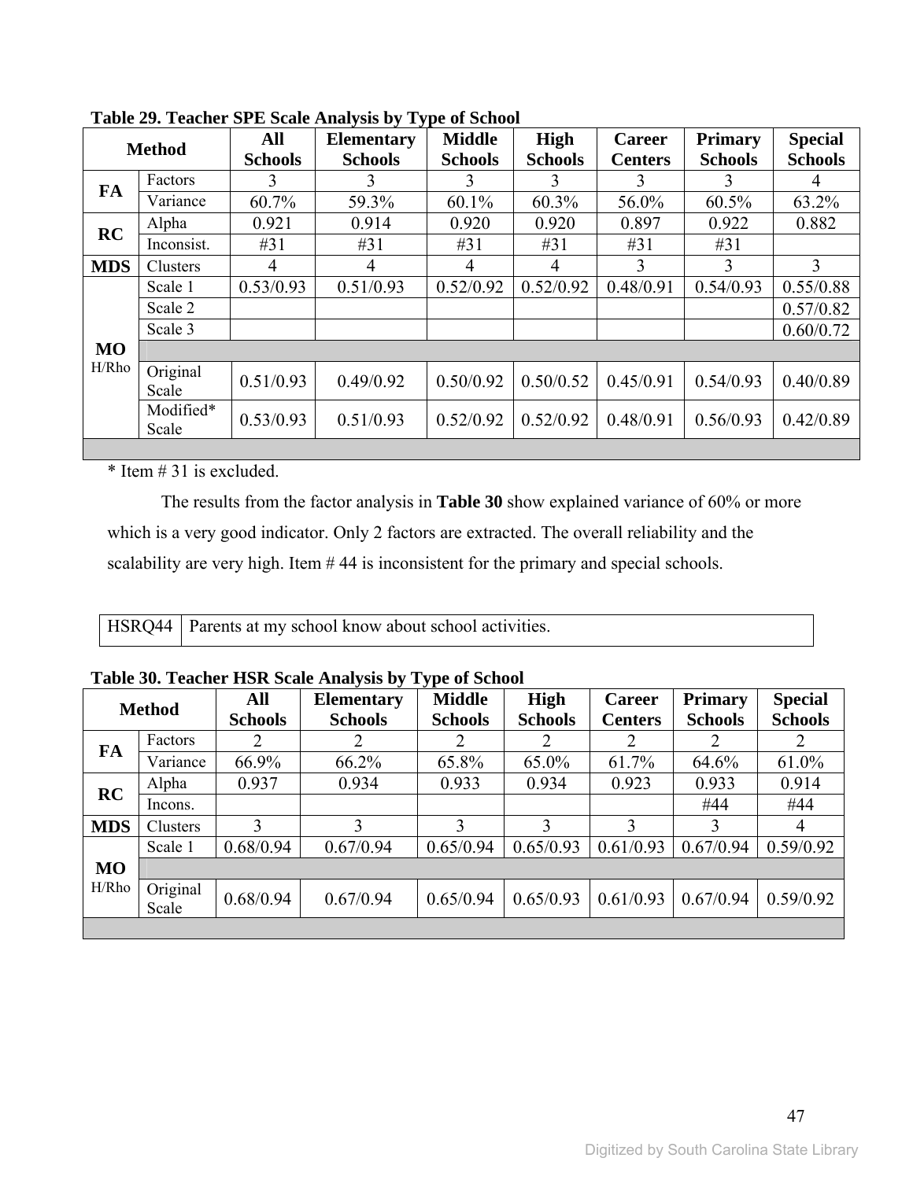**Table 29. Teacher SPE Scale Analysis by Type of School**

| Method | | All Schools | Elementary Schools | Middle Schools | High Schools | Career Centers | Primary Schools | Special Schools |
|---|---|---|---|---|---|---|---|---|
| **FA** | Factors | 3 | 3 | 3 | 3 | 3 | 3 | 4 |
| | Variance | 60.7% | 59.3% | 60.1% | 60.3% | 56.0% | 60.5% | 63.2% |
| **RC** | Alpha | 0.921 | 0.914 | 0.920 | 0.920 | 0.897 | 0.922 | 0.882 |
| | Inconsist. | #31 | #31 | #31 | #31 | #31 | #31 | |
| **MDS** | Clusters | 4 | 4 | 4 | 4 | 3 | 3 | 3 |
| **MO** H/Rho | Scale 1 | 0.53/0.93 | 0.51/0.93 | 0.52/0.92 | 0.52/0.92 | 0.48/0.91 | 0.54/0.93 | 0.55/0.88 |
| | Scale 2 | | | | | | | 0.57/0.82 |
| | Scale 3 | | | | | | | 0.60/0.72 |
| | | | | | | | | |
| | Original Scale | 0.51/0.93 | 0.49/0.92 | 0.50/0.92 | 0.50/0.52 | 0.45/0.91 | 0.54/0.93 | 0.40/0.89 |
| | Modified* Scale | 0.53/0.93 | 0.51/0.93 | 0.52/0.92 | 0.52/0.92 | 0.48/0.91 | 0.56/0.93 | 0.42/0.89 |

\* Item # 31 is excluded.

The results from the factor analysis in **Table 30** show explained variance of 60% or more which is a very good indicator. Only 2 factors are extracted. The overall reliability and the scalability are very high. Item # 44 is inconsistent for the primary and special schools.

| HSRQ44 | Parents at my school know about school activities. |
|---|---|

**Table 30. Teacher HSR Scale Analysis by Type of School**

| Method | | All Schools | Elementary Schools | Middle Schools | High Schools | Career Centers | Primary Schools | Special Schools |
|---|---|---|---|---|---|---|---|---|
| **FA** | Factors | 2 | 2 | 2 | 2 | 2 | 2 | 2 |
| | Variance | 66.9% | 66.2% | 65.8% | 65.0% | 61.7% | 64.6% | 61.0% |
| **RC** | Alpha | 0.937 | 0.934 | 0.933 | 0.934 | 0.923 | 0.933 | 0.914 |
| | Incons. | | | | | | #44 | #44 |
| **MDS** | Clusters | 3 | 3 | 3 | 3 | 3 | 3 | 4 |
| **MO** H/Rho | Scale 1 | 0.68/0.94 | 0.67/0.94 | 0.65/0.94 | 0.65/0.93 | 0.61/0.93 | 0.67/0.94 | 0.59/0.92 |
| | | | | | | | | |
| | Original Scale | 0.68/0.94 | 0.67/0.94 | 0.65/0.94 | 0.65/0.93 | 0.61/0.93 | 0.67/0.94 | 0.59/0.92 |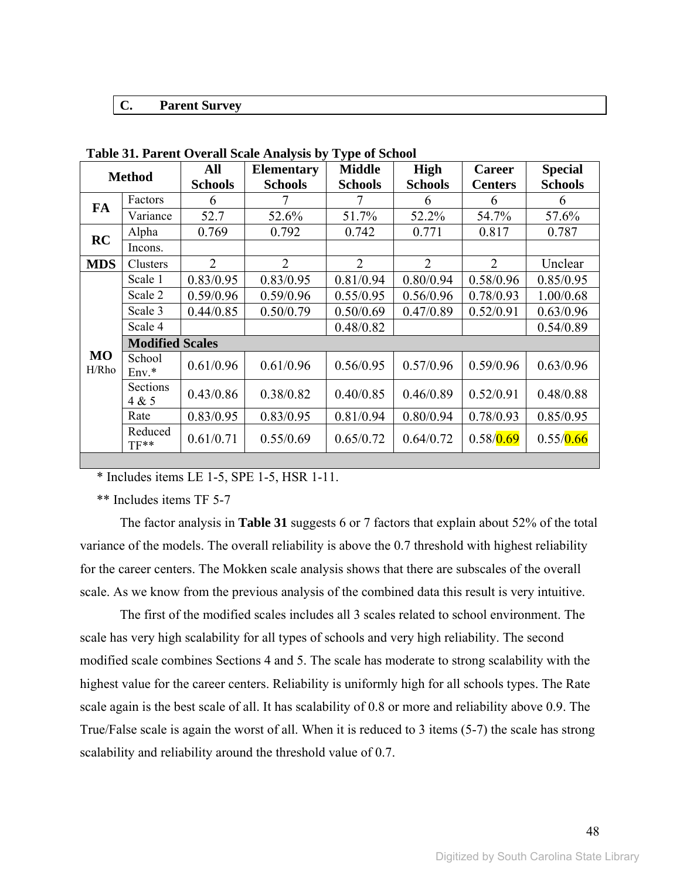## C. Parent Survey

**Table 31. Parent Overall Scale Analysis by Type of School**

| Method | | All Schools | Elementary Schools | Middle Schools | High Schools | Career Centers | Special Schools |
|---|---|---|---|---|---|---|---|
| FA | Factors | 6 | 7 | 7 | 6 | 6 | 6 |
| | Variance | 52.7 | 52.6% | 51.7% | 52.2% | 54.7% | 57.6% |
| RC | Alpha | 0.769 | 0.792 | 0.742 | 0.771 | 0.817 | 0.787 |
| | Incons. | | | | | | |
| MDS | Clusters | 2 | 2 | 2 | 2 | 2 | Unclear |
| MO H/Rho | Scale 1 | 0.83/0.95 | 0.83/0.95 | 0.81/0.94 | 0.80/0.94 | 0.58/0.96 | 0.85/0.95 |
| | Scale 2 | 0.59/0.96 | 0.59/0.96 | 0.55/0.95 | 0.56/0.96 | 0.78/0.93 | 1.00/0.68 |
| | Scale 3 | 0.44/0.85 | 0.50/0.79 | 0.50/0.69 | 0.47/0.89 | 0.52/0.91 | 0.63/0.96 |
| | Scale 4 | | | 0.48/0.82 | | | 0.54/0.89 |
| | **Modified Scales** | | | | | | |
| | School Env.* | 0.61/0.96 | 0.61/0.96 | 0.56/0.95 | 0.57/0.96 | 0.59/0.96 | 0.63/0.96 |
| | Sections 4 & 5 | 0.43/0.86 | 0.38/0.82 | 0.40/0.85 | 0.46/0.89 | 0.52/0.91 | 0.48/0.88 |
| | Rate | 0.83/0.95 | 0.83/0.95 | 0.81/0.94 | 0.80/0.94 | 0.78/0.93 | 0.85/0.95 |
| | Reduced TF** | 0.61/0.71 | 0.55/0.69 | 0.65/0.72 | 0.64/0.72 | 0.58/0.69 | 0.55/0.66 |

\* Includes items LE 1-5, SPE 1-5, HSR 1-11.

** Includes items TF 5-7

The factor analysis in **Table 31** suggests 6 or 7 factors that explain about 52% of the total variance of the models. The overall reliability is above the 0.7 threshold with highest reliability for the career centers. The Mokken scale analysis shows that there are subscales of the overall scale. As we know from the previous analysis of the combined data this result is very intuitive.

The first of the modified scales includes all 3 scales related to school environment. The scale has very high scalability for all types of schools and very high reliability. The second modified scale combines Sections 4 and 5. The scale has moderate to strong scalability with the highest value for the career centers. Reliability is uniformly high for all schools types. The Rate scale again is the best scale of all. It has scalability of 0.8 or more and reliability above 0.9. The True/False scale is again the worst of all. When it is reduced to 3 items (5-7) the scale has strong scalability and reliability around the threshold value of 0.7.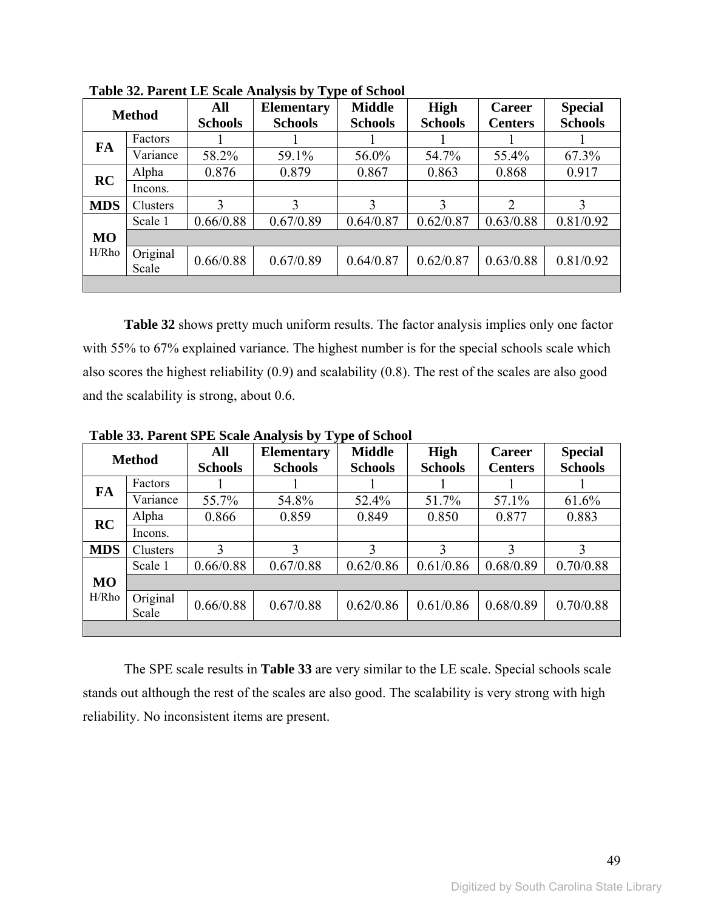**Table 32. Parent LE Scale Analysis by Type of School**

| Method | | All Schools | Elementary Schools | Middle Schools | High Schools | Career Centers | Special Schools |
|---|---|---|---|---|---|---|---|
| **FA** | Factors | 1 | 1 | 1 | 1 | 1 | 1 |
| | Variance | 58.2% | 59.1% | 56.0% | 54.7% | 55.4% | 67.3% |
| **RC** | Alpha | 0.876 | 0.879 | 0.867 | 0.863 | 0.868 | 0.917 |
| | Incons. | | | | | | |
| **MDS** | Clusters | 3 | 3 | 3 | 3 | 2 | 3 |
| **MO** H/Rho | Scale 1 | 0.66/0.88 | 0.67/0.89 | 0.64/0.87 | 0.62/0.87 | 0.63/0.88 | 0.81/0.92 |
| | | | | | | | |
| | Original Scale | 0.66/0.88 | 0.67/0.89 | 0.64/0.87 | 0.62/0.87 | 0.63/0.88 | 0.81/0.92 |
| | | | | | | | |

**Table 32** shows pretty much uniform results. The factor analysis implies only one factor with 55% to 67% explained variance. The highest number is for the special schools scale which also scores the highest reliability (0.9) and scalability (0.8). The rest of the scales are also good and the scalability is strong, about 0.6.

**Table 33. Parent SPE Scale Analysis by Type of School**

| Method | | All Schools | Elementary Schools | Middle Schools | High Schools | Career Centers | Special Schools |
|---|---|---|---|---|---|---|---|
| **FA** | Factors | 1 | 1 | 1 | 1 | 1 | 1 |
| | Variance | 55.7% | 54.8% | 52.4% | 51.7% | 57.1% | 61.6% |
| **RC** | Alpha | 0.866 | 0.859 | 0.849 | 0.850 | 0.877 | 0.883 |
| | Incons. | | | | | | |
| **MDS** | Clusters | 3 | 3 | 3 | 3 | 3 | 3 |
| **MO** H/Rho | Scale 1 | 0.66/0.88 | 0.67/0.88 | 0.62/0.86 | 0.61/0.86 | 0.68/0.89 | 0.70/0.88 |
| | | | | | | | |
| | Original Scale | 0.66/0.88 | 0.67/0.88 | 0.62/0.86 | 0.61/0.86 | 0.68/0.89 | 0.70/0.88 |
| | | | | | | | |

The SPE scale results in **Table 33** are very similar to the LE scale. Special schools scale stands out although the rest of the scales are also good. The scalability is very strong with high reliability. No inconsistent items are present.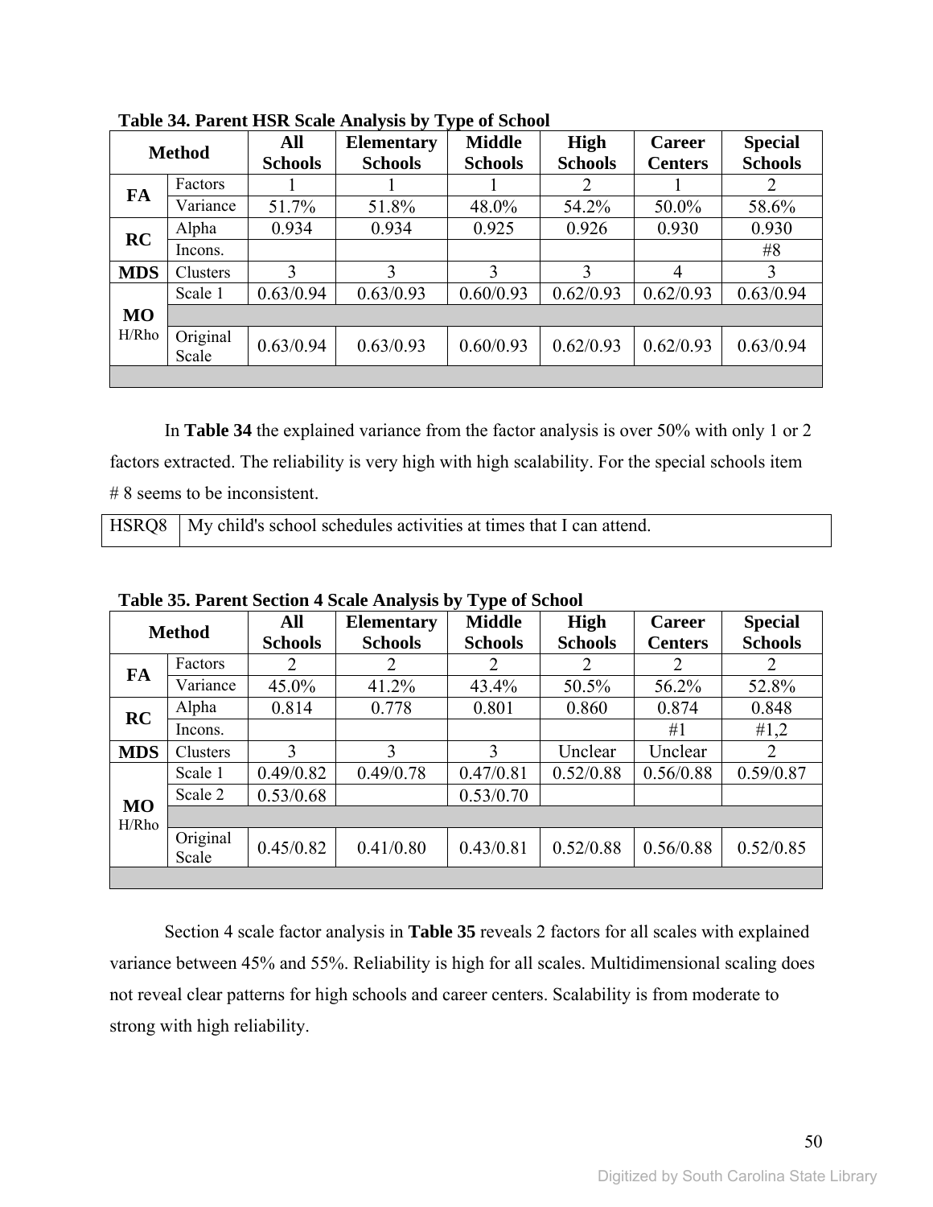**Table 34. Parent HSR Scale Analysis by Type of School**

| Method | | All Schools | Elementary Schools | Middle Schools | High Schools | Career Centers | Special Schools |
|---|---|---|---|---|---|---|---|
| FA | Factors | 1 | 1 | 1 | 2 | 1 | 2 |
| | Variance | 51.7% | 51.8% | 48.0% | 54.2% | 50.0% | 58.6% |
| RC | Alpha | 0.934 | 0.934 | 0.925 | 0.926 | 0.930 | 0.930 |
| | Incons. | | | | | | #8 |
| MDS | Clusters | 3 | 3 | 3 | 3 | 4 | 3 |
| MO H/Rho | Scale 1 | 0.63/0.94 | 0.63/0.93 | 0.60/0.93 | 0.62/0.93 | 0.62/0.93 | 0.63/0.94 |
| | | | | | | | |
| | Original Scale | 0.63/0.94 | 0.63/0.93 | 0.60/0.93 | 0.62/0.93 | 0.62/0.93 | 0.63/0.94 |
| | | | | | | | |

In **Table 34** the explained variance from the factor analysis is over 50% with only 1 or 2 factors extracted. The reliability is very high with high scalability. For the special schools item # 8 seems to be inconsistent.

| HSRQ8 | My child's school schedules activities at times that I can attend. |
|---|---|

**Table 35. Parent Section 4 Scale Analysis by Type of School**

| Method | | All Schools | Elementary Schools | Middle Schools | High Schools | Career Centers | Special Schools |
|---|---|---|---|---|---|---|---|
| FA | Factors | 2 | 2 | 2 | 2 | 2 | 2 |
| | Variance | 45.0% | 41.2% | 43.4% | 50.5% | 56.2% | 52.8% |
| RC | Alpha | 0.814 | 0.778 | 0.801 | 0.860 | 0.874 | 0.848 |
| | Incons. | | | | | #1 | #1,2 |
| MDS | Clusters | 3 | 3 | 3 | Unclear | Unclear | 2 |
| MO H/Rho | Scale 1 | 0.49/0.82 | 0.49/0.78 | 0.47/0.81 | 0.52/0.88 | 0.56/0.88 | 0.59/0.87 |
| | Scale 2 | 0.53/0.68 | | 0.53/0.70 | | | |
| | | | | | | | |
| | Original Scale | 0.45/0.82 | 0.41/0.80 | 0.43/0.81 | 0.52/0.88 | 0.56/0.88 | 0.52/0.85 |
| | | | | | | | |

Section 4 scale factor analysis in **Table 35** reveals 2 factors for all scales with explained variance between 45% and 55%. Reliability is high for all scales. Multidimensional scaling does not reveal clear patterns for high schools and career centers. Scalability is from moderate to strong with high reliability.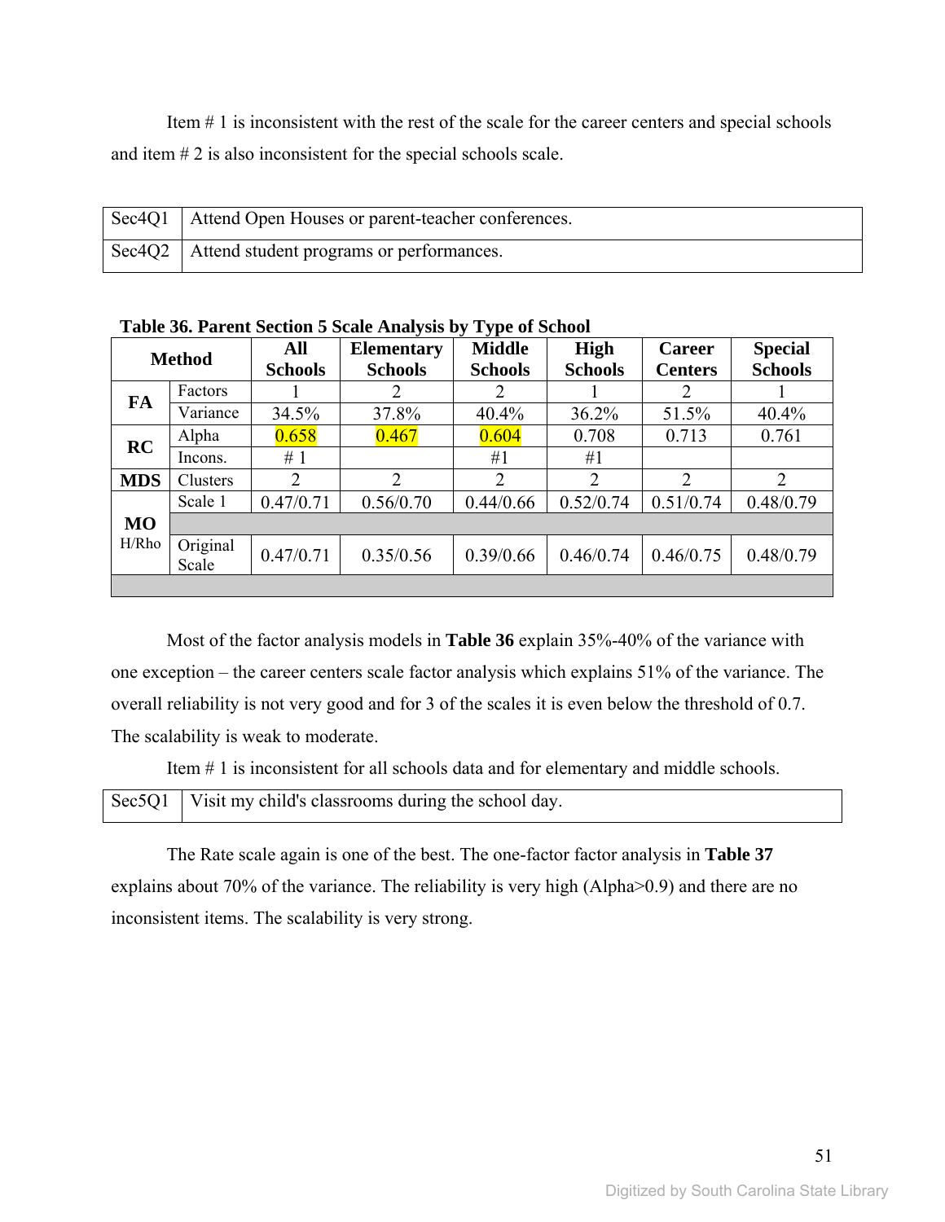Item # 1 is inconsistent with the rest of the scale for the career centers and special schools and item # 2 is also inconsistent for the special schools scale.

| Sec4Q1 | Attend Open Houses or parent-teacher conferences. |
|---|---|
| Sec4Q2 | Attend student programs or performances. |

**Table 36. Parent Section 5 Scale Analysis by Type of School**

| Method | | All Schools | Elementary Schools | Middle Schools | High Schools | Career Centers | Special Schools |
|---|---|---|---|---|---|---|---|
| FA | Factors | 1 | 2 | 2 | 1 | 2 | 1 |
| | Variance | 34.5% | 37.8% | 40.4% | 36.2% | 51.5% | 40.4% |
| RC | Alpha | 0.658 | 0.467 | 0.604 | 0.708 | 0.713 | 0.761 |
| | Incons. | # 1 | | #1 | #1 | | |
| MDS | Clusters | 2 | 2 | 2 | 2 | 2 | 2 |
| MO H/Rho | Scale 1 | 0.47/0.71 | 0.56/0.70 | 0.44/0.66 | 0.52/0.74 | 0.51/0.74 | 0.48/0.79 |
| | | | | | | | |
| | Original Scale | 0.47/0.71 | 0.35/0.56 | 0.39/0.66 | 0.46/0.74 | 0.46/0.75 | 0.48/0.79 |

Most of the factor analysis models in **Table 36** explain 35%-40% of the variance with one exception – the career centers scale factor analysis which explains 51% of the variance. The overall reliability is not very good and for 3 of the scales it is even below the threshold of 0.7. The scalability is weak to moderate.

Item # 1 is inconsistent for all schools data and for elementary and middle schools.

| Sec5Q1 | Visit my child's classrooms during the school day. |
|---|---|

The Rate scale again is one of the best. The one-factor factor analysis in **Table 37** explains about 70% of the variance. The reliability is very high (Alpha>0.9) and there are no inconsistent items. The scalability is very strong.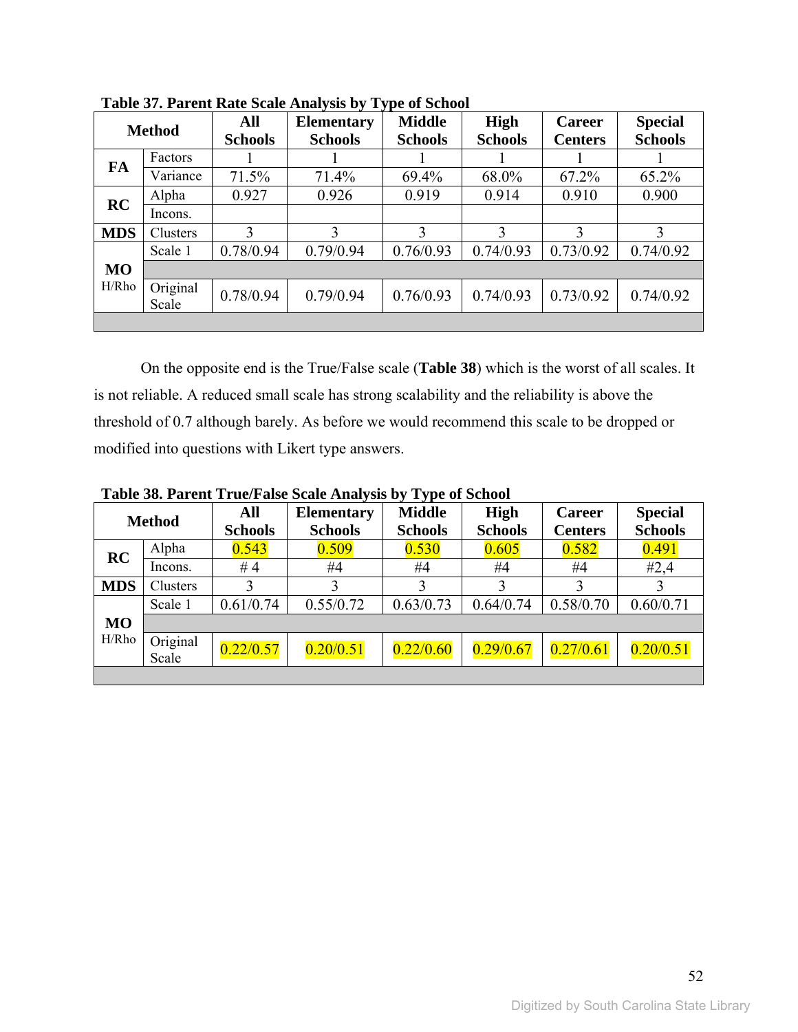**Table 37. Parent Rate Scale Analysis by Type of School**

| Method | | All Schools | Elementary Schools | Middle Schools | High Schools | Career Centers | Special Schools |
|---|---|---|---|---|---|---|---|
| FA | Factors | 1 | 1 | 1 | 1 | 1 | 1 |
| | Variance | 71.5% | 71.4% | 69.4% | 68.0% | 67.2% | 65.2% |
| RC | Alpha | 0.927 | 0.926 | 0.919 | 0.914 | 0.910 | 0.900 |
| | Incons. | | | | | | |
| MDS | Clusters | 3 | 3 | 3 | 3 | 3 | 3 |
| MO H/Rho | Scale 1 | 0.78/0.94 | 0.79/0.94 | 0.76/0.93 | 0.74/0.93 | 0.73/0.92 | 0.74/0.92 |
| | | | | | | | |
| | Original Scale | 0.78/0.94 | 0.79/0.94 | 0.76/0.93 | 0.74/0.93 | 0.73/0.92 | 0.74/0.92 |
| | | | | | | | |

On the opposite end is the True/False scale (**Table 38**) which is the worst of all scales. It is not reliable. A reduced small scale has strong scalability and the reliability is above the threshold of 0.7 although barely. As before we would recommend this scale to be dropped or modified into questions with Likert type answers.

**Table 38. Parent True/False Scale Analysis by Type of School**

| Method | | All Schools | Elementary Schools | Middle Schools | High Schools | Career Centers | Special Schools |
|---|---|---|---|---|---|---|---|
| RC | Alpha | 0.543 | 0.509 | 0.530 | 0.605 | 0.582 | 0.491 |
| | Incons. | # 4 | #4 | #4 | #4 | #4 | #2,4 |
| MDS | Clusters | 3 | 3 | 3 | 3 | 3 | 3 |
| MO H/Rho | Scale 1 | 0.61/0.74 | 0.55/0.72 | 0.63/0.73 | 0.64/0.74 | 0.58/0.70 | 0.60/0.71 |
| | | | | | | | |
| | Original Scale | 0.22/0.57 | 0.20/0.51 | 0.22/0.60 | 0.29/0.67 | 0.27/0.61 | 0.20/0.51 |
| | | | | | | | |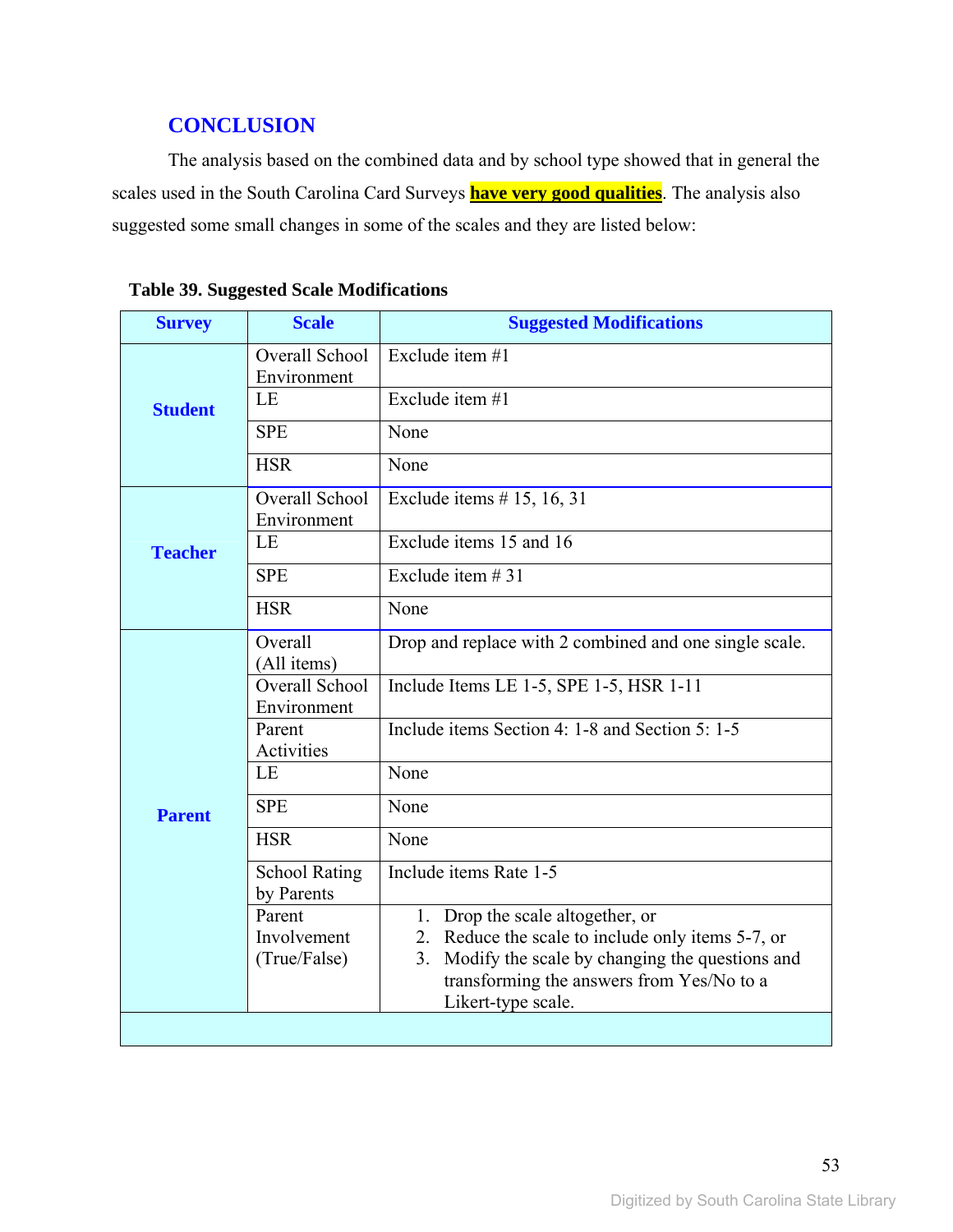## CONCLUSION

The analysis based on the combined data and by school type showed that in general the scales used in the South Carolina Card Surveys **have very good qualities**. The analysis also suggested some small changes in some of the scales and they are listed below:

**Table 39. Suggested Scale Modifications**

| Survey | Scale | Suggested Modifications |
|---|---|---|
| Student | Overall School Environment | Exclude item #1 |
| | LE | Exclude item #1 |
| | SPE | None |
| | HSR | None |
| Teacher | Overall School Environment | Exclude items # 15, 16, 31 |
| | LE | Exclude items 15 and 16 |
| | SPE | Exclude item # 31 |
| | HSR | None |
| Parent | Overall (All items) | Drop and replace with 2 combined and one single scale. |
| | Overall School Environment | Include Items LE 1-5, SPE 1-5, HSR 1-11 |
| | Parent Activities | Include items Section 4: 1-8 and Section 5: 1-5 |
| | LE | None |
| | SPE | None |
| | HSR | None |
| | School Rating by Parents | Include items Rate 1-5 |
| | Parent Involvement (True/False) | 1. Drop the scale altogether, or 2. Reduce the scale to include only items 5-7, or 3. Modify the scale by changing the questions and transforming the answers from Yes/No to a Likert-type scale. |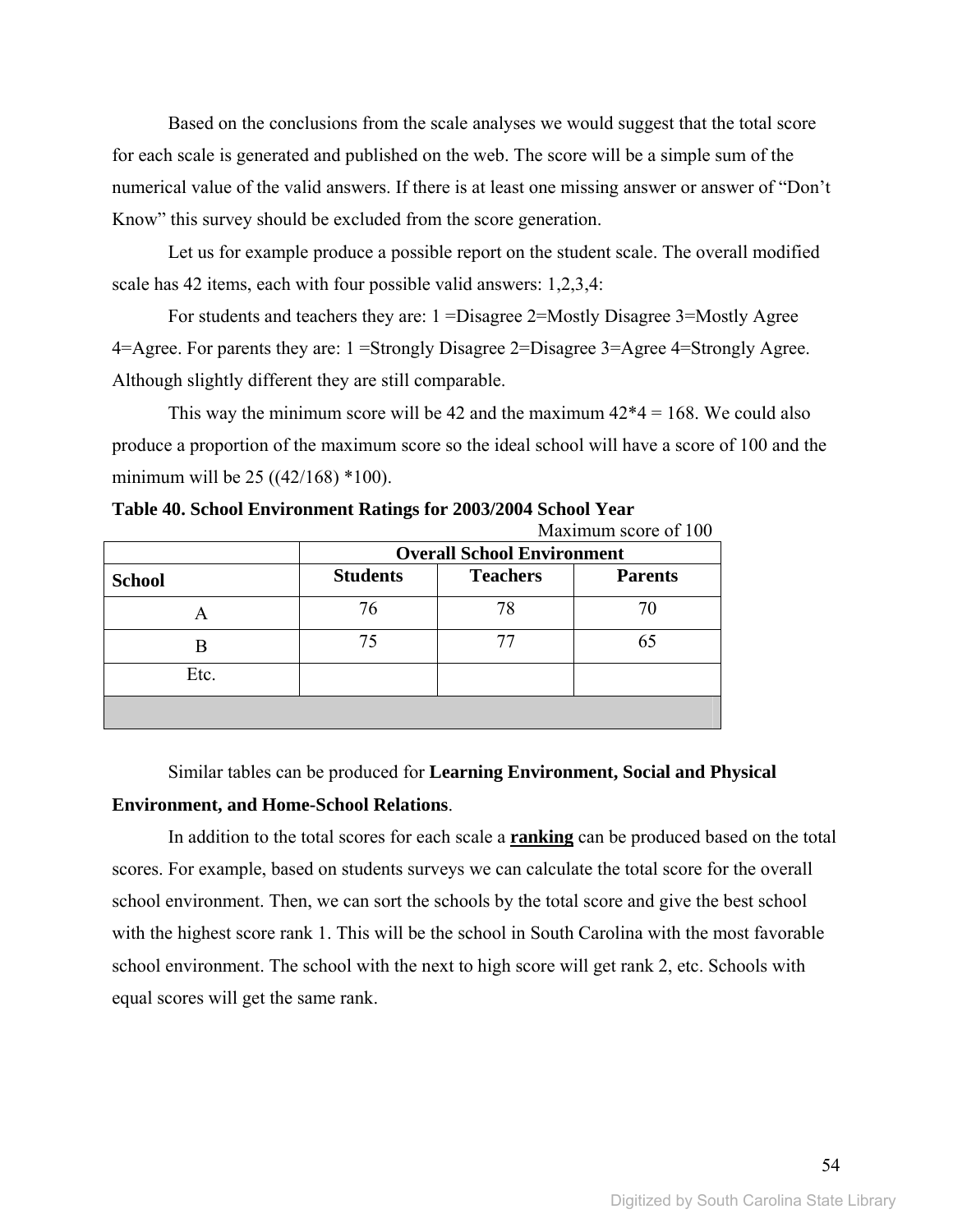Based on the conclusions from the scale analyses we would suggest that the total score for each scale is generated and published on the web. The score will be a simple sum of the numerical value of the valid answers. If there is at least one missing answer or answer of "Don't Know" this survey should be excluded from the score generation.

Let us for example produce a possible report on the student scale. The overall modified scale has 42 items, each with four possible valid answers: 1,2,3,4:

For students and teachers they are: 1 =Disagree 2=Mostly Disagree 3=Mostly Agree 4=Agree. For parents they are: 1 =Strongly Disagree 2=Disagree 3=Agree 4=Strongly Agree. Although slightly different they are still comparable.

This way the minimum score will be 42 and the maximum 42*4 = 168. We could also produce a proportion of the maximum score so the ideal school will have a score of 100 and the minimum will be 25 ((42/168) *100).

**Table 40. School Environment Ratings for 2003/2004 School Year**

Maximum score of 100

| | **Overall School Environment** | | |
|---|---|---|---|
| **School** | **Students** | **Teachers** | **Parents** |
| A | 76 | 78 | 70 |
| B | 75 | 77 | 65 |
| Etc. | | | |
| | | | |

Similar tables can be produced for **Learning Environment, Social and Physical Environment, and Home-School Relations**.

In addition to the total scores for each scale a **ranking** can be produced based on the total scores. For example, based on students surveys we can calculate the total score for the overall school environment. Then, we can sort the schools by the total score and give the best school with the highest score rank 1. This will be the school in South Carolina with the most favorable school environment. The school with the next to high score will get rank 2, etc. Schools with equal scores will get the same rank.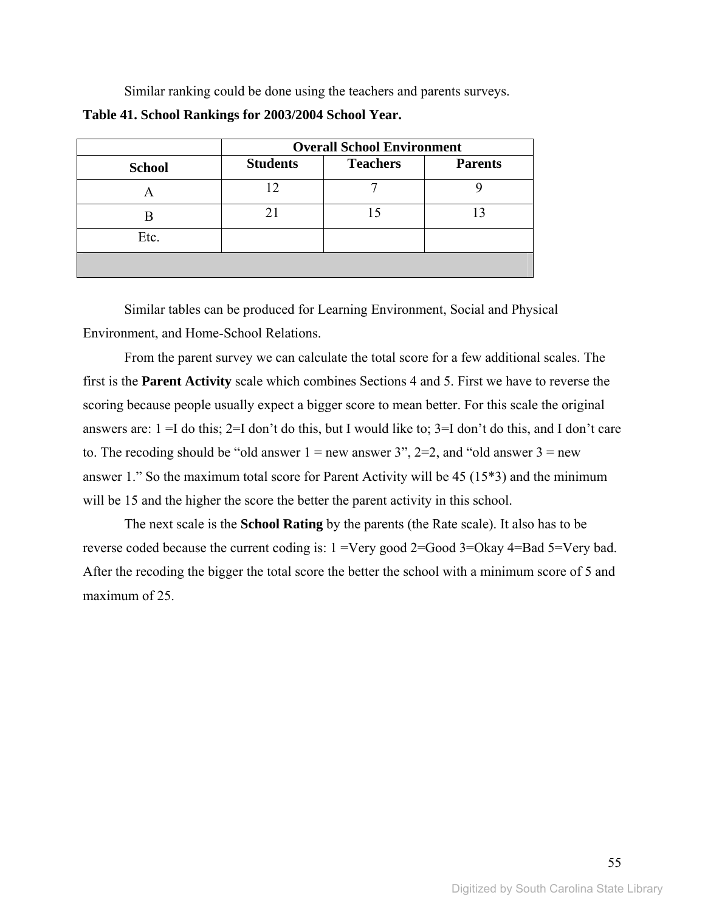Similar ranking could be done using the teachers and parents surveys.

**Table 41. School Rankings for 2003/2004 School Year.**

| | **Overall School Environment** | | |
|---|---|---|---|
| **School** | **Students** | **Teachers** | **Parents** |
| A | 12 | 7 | 9 |
| B | 21 | 15 | 13 |
| Etc. | | | |
| | | | |

Similar tables can be produced for Learning Environment, Social and Physical Environment, and Home-School Relations.

From the parent survey we can calculate the total score for a few additional scales. The first is the **Parent Activity** scale which combines Sections 4 and 5. First we have to reverse the scoring because people usually expect a bigger score to mean better. For this scale the original answers are: 1 =I do this; 2=I don't do this, but I would like to; 3=I don't do this, and I don't care to. The recoding should be "old answer 1 = new answer 3", 2=2, and "old answer 3 = new answer 1." So the maximum total score for Parent Activity will be 45 (15*3) and the minimum will be 15 and the higher the score the better the parent activity in this school.

The next scale is the **School Rating** by the parents (the Rate scale). It also has to be reverse coded because the current coding is: 1 =Very good 2=Good 3=Okay 4=Bad 5=Very bad. After the recoding the bigger the total score the better the school with a minimum score of 5 and maximum of 25.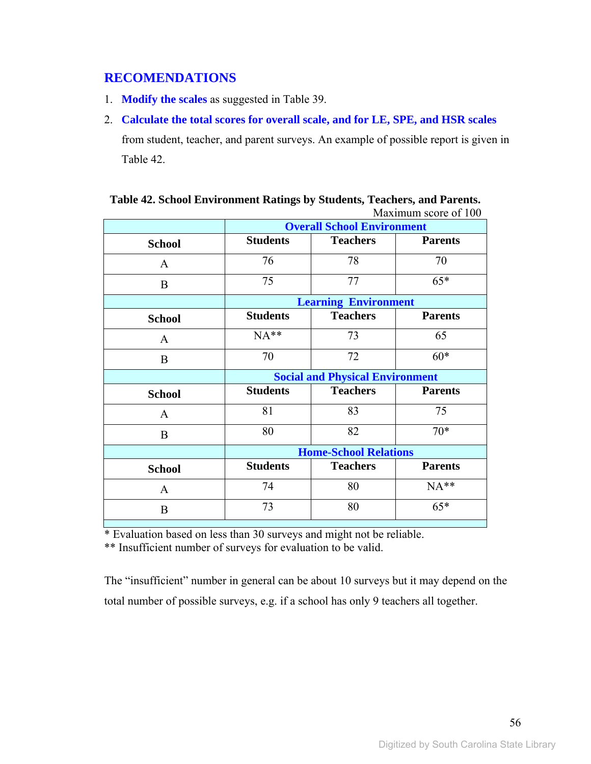## RECOMENDATIONS

1. **Modify the scales** as suggested in Table 39.
2. **Calculate the total scores for overall scale, and for LE, SPE, and HSR scales** from student, teacher, and parent surveys. An example of possible report is given in Table 42.

**Table 42. School Environment Ratings by Students, Teachers, and Parents.**

Maximum score of 100

| | Overall School Environment | | |
|---|---|---|---|
| **School** | **Students** | **Teachers** | **Parents** |
| A | 76 | 78 | 70 |
| B | 75 | 77 | 65* |
| | **Learning Environment** | | |
| **School** | **Students** | **Teachers** | **Parents** |
| A | NA** | 73 | 65 |
| B | 70 | 72 | 60* |
| | **Social and Physical Environment** | | |
| **School** | **Students** | **Teachers** | **Parents** |
| A | 81 | 83 | 75 |
| B | 80 | 82 | 70* |
| | **Home-School Relations** | | |
| **School** | **Students** | **Teachers** | **Parents** |
| A | 74 | 80 | NA** |
| B | 73 | 80 | 65* |

* Evaluation based on less than 30 surveys and might not be reliable.
** Insufficient number of surveys for evaluation to be valid.

The "insufficient" number in general can be about 10 surveys but it may depend on the total number of possible surveys, e.g. if a school has only 9 teachers all together.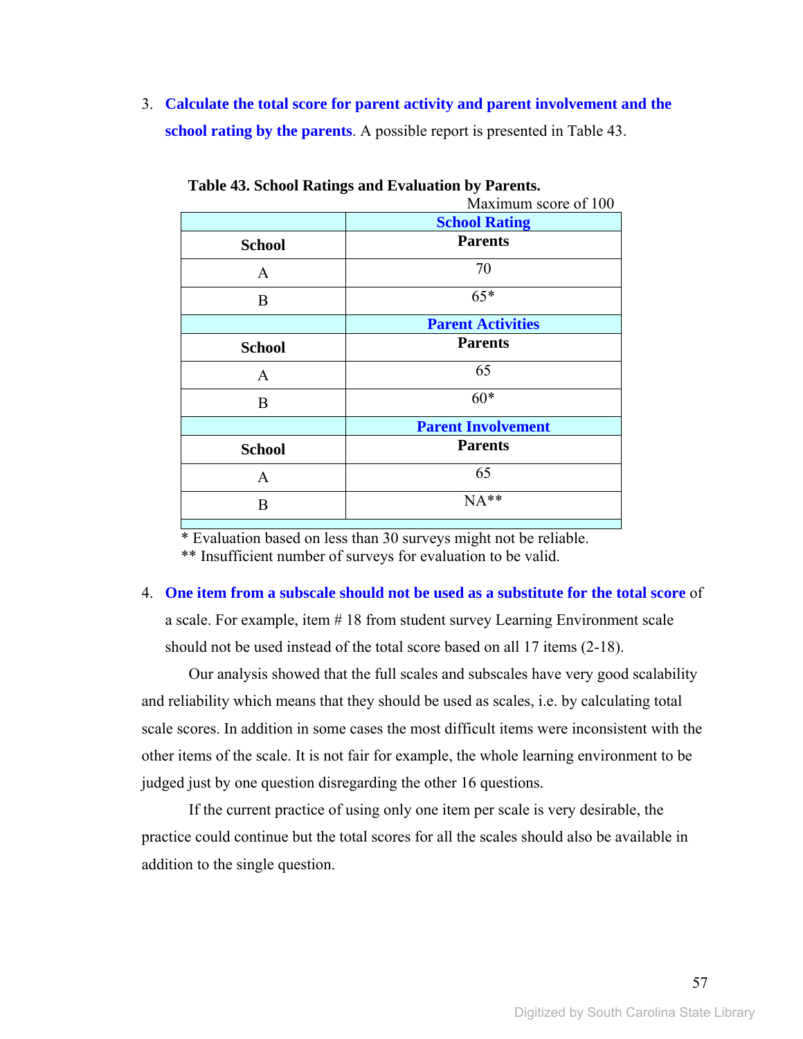3. **Calculate the total score for parent activity and parent involvement and the school rating by the parents**. A possible report is presented in Table 43.

**Table 43. School Ratings and Evaluation by Parents.**

Maximum score of 100

| | **School Rating** |
|---|---|
| **School** | **Parents** |
| A | 70 |
| B | 65* |
| | **Parent Activities** |
| **School** | **Parents** |
| A | 65 |
| B | 60* |
| | **Parent Involvement** |
| **School** | **Parents** |
| A | 65 |
| B | NA** |

\* Evaluation based on less than 30 surveys might not be reliable.
\*\* Insufficient number of surveys for evaluation to be valid.

4. **One item from a subscale should not be used as a substitute for the total score** of a scale. For example, item # 18 from student survey Learning Environment scale should not be used instead of the total score based on all 17 items (2-18).

Our analysis showed that the full scales and subscales have very good scalability and reliability which means that they should be used as scales, i.e. by calculating total scale scores. In addition in some cases the most difficult items were inconsistent with the other items of the scale. It is not fair for example, the whole learning environment to be judged just by one question disregarding the other 16 questions.

If the current practice of using only one item per scale is very desirable, the practice could continue but the total scores for all the scales should also be available in addition to the single question.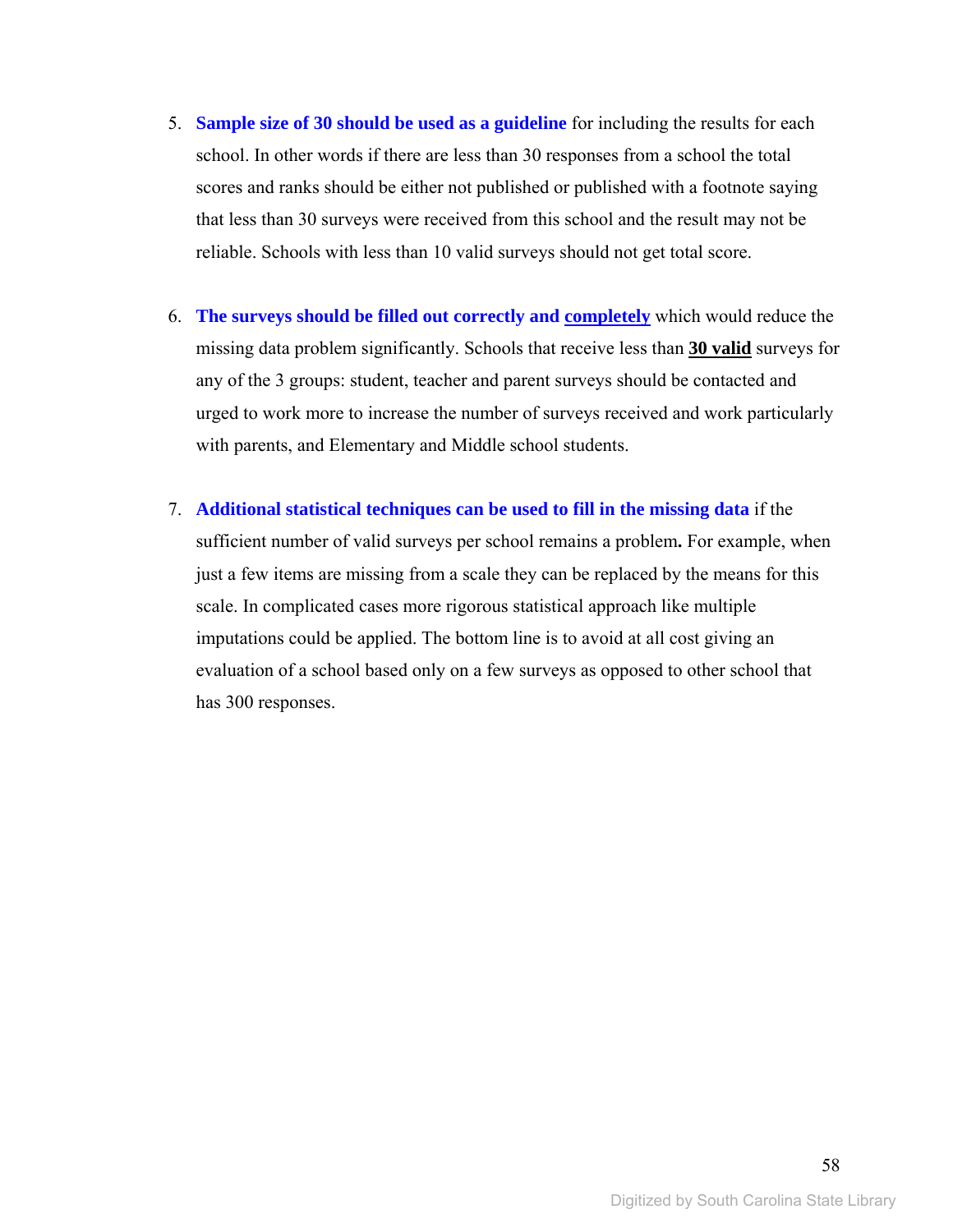5. **Sample size of 30 should be used as a guideline** for including the results for each school. In other words if there are less than 30 responses from a school the total scores and ranks should be either not published or published with a footnote saying that less than 30 surveys were received from this school and the result may not be reliable. Schools with less than 10 valid surveys should not get total score.

6. **The surveys should be filled out correctly and <u>completely</u>** which would reduce the missing data problem significantly. Schools that receive less than **<u>30 valid</u>** surveys for any of the 3 groups: student, teacher and parent surveys should be contacted and urged to work more to increase the number of surveys received and work particularly with parents, and Elementary and Middle school students.

7. **Additional statistical techniques can be used to fill in the missing data** if the sufficient number of valid surveys per school remains a problem**.** For example, when just a few items are missing from a scale they can be replaced by the means for this scale. In complicated cases more rigorous statistical approach like multiple imputations could be applied. The bottom line is to avoid at all cost giving an evaluation of a school based only on a few surveys as opposed to other school that has 300 responses.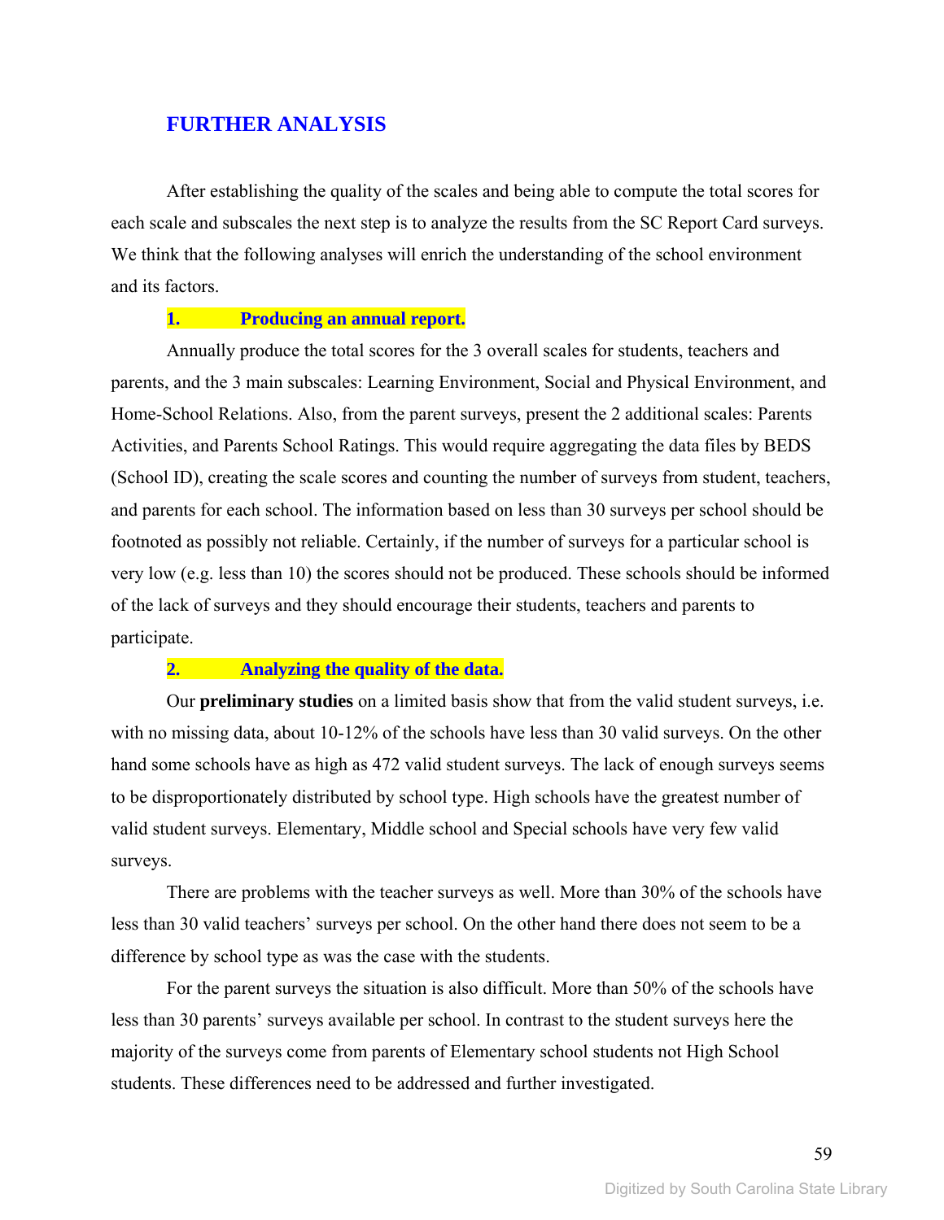## FURTHER ANALYSIS

After establishing the quality of the scales and being able to compute the total scores for each scale and subscales the next step is to analyze the results from the SC Report Card surveys. We think that the following analyses will enrich the understanding of the school environment and its factors.

### 1. Producing an annual report.

Annually produce the total scores for the 3 overall scales for students, teachers and parents, and the 3 main subscales: Learning Environment, Social and Physical Environment, and Home-School Relations. Also, from the parent surveys, present the 2 additional scales: Parents Activities, and Parents School Ratings. This would require aggregating the data files by BEDS (School ID), creating the scale scores and counting the number of surveys from student, teachers, and parents for each school. The information based on less than 30 surveys per school should be footnoted as possibly not reliable. Certainly, if the number of surveys for a particular school is very low (e.g. less than 10) the scores should not be produced. These schools should be informed of the lack of surveys and they should encourage their students, teachers and parents to participate.

### 2. Analyzing the quality of the data.

Our **preliminary studies** on a limited basis show that from the valid student surveys, i.e. with no missing data, about 10-12% of the schools have less than 30 valid surveys. On the other hand some schools have as high as 472 valid student surveys. The lack of enough surveys seems to be disproportionately distributed by school type. High schools have the greatest number of valid student surveys. Elementary, Middle school and Special schools have very few valid surveys.

There are problems with the teacher surveys as well. More than 30% of the schools have less than 30 valid teachers' surveys per school. On the other hand there does not seem to be a difference by school type as was the case with the students.

For the parent surveys the situation is also difficult. More than 50% of the schools have less than 30 parents' surveys available per school. In contrast to the student surveys here the majority of the surveys come from parents of Elementary school students not High School students. These differences need to be addressed and further investigated.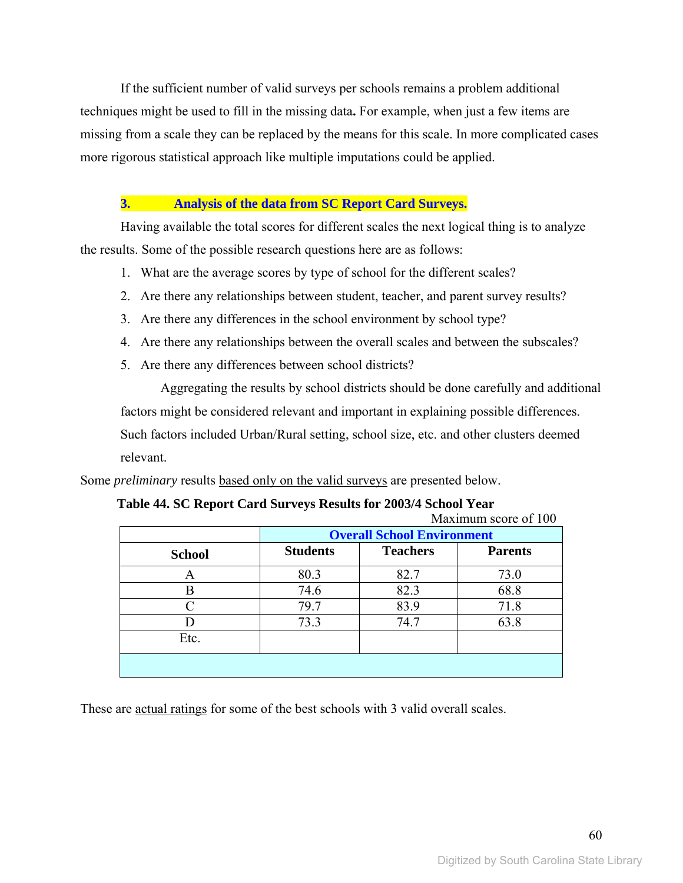If the sufficient number of valid surveys per schools remains a problem additional techniques might be used to fill in the missing data**.** For example, when just a few items are missing from a scale they can be replaced by the means for this scale. In more complicated cases more rigorous statistical approach like multiple imputations could be applied.

### 3. Analysis of the data from SC Report Card Surveys.

Having available the total scores for different scales the next logical thing is to analyze the results. Some of the possible research questions here are as follows:

1. What are the average scores by type of school for the different scales?
2. Are there any relationships between student, teacher, and parent survey results?
3. Are there any differences in the school environment by school type?
4. Are there any relationships between the overall scales and between the subscales?
5. Are there any differences between school districts?

Aggregating the results by school districts should be done carefully and additional factors might be considered relevant and important in explaining possible differences. Such factors included Urban/Rural setting, school size, etc. and other clusters deemed relevant.

Some *preliminary* results based only on the valid surveys are presented below.

**Table 44. SC Report Card Surveys Results for 2003/4 School Year**

Maximum score of 100

| | **Overall School Environment** | | |
|---|---|---|---|
| **School** | **Students** | **Teachers** | **Parents** |
| A | 80.3 | 82.7 | 73.0 |
| B | 74.6 | 82.3 | 68.8 |
| C | 79.7 | 83.9 | 71.8 |
| D | 73.3 | 74.7 | 63.8 |
| Etc. | | | |

These are actual ratings for some of the best schools with 3 valid overall scales.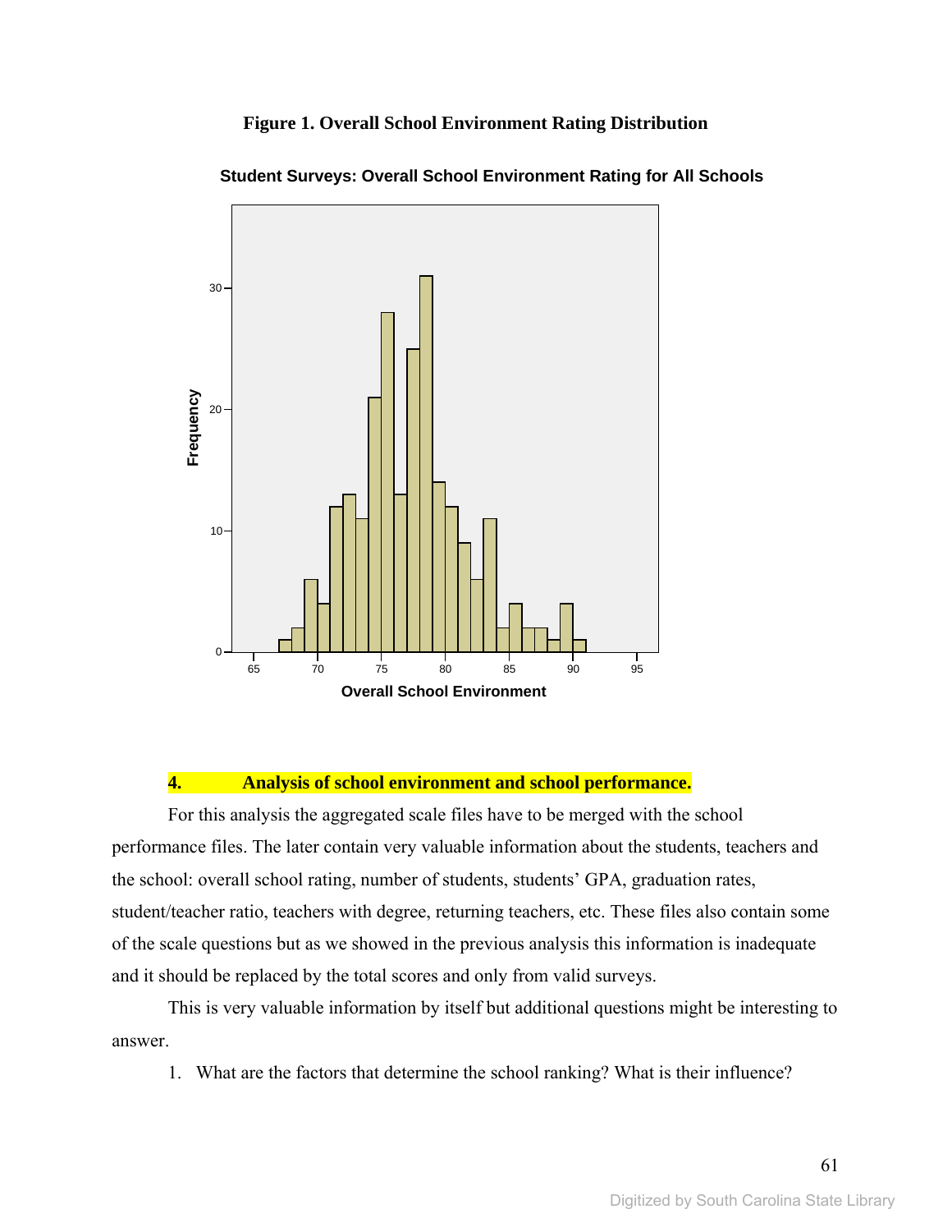**Figure 1. Overall School Environment Rating Distribution**

**Student Surveys: Overall School Environment Rating for All Schools**

**4. Analysis of school environment and school performance.**

For this analysis the aggregated scale files have to be merged with the school performance files. The later contain very valuable information about the students, teachers and the school: overall school rating, number of students, students' GPA, graduation rates, student/teacher ratio, teachers with degree, returning teachers, etc. These files also contain some of the scale questions but as we showed in the previous analysis this information is inadequate and it should be replaced by the total scores and only from valid surveys.

This is very valuable information by itself but additional questions might be interesting to answer.

1. What are the factors that determine the school ranking? What is their influence?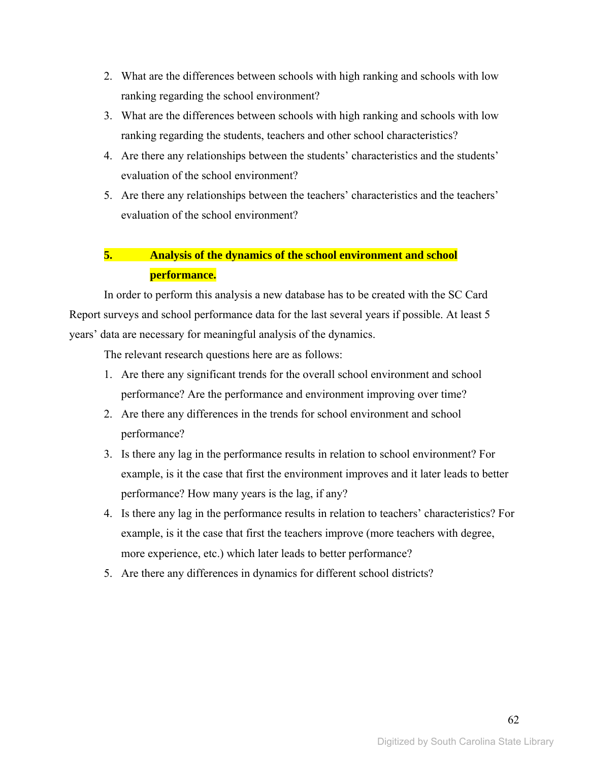2. What are the differences between schools with high ranking and schools with low ranking regarding the school environment?
3. What are the differences between schools with high ranking and schools with low ranking regarding the students, teachers and other school characteristics?
4. Are there any relationships between the students' characteristics and the students' evaluation of the school environment?
5. Are there any relationships between the teachers' characteristics and the teachers' evaluation of the school environment?

## 5. Analysis of the dynamics of the school environment and school performance.

In order to perform this analysis a new database has to be created with the SC Card Report surveys and school performance data for the last several years if possible. At least 5 years' data are necessary for meaningful analysis of the dynamics.

The relevant research questions here are as follows:

1. Are there any significant trends for the overall school environment and school performance? Are the performance and environment improving over time?
2. Are there any differences in the trends for school environment and school performance?
3. Is there any lag in the performance results in relation to school environment? For example, is it the case that first the environment improves and it later leads to better performance? How many years is the lag, if any?
4. Is there any lag in the performance results in relation to teachers' characteristics? For example, is it the case that first the teachers improve (more teachers with degree, more experience, etc.) which later leads to better performance?
5. Are there any differences in dynamics for different school districts?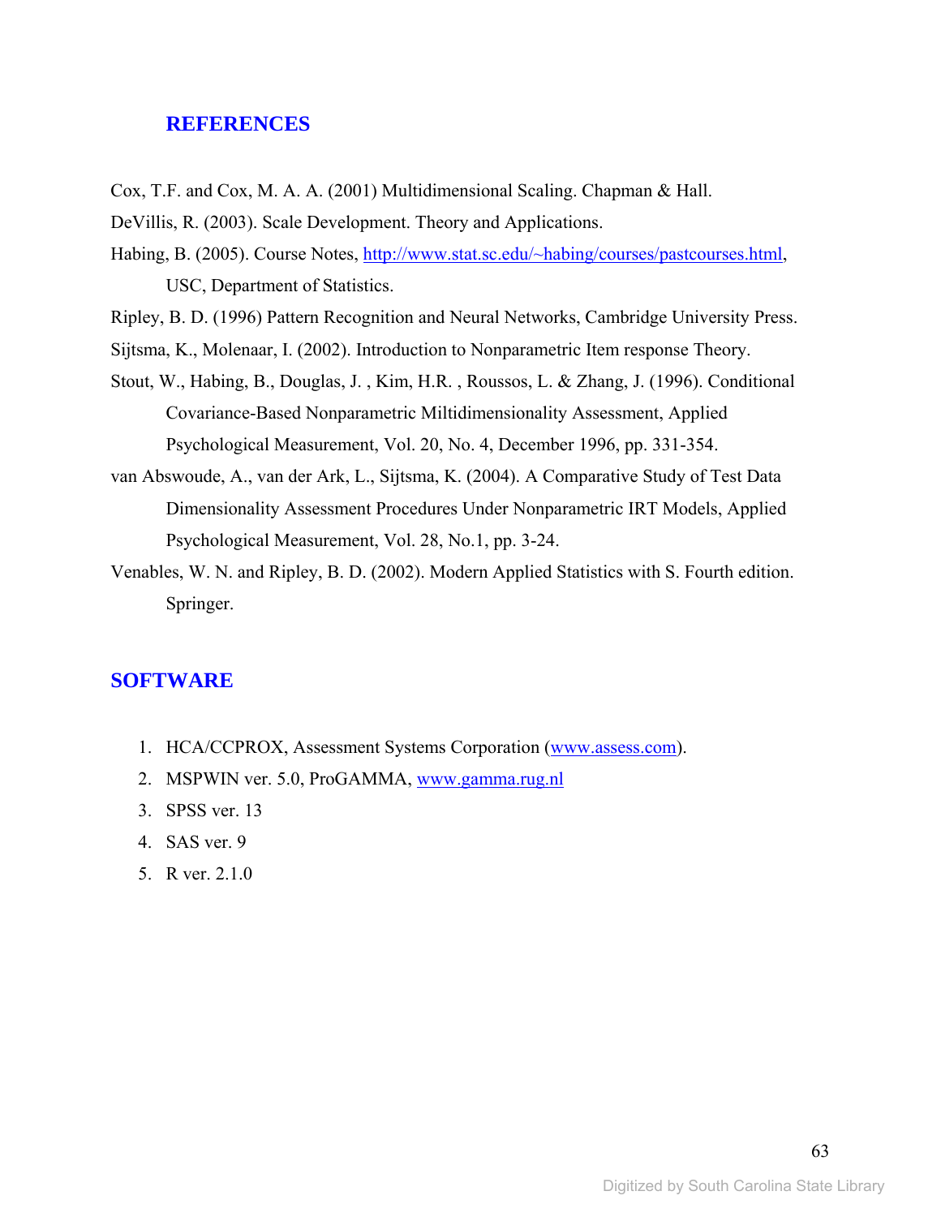## REFERENCES

Cox, T.F. and Cox, M. A. A. (2001) Multidimensional Scaling. Chapman & Hall.

DeVillis, R. (2003). Scale Development. Theory and Applications.

Habing, B. (2005). Course Notes, http://www.stat.sc.edu/~habing/courses/pastcourses.html, USC, Department of Statistics.

Ripley, B. D. (1996) Pattern Recognition and Neural Networks, Cambridge University Press.

Sijtsma, K., Molenaar, I. (2002). Introduction to Nonparametric Item response Theory.

Stout, W., Habing, B., Douglas, J. , Kim, H.R. , Roussos, L. & Zhang, J. (1996). Conditional Covariance-Based Nonparametric Miltidimensionality Assessment, Applied Psychological Measurement, Vol. 20, No. 4, December 1996, pp. 331-354.

van Abswoude, A., van der Ark, L., Sijtsma, K. (2004). A Comparative Study of Test Data Dimensionality Assessment Procedures Under Nonparametric IRT Models, Applied Psychological Measurement, Vol. 28, No.1, pp. 3-24.

Venables, W. N. and Ripley, B. D. (2002). Modern Applied Statistics with S. Fourth edition. Springer.

## SOFTWARE

1. HCA/CCPROX, Assessment Systems Corporation (www.assess.com).
2. MSPWIN ver. 5.0, ProGAMMA, www.gamma.rug.nl
3. SPSS ver. 13
4. SAS ver. 9
5. R ver. 2.1.0